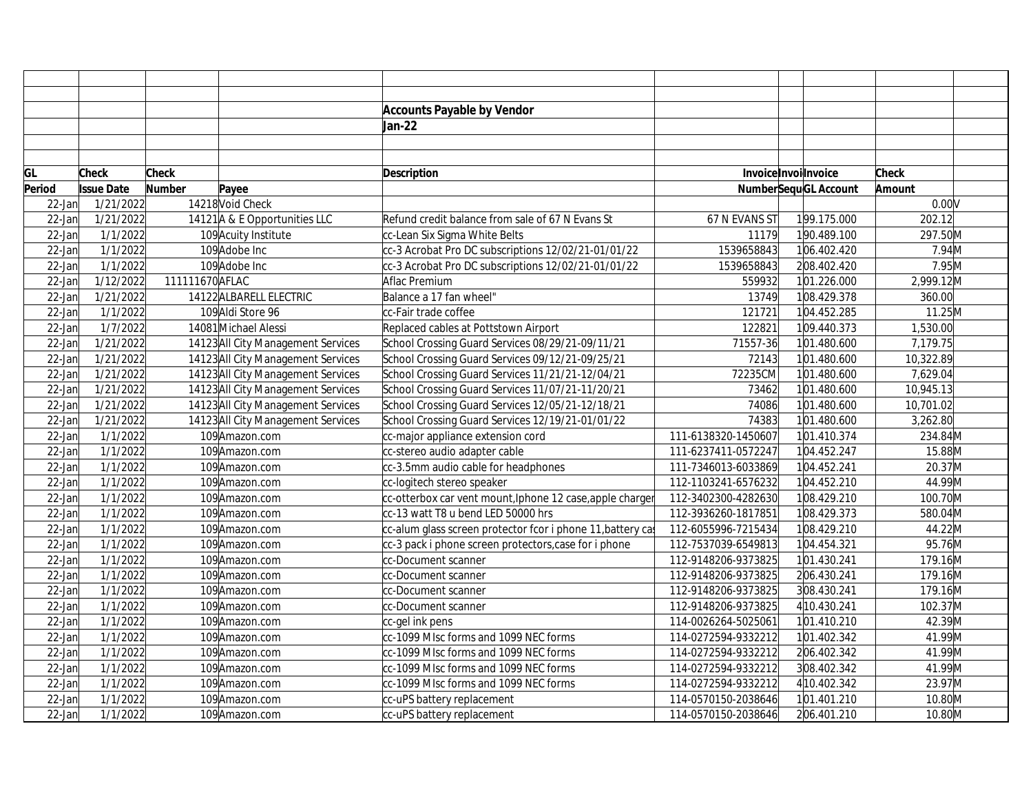## Accounts Payable by Vendor

## Jan-22

| GL Period | Check Issue Date | Check Number | Payee | Description | Invoice Number | Invoice Sequence | Invoice GL Account | Check Amount | |
|---|---|---|---|---|---|---|---|---|---|
| 22-Jan | 1/21/2022 | 14218 | Void Check | | | | | 0.00 | V |
| 22-Jan | 1/21/2022 | 14121 | A & E Opportunities LLC | Refund credit balance from sale of 67 N Evans St | 67 N EVANS ST | 1 | 99.175.000 | 202.12 | |
| 22-Jan | 1/1/2022 | 109 | Acuity Institute | cc-Lean Six Sigma White Belts | 11179 | 1 | 90.489.100 | 297.50 | M |
| 22-Jan | 1/1/2022 | 109 | Adobe Inc | cc-3 Acrobat Pro DC subscriptions 12/02/21-01/01/22 | 1539658843 | 1 | 06.402.420 | 7.94 | M |
| 22-Jan | 1/1/2022 | 109 | Adobe Inc | cc-3 Acrobat Pro DC subscriptions 12/02/21-01/01/22 | 1539658843 | 2 | 08.402.420 | 7.95 | M |
| 22-Jan | 1/12/2022 | 111111670 | AFLAC | Aflac Premium | 559932 | 1 | 01.226.000 | 2,999.12 | M |
| 22-Jan | 1/21/2022 | 14122 | ALBARELL ELECTRIC | Balance a 17 fan wheel" | 13749 | 1 | 08.429.378 | 360.00 | |
| 22-Jan | 1/1/2022 | 109 | Aldi Store 96 | cc-Fair trade coffee | 121721 | 1 | 04.452.285 | 11.25 | M |
| 22-Jan | 1/7/2022 | 14081 | Michael Alessi | Replaced cables at Pottstown Airport | 122821 | 1 | 09.440.373 | 1,530.00 | |
| 22-Jan | 1/21/2022 | 14123 | All City Management Services | School Crossing Guard Services 08/29/21-09/11/21 | 71557-36 | 1 | 01.480.600 | 7,179.75 | |
| 22-Jan | 1/21/2022 | 14123 | All City Management Services | School Crossing Guard Services 09/12/21-09/25/21 | 72143 | 1 | 01.480.600 | 10,322.89 | |
| 22-Jan | 1/21/2022 | 14123 | All City Management Services | School Crossing Guard Services 11/21/21-12/04/21 | 72235CM | 1 | 01.480.600 | 7,629.04 | |
| 22-Jan | 1/21/2022 | 14123 | All City Management Services | School Crossing Guard Services 11/07/21-11/20/21 | 73462 | 1 | 01.480.600 | 10,945.13 | |
| 22-Jan | 1/21/2022 | 14123 | All City Management Services | School Crossing Guard Services 12/05/21-12/18/21 | 74086 | 1 | 01.480.600 | 10,701.02 | |
| 22-Jan | 1/21/2022 | 14123 | All City Management Services | School Crossing Guard Services 12/19/21-01/01/22 | 74383 | 1 | 01.480.600 | 3,262.80 | |
| 22-Jan | 1/1/2022 | 109 | Amazon.com | cc-major appliance extension cord | 111-6138320-1450607 | 1 | 01.410.374 | 234.84 | M |
| 22-Jan | 1/1/2022 | 109 | Amazon.com | cc-stereo audio adapter cable | 111-6237411-0572247 | 1 | 04.452.247 | 15.88 | M |
| 22-Jan | 1/1/2022 | 109 | Amazon.com | cc-3.5mm audio cable for headphones | 111-7346013-6033869 | 1 | 04.452.241 | 20.37 | M |
| 22-Jan | 1/1/2022 | 109 | Amazon.com | cc-logitech stereo speaker | 112-1103241-6576232 | 1 | 04.452.210 | 44.99 | M |
| 22-Jan | 1/1/2022 | 109 | Amazon.com | cc-otterbox car vent mount,Iphone 12 case,apple charger | 112-3402300-4282630 | 1 | 08.429.210 | 100.70 | M |
| 22-Jan | 1/1/2022 | 109 | Amazon.com | cc-13 watt T8 u bend LED 50000 hrs | 112-3936260-1817851 | 1 | 08.429.373 | 580.04 | M |
| 22-Jan | 1/1/2022 | 109 | Amazon.com | cc-alum glass screen protector fcor i phone 11,battery cas | 112-6055996-7215434 | 1 | 08.429.210 | 44.22 | M |
| 22-Jan | 1/1/2022 | 109 | Amazon.com | cc-3 pack i phone screen protectors,case for i phone | 112-7537039-6549813 | 1 | 04.454.321 | 95.76 | M |
| 22-Jan | 1/1/2022 | 109 | Amazon.com | cc-Document scanner | 112-9148206-9373825 | 1 | 01.430.241 | 179.16 | M |
| 22-Jan | 1/1/2022 | 109 | Amazon.com | cc-Document scanner | 112-9148206-9373825 | 2 | 06.430.241 | 179.16 | M |
| 22-Jan | 1/1/2022 | 109 | Amazon.com | cc-Document scanner | 112-9148206-9373825 | 3 | 08.430.241 | 179.16 | M |
| 22-Jan | 1/1/2022 | 109 | Amazon.com | cc-Document scanner | 112-9148206-9373825 | 4 | 10.430.241 | 102.37 | M |
| 22-Jan | 1/1/2022 | 109 | Amazon.com | cc-gel ink pens | 114-0026264-5025061 | 1 | 01.410.210 | 42.39 | M |
| 22-Jan | 1/1/2022 | 109 | Amazon.com | cc-1099 MIsc forms and 1099 NEC forms | 114-0272594-9332212 | 1 | 01.402.342 | 41.99 | M |
| 22-Jan | 1/1/2022 | 109 | Amazon.com | cc-1099 MIsc forms and 1099 NEC forms | 114-0272594-9332212 | 2 | 06.402.342 | 41.99 | M |
| 22-Jan | 1/1/2022 | 109 | Amazon.com | cc-1099 MIsc forms and 1099 NEC forms | 114-0272594-9332212 | 3 | 08.402.342 | 41.99 | M |
| 22-Jan | 1/1/2022 | 109 | Amazon.com | cc-1099 MIsc forms and 1099 NEC forms | 114-0272594-9332212 | 4 | 10.402.342 | 23.97 | M |
| 22-Jan | 1/1/2022 | 109 | Amazon.com | cc-uPS battery replacement | 114-0570150-2038646 | 1 | 01.401.210 | 10.80 | M |
| 22-Jan | 1/1/2022 | 109 | Amazon.com | cc-uPS battery replacement | 114-0570150-2038646 | 2 | 06.401.210 | 10.80 | M |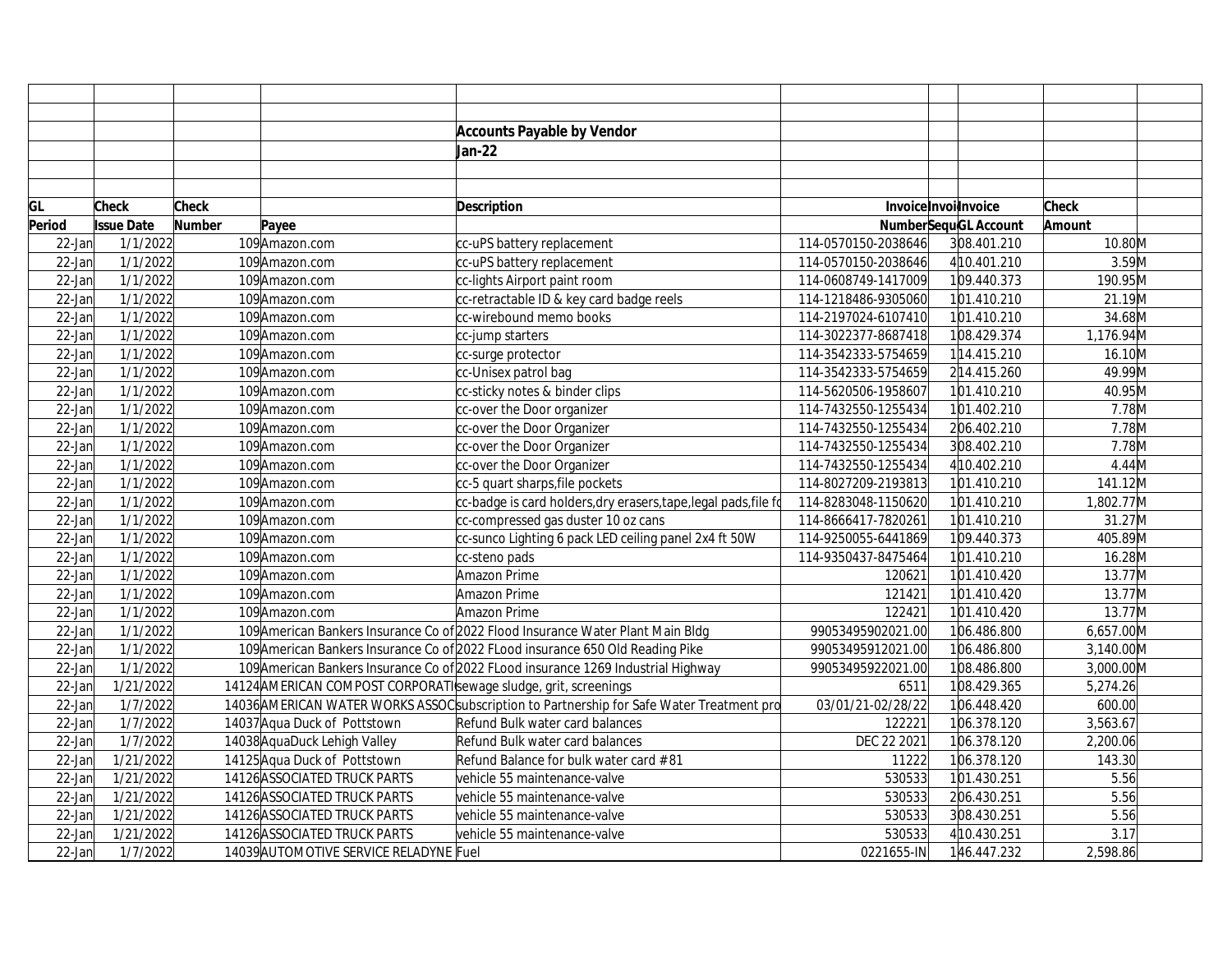## Accounts Payable by Vendor

## Jan-22

| GL Period | Check Issue Date | Check Number | Payee | Description | Invoice Number | Invoice Sequence | Invoice GL Account | Check Amount | |
|---|---|---|---|---|---|---|---|---|---|
| 22-Jan | 1/1/2022 | 109 | Amazon.com | cc-uPS battery replacement | 114-0570150-2038646 | 3 | 08.401.210 | 10.80 | M |
| 22-Jan | 1/1/2022 | 109 | Amazon.com | cc-uPS battery replacement | 114-0570150-2038646 | 4 | 10.401.210 | 3.59 | M |
| 22-Jan | 1/1/2022 | 109 | Amazon.com | cc-lights Airport paint room | 114-0608749-1417009 | 1 | 09.440.373 | 190.95 | M |
| 22-Jan | 1/1/2022 | 109 | Amazon.com | cc-retractable ID & key card badge reels | 114-1218486-9305060 | 1 | 01.410.210 | 21.19 | M |
| 22-Jan | 1/1/2022 | 109 | Amazon.com | cc-wirebound memo books | 114-2197024-6107410 | 1 | 01.410.210 | 34.68 | M |
| 22-Jan | 1/1/2022 | 109 | Amazon.com | cc-jump starters | 114-3022377-8687418 | 1 | 08.429.374 | 1,176.94 | M |
| 22-Jan | 1/1/2022 | 109 | Amazon.com | cc-surge protector | 114-3542333-5754659 | 1 | 14.415.210 | 16.10 | M |
| 22-Jan | 1/1/2022 | 109 | Amazon.com | cc-Unisex patrol bag | 114-3542333-5754659 | 2 | 14.415.260 | 49.99 | M |
| 22-Jan | 1/1/2022 | 109 | Amazon.com | cc-sticky notes & binder clips | 114-5620506-1958607 | 1 | 01.410.210 | 40.95 | M |
| 22-Jan | 1/1/2022 | 109 | Amazon.com | cc-over the Door organizer | 114-7432550-1255434 | 1 | 01.402.210 | 7.78 | M |
| 22-Jan | 1/1/2022 | 109 | Amazon.com | cc-over the Door Organizer | 114-7432550-1255434 | 2 | 06.402.210 | 7.78 | M |
| 22-Jan | 1/1/2022 | 109 | Amazon.com | cc-over the Door Organizer | 114-7432550-1255434 | 3 | 08.402.210 | 7.78 | M |
| 22-Jan | 1/1/2022 | 109 | Amazon.com | cc-over the Door Organizer | 114-7432550-1255434 | 4 | 10.402.210 | 4.44 | M |
| 22-Jan | 1/1/2022 | 109 | Amazon.com | cc-5 quart sharps,file pockets | 114-8027209-2193813 | 1 | 01.410.210 | 141.12 | M |
| 22-Jan | 1/1/2022 | 109 | Amazon.com | cc-badge is card holders,dry erasers,tape,legal pads,file fo | 114-8283048-1150620 | 1 | 01.410.210 | 1,802.77 | M |
| 22-Jan | 1/1/2022 | 109 | Amazon.com | cc-compressed gas duster 10 oz cans | 114-8666417-7820261 | 1 | 01.410.210 | 31.27 | M |
| 22-Jan | 1/1/2022 | 109 | Amazon.com | cc-sunco Lighting 6 pack LED ceiling panel 2x4 ft 50W | 114-9250055-6441869 | 1 | 09.440.373 | 405.89 | M |
| 22-Jan | 1/1/2022 | 109 | Amazon.com | cc-steno pads | 114-9350437-8475464 | 1 | 01.410.210 | 16.28 | M |
| 22-Jan | 1/1/2022 | 109 | Amazon.com | Amazon Prime | 120621 | 1 | 01.410.420 | 13.77 | M |
| 22-Jan | 1/1/2022 | 109 | Amazon.com | Amazon Prime | 121421 | 1 | 01.410.420 | 13.77 | M |
| 22-Jan | 1/1/2022 | 109 | Amazon.com | Amazon Prime | 122421 | 1 | 01.410.420 | 13.77 | M |
| 22-Jan | 1/1/2022 | 109 | American Bankers Insurance Co of | 2022 Flood Insurance Water Plant Main Bldg | 99053495902021.00 | 1 | 06.486.800 | 6,657.00 | M |
| 22-Jan | 1/1/2022 | 109 | American Bankers Insurance Co of | 2022 FLood insurance 650 Old Reading Pike | 99053495912021.00 | 1 | 06.486.800 | 3,140.00 | M |
| 22-Jan | 1/1/2022 | 109 | American Bankers Insurance Co of | 2022 FLood insurance 1269 Industrial Highway | 99053495922021.00 | 1 | 08.486.800 | 3,000.00 | M |
| 22-Jan | 1/21/2022 | 14124 | AMERICAN COMPOST CORPORATI | sewage sludge, grit, screenings | 6511 | 1 | 08.429.365 | 5,274.26 | |
| 22-Jan | 1/7/2022 | 14036 | AMERICAN WATER WORKS ASSOC | subscription to Partnership for Safe Water Treatment pro | 03/01/21-02/28/22 | 1 | 06.448.420 | 600.00 | |
| 22-Jan | 1/7/2022 | 14037 | Aqua Duck of Pottstown | Refund Bulk water card balances | 122221 | 1 | 06.378.120 | 3,563.67 | |
| 22-Jan | 1/7/2022 | 14038 | AquaDuck Lehigh Valley | Refund Bulk water card balances | DEC 22 2021 | 1 | 06.378.120 | 2,200.06 | |
| 22-Jan | 1/21/2022 | 14125 | Aqua Duck of Pottstown | Refund Balance for bulk water card #81 | 11222 | 1 | 06.378.120 | 143.30 | |
| 22-Jan | 1/21/2022 | 14126 | ASSOCIATED TRUCK PARTS | vehicle 55 maintenance-valve | 530533 | 1 | 01.430.251 | 5.56 | |
| 22-Jan | 1/21/2022 | 14126 | ASSOCIATED TRUCK PARTS | vehicle 55 maintenance-valve | 530533 | 2 | 06.430.251 | 5.56 | |
| 22-Jan | 1/21/2022 | 14126 | ASSOCIATED TRUCK PARTS | vehicle 55 maintenance-valve | 530533 | 3 | 08.430.251 | 5.56 | |
| 22-Jan | 1/21/2022 | 14126 | ASSOCIATED TRUCK PARTS | vehicle 55 maintenance-valve | 530533 | 4 | 10.430.251 | 3.17 | |
| 22-Jan | 1/7/2022 | 14039 | AUTOMOTIVE SERVICE RELADYNE | Fuel | 0221655-IN | 1 | 46.447.232 | 2,598.86 | |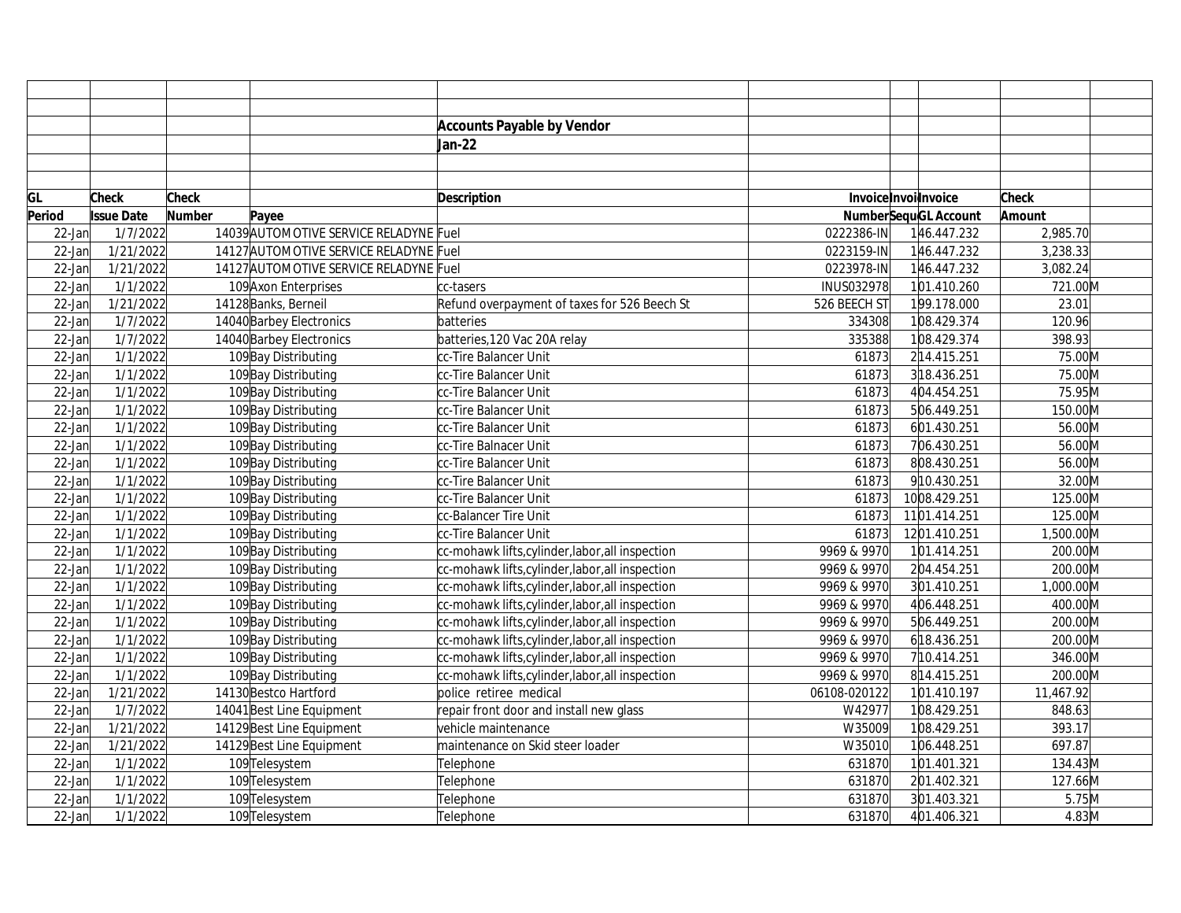**Accounts Payable by Vendor**

**Jan-22**

| GL Period | Check Issue Date | Check Number | Payee | Description | Invoice Number | Invoice Sequ | Invoice GL Account | Check Amount | |
|---|---|---|---|---|---|---|---|---|---|
| 22-Jan | 1/7/2022 | 14039 | AUTOMOTIVE SERVICE RELADYNE | Fuel | 0222386-IN | 1 | 46.447.232 | 2,985.70 | |
| 22-Jan | 1/21/2022 | 14127 | AUTOMOTIVE SERVICE RELADYNE | Fuel | 0223159-IN | 1 | 46.447.232 | 3,238.33 | |
| 22-Jan | 1/21/2022 | 14127 | AUTOMOTIVE SERVICE RELADYNE | Fuel | 0223978-IN | 1 | 46.447.232 | 3,082.24 | |
| 22-Jan | 1/1/2022 | 109 | Axon Enterprises | cc-tasers | INUS032978 | 1 | 01.410.260 | 721.00 | M |
| 22-Jan | 1/21/2022 | 14128 | Banks, Berneil | Refund overpayment of taxes for 526 Beech St | 526 BEECH ST | 1 | 99.178.000 | 23.01 | |
| 22-Jan | 1/7/2022 | 14040 | Barbey Electronics | batteries | 334308 | 1 | 08.429.374 | 120.96 | |
| 22-Jan | 1/7/2022 | 14040 | Barbey Electronics | batteries,120 Vac 20A relay | 335388 | 1 | 08.429.374 | 398.93 | |
| 22-Jan | 1/1/2022 | 109 | Bay Distributing | cc-Tire Balancer Unit | 61873 | 2 | 14.415.251 | 75.00 | M |
| 22-Jan | 1/1/2022 | 109 | Bay Distributing | cc-Tire Balancer Unit | 61873 | 3 | 18.436.251 | 75.00 | M |
| 22-Jan | 1/1/2022 | 109 | Bay Distributing | cc-Tire Balancer Unit | 61873 | 4 | 04.454.251 | 75.95 | M |
| 22-Jan | 1/1/2022 | 109 | Bay Distributing | cc-Tire Balancer Unit | 61873 | 5 | 06.449.251 | 150.00 | M |
| 22-Jan | 1/1/2022 | 109 | Bay Distributing | cc-Tire Balancer Unit | 61873 | 6 | 01.430.251 | 56.00 | M |
| 22-Jan | 1/1/2022 | 109 | Bay Distributing | cc-Tire Balnacer Unit | 61873 | 7 | 06.430.251 | 56.00 | M |
| 22-Jan | 1/1/2022 | 109 | Bay Distributing | cc-Tire Balancer Unit | 61873 | 8 | 08.430.251 | 56.00 | M |
| 22-Jan | 1/1/2022 | 109 | Bay Distributing | cc-Tire Balancer Unit | 61873 | 9 | 10.430.251 | 32.00 | M |
| 22-Jan | 1/1/2022 | 109 | Bay Distributing | cc-Tire Balancer Unit | 61873 | 10 | 08.429.251 | 125.00 | M |
| 22-Jan | 1/1/2022 | 109 | Bay Distributing | cc-Balancer Tire Unit | 61873 | 11 | 01.414.251 | 125.00 | M |
| 22-Jan | 1/1/2022 | 109 | Bay Distributing | cc-Tire Balancer Unit | 61873 | 12 | 01.410.251 | 1,500.00 | M |
| 22-Jan | 1/1/2022 | 109 | Bay Distributing | cc-mohawk lifts,cylinder,labor,all inspection | 9969 & 9970 | 1 | 01.414.251 | 200.00 | M |
| 22-Jan | 1/1/2022 | 109 | Bay Distributing | cc-mohawk lifts,cylinder,labor,all inspection | 9969 & 9970 | 2 | 04.454.251 | 200.00 | M |
| 22-Jan | 1/1/2022 | 109 | Bay Distributing | cc-mohawk lifts,cylinder,labor,all inspection | 9969 & 9970 | 3 | 01.410.251 | 1,000.00 | M |
| 22-Jan | 1/1/2022 | 109 | Bay Distributing | cc-mohawk lifts,cylinder,labor,all inspection | 9969 & 9970 | 4 | 06.448.251 | 400.00 | M |
| 22-Jan | 1/1/2022 | 109 | Bay Distributing | cc-mohawk lifts,cylinder,labor,all inspection | 9969 & 9970 | 5 | 06.449.251 | 200.00 | M |
| 22-Jan | 1/1/2022 | 109 | Bay Distributing | cc-mohawk lifts,cylinder,labor,all inspection | 9969 & 9970 | 6 | 18.436.251 | 200.00 | M |
| 22-Jan | 1/1/2022 | 109 | Bay Distributing | cc-mohawk lifts,cylinder,labor,all inspection | 9969 & 9970 | 7 | 10.414.251 | 346.00 | M |
| 22-Jan | 1/1/2022 | 109 | Bay Distributing | cc-mohawk lifts,cylinder,labor,all inspection | 9969 & 9970 | 8 | 14.415.251 | 200.00 | M |
| 22-Jan | 1/21/2022 | 14130 | Bestco Hartford | police retiree medical | 06108-020122 | 1 | 01.410.197 | 11,467.92 | |
| 22-Jan | 1/7/2022 | 14041 | Best Line Equipment | repair front door and install new glass | W42977 | 1 | 08.429.251 | 848.63 | |
| 22-Jan | 1/21/2022 | 14129 | Best Line Equipment | vehicle maintenance | W35009 | 1 | 08.429.251 | 393.17 | |
| 22-Jan | 1/21/2022 | 14129 | Best Line Equipment | maintenance on Skid steer loader | W35010 | 1 | 06.448.251 | 697.87 | |
| 22-Jan | 1/1/2022 | 109 | Telesystem | Telephone | 631870 | 1 | 01.401.321 | 134.43 | M |
| 22-Jan | 1/1/2022 | 109 | Telesystem | Telephone | 631870 | 2 | 01.402.321 | 127.66 | M |
| 22-Jan | 1/1/2022 | 109 | Telesystem | Telephone | 631870 | 3 | 01.403.321 | 5.75 | M |
| 22-Jan | 1/1/2022 | 109 | Telesystem | Telephone | 631870 | 4 | 01.406.321 | 4.83 | M |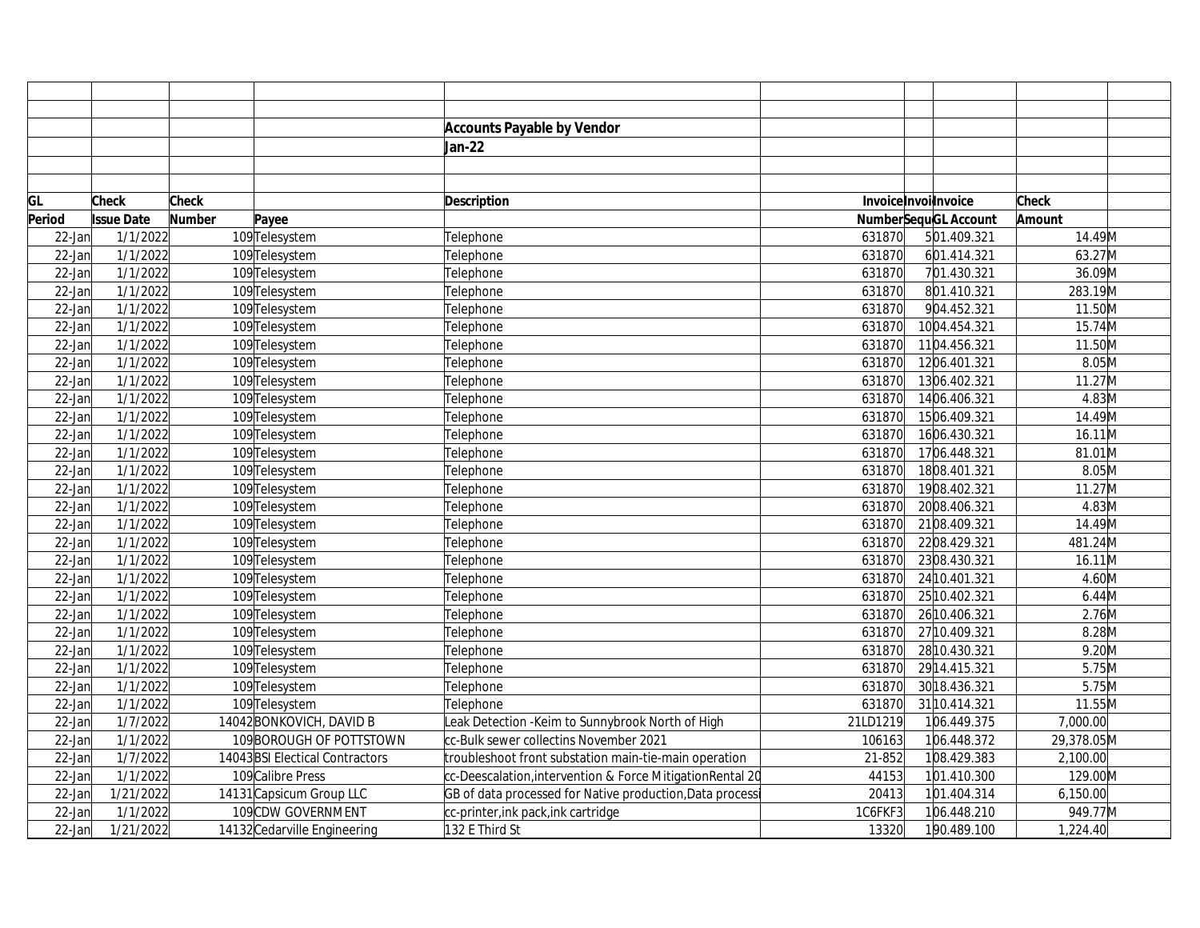## Accounts Payable by Vendor

## Jan-22

| GL Period | Check Issue Date | Check Number | Payee | Description | Invoice Number | Invoice Sequ | Invoice GL Account | Check Amount | |
|---|---|---|---|---|---|---|---|---|---|
| 22-Jan | 1/1/2022 | 109 | Telesystem | Telephone | 631870 | 5 | 01.409.321 | 14.49 | M |
| 22-Jan | 1/1/2022 | 109 | Telesystem | Telephone | 631870 | 6 | 01.414.321 | 63.27 | M |
| 22-Jan | 1/1/2022 | 109 | Telesystem | Telephone | 631870 | 7 | 01.430.321 | 36.09 | M |
| 22-Jan | 1/1/2022 | 109 | Telesystem | Telephone | 631870 | 8 | 01.410.321 | 283.19 | M |
| 22-Jan | 1/1/2022 | 109 | Telesystem | Telephone | 631870 | 9 | 04.452.321 | 11.50 | M |
| 22-Jan | 1/1/2022 | 109 | Telesystem | Telephone | 631870 | 10 | 04.454.321 | 15.74 | M |
| 22-Jan | 1/1/2022 | 109 | Telesystem | Telephone | 631870 | 11 | 04.456.321 | 11.50 | M |
| 22-Jan | 1/1/2022 | 109 | Telesystem | Telephone | 631870 | 12 | 06.401.321 | 8.05 | M |
| 22-Jan | 1/1/2022 | 109 | Telesystem | Telephone | 631870 | 13 | 06.402.321 | 11.27 | M |
| 22-Jan | 1/1/2022 | 109 | Telesystem | Telephone | 631870 | 14 | 06.406.321 | 4.83 | M |
| 22-Jan | 1/1/2022 | 109 | Telesystem | Telephone | 631870 | 15 | 06.409.321 | 14.49 | M |
| 22-Jan | 1/1/2022 | 109 | Telesystem | Telephone | 631870 | 16 | 06.430.321 | 16.11 | M |
| 22-Jan | 1/1/2022 | 109 | Telesystem | Telephone | 631870 | 17 | 06.448.321 | 81.01 | M |
| 22-Jan | 1/1/2022 | 109 | Telesystem | Telephone | 631870 | 18 | 08.401.321 | 8.05 | M |
| 22-Jan | 1/1/2022 | 109 | Telesystem | Telephone | 631870 | 19 | 08.402.321 | 11.27 | M |
| 22-Jan | 1/1/2022 | 109 | Telesystem | Telephone | 631870 | 20 | 08.406.321 | 4.83 | M |
| 22-Jan | 1/1/2022 | 109 | Telesystem | Telephone | 631870 | 21 | 08.409.321 | 14.49 | M |
| 22-Jan | 1/1/2022 | 109 | Telesystem | Telephone | 631870 | 22 | 08.429.321 | 481.24 | M |
| 22-Jan | 1/1/2022 | 109 | Telesystem | Telephone | 631870 | 23 | 08.430.321 | 16.11 | M |
| 22-Jan | 1/1/2022 | 109 | Telesystem | Telephone | 631870 | 24 | 10.401.321 | 4.60 | M |
| 22-Jan | 1/1/2022 | 109 | Telesystem | Telephone | 631870 | 25 | 10.402.321 | 6.44 | M |
| 22-Jan | 1/1/2022 | 109 | Telesystem | Telephone | 631870 | 26 | 10.406.321 | 2.76 | M |
| 22-Jan | 1/1/2022 | 109 | Telesystem | Telephone | 631870 | 27 | 10.409.321 | 8.28 | M |
| 22-Jan | 1/1/2022 | 109 | Telesystem | Telephone | 631870 | 28 | 10.430.321 | 9.20 | M |
| 22-Jan | 1/1/2022 | 109 | Telesystem | Telephone | 631870 | 29 | 14.415.321 | 5.75 | M |
| 22-Jan | 1/1/2022 | 109 | Telesystem | Telephone | 631870 | 30 | 18.436.321 | 5.75 | M |
| 22-Jan | 1/1/2022 | 109 | Telesystem | Telephone | 631870 | 31 | 10.414.321 | 11.55 | M |
| 22-Jan | 1/7/2022 | 14042 | BONKOVICH, DAVID B | Leak Detection -Keim to Sunnybrook North of High | 21LD1219 | 1 | 06.449.375 | 7,000.00 | |
| 22-Jan | 1/1/2022 | 109 | BOROUGH OF POTTSTOWN | cc-Bulk sewer collectins November 2021 | 106163 | 1 | 06.448.372 | 29,378.05 | M |
| 22-Jan | 1/7/2022 | 14043 | BSI Electical Contractors | troubleshoot front substation main-tie-main operation | 21-852 | 1 | 08.429.383 | 2,100.00 | |
| 22-Jan | 1/1/2022 | 109 | Calibre Press | cc-Deescalation,intervention & Force MitigationRental 20 | 44153 | 1 | 01.410.300 | 129.00 | M |
| 22-Jan | 1/21/2022 | 14131 | Capsicum Group LLC | GB of data processed for Native production,Data processi | 20413 | 1 | 01.404.314 | 6,150.00 | |
| 22-Jan | 1/1/2022 | 109 | CDW GOVERNMENT | cc-printer,ink pack,ink cartridge | 1C6FKF3 | 1 | 06.448.210 | 949.77 | M |
| 22-Jan | 1/21/2022 | 14132 | Cedarville Engineering | 132 E Third St | 13320 | 1 | 90.489.100 | 1,224.40 | |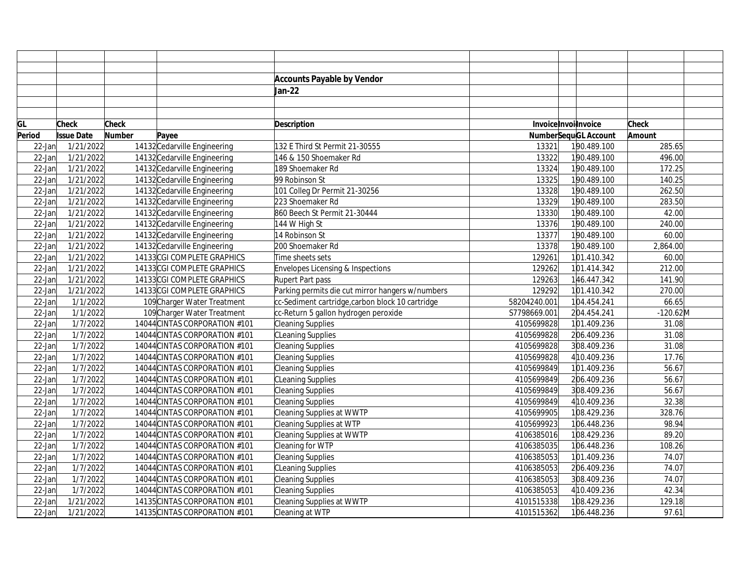## Accounts Payable by Vendor

### Jan-22

| GL Period | Check Issue Date | Check Number | Payee | Description | Invoice Number | Invoi Sequ | Invoice GL Account | Check Amount | |
|---|---|---|---|---|---|---|---|---|---|
| 22-Jan | 1/21/2022 | 14132 | Cedarville Engineering | 132 E Third St Permit 21-30555 | 13321 | 1 | 90.489.100 | 285.65 | |
| 22-Jan | 1/21/2022 | 14132 | Cedarville Engineering | 146 & 150 Shoemaker Rd | 13322 | 1 | 90.489.100 | 496.00 | |
| 22-Jan | 1/21/2022 | 14132 | Cedarville Engineering | 189 Shoemaker Rd | 13324 | 1 | 90.489.100 | 172.25 | |
| 22-Jan | 1/21/2022 | 14132 | Cedarville Engineering | 99 Robinson St | 13325 | 1 | 90.489.100 | 140.25 | |
| 22-Jan | 1/21/2022 | 14132 | Cedarville Engineering | 101 Colleg Dr Permit 21-30256 | 13328 | 1 | 90.489.100 | 262.50 | |
| 22-Jan | 1/21/2022 | 14132 | Cedarville Engineering | 223 Shoemaker Rd | 13329 | 1 | 90.489.100 | 283.50 | |
| 22-Jan | 1/21/2022 | 14132 | Cedarville Engineering | 860 Beech St Permit 21-30444 | 13330 | 1 | 90.489.100 | 42.00 | |
| 22-Jan | 1/21/2022 | 14132 | Cedarville Engineering | 144 W High St | 13376 | 1 | 90.489.100 | 240.00 | |
| 22-Jan | 1/21/2022 | 14132 | Cedarville Engineering | 14 Robinson St | 13377 | 1 | 90.489.100 | 60.00 | |
| 22-Jan | 1/21/2022 | 14132 | Cedarville Engineering | 200 Shoemaker Rd | 13378 | 1 | 90.489.100 | 2,864.00 | |
| 22-Jan | 1/21/2022 | 14133 | CGI COMPLETE GRAPHICS | Time sheets sets | 129261 | 1 | 01.410.342 | 60.00 | |
| 22-Jan | 1/21/2022 | 14133 | CGI COMPLETE GRAPHICS | Envelopes Licensing & Inspections | 129262 | 1 | 01.414.342 | 212.00 | |
| 22-Jan | 1/21/2022 | 14133 | CGI COMPLETE GRAPHICS | Rupert Part pass | 129263 | 1 | 46.447.342 | 141.90 | |
| 22-Jan | 1/21/2022 | 14133 | CGI COMPLETE GRAPHICS | Parking permits die cut mirror hangers w/numbers | 129292 | 1 | 01.410.342 | 270.00 | |
| 22-Jan | 1/1/2022 | 109 | Charger Water Treatment | cc-Sediment cartridge,carbon block 10 cartridge | 58204240.001 | 1 | 04.454.241 | 66.65 | |
| 22-Jan | 1/1/2022 | 109 | Charger Water Treatment | cc-Return 5 gallon hydrogen peroxide | S7798669.001 | 2 | 04.454.241 | -120.62 | M |
| 22-Jan | 1/7/2022 | 14044 | CINTAS CORPORATION #101 | Cleaning Supplies | 4105699828 | 1 | 01.409.236 | 31.08 | |
| 22-Jan | 1/7/2022 | 14044 | CINTAS CORPORATION #101 | CLeaning Supplies | 4105699828 | 2 | 06.409.236 | 31.08 | |
| 22-Jan | 1/7/2022 | 14044 | CINTAS CORPORATION #101 | Cleaning Supplies | 4105699828 | 3 | 08.409.236 | 31.08 | |
| 22-Jan | 1/7/2022 | 14044 | CINTAS CORPORATION #101 | Cleaning Supplies | 4105699828 | 4 | 10.409.236 | 17.76 | |
| 22-Jan | 1/7/2022 | 14044 | CINTAS CORPORATION #101 | Cleaning Supplies | 4105699849 | 1 | 01.409.236 | 56.67 | |
| 22-Jan | 1/7/2022 | 14044 | CINTAS CORPORATION #101 | CLeaning Supplies | 4105699849 | 2 | 06.409.236 | 56.67 | |
| 22-Jan | 1/7/2022 | 14044 | CINTAS CORPORATION #101 | Cleaning Supplies | 4105699849 | 3 | 08.409.236 | 56.67 | |
| 22-Jan | 1/7/2022 | 14044 | CINTAS CORPORATION #101 | Cleaning Supplies | 4105699849 | 4 | 10.409.236 | 32.38 | |
| 22-Jan | 1/7/2022 | 14044 | CINTAS CORPORATION #101 | Cleaning Supplies at WWTP | 4105699905 | 1 | 08.429.236 | 328.76 | |
| 22-Jan | 1/7/2022 | 14044 | CINTAS CORPORATION #101 | Cleaning Supplies at WTP | 4105699923 | 1 | 06.448.236 | 98.94 | |
| 22-Jan | 1/7/2022 | 14044 | CINTAS CORPORATION #101 | Cleaning Supplies at WWTP | 4106385016 | 1 | 08.429.236 | 89.20 | |
| 22-Jan | 1/7/2022 | 14044 | CINTAS CORPORATION #101 | Cleaning for WTP | 4106385035 | 1 | 06.448.236 | 108.26 | |
| 22-Jan | 1/7/2022 | 14044 | CINTAS CORPORATION #101 | Cleaning Supplies | 4106385053 | 1 | 01.409.236 | 74.07 | |
| 22-Jan | 1/7/2022 | 14044 | CINTAS CORPORATION #101 | CLeaning Supplies | 4106385053 | 2 | 06.409.236 | 74.07 | |
| 22-Jan | 1/7/2022 | 14044 | CINTAS CORPORATION #101 | Cleaning Supplies | 4106385053 | 3 | 08.409.236 | 74.07 | |
| 22-Jan | 1/7/2022 | 14044 | CINTAS CORPORATION #101 | Cleaning Supplies | 4106385053 | 4 | 10.409.236 | 42.34 | |
| 22-Jan | 1/21/2022 | 14135 | CINTAS CORPORATION #101 | Cleaning Supplies at WWTP | 4101515338 | 1 | 08.429.236 | 129.18 | |
| 22-Jan | 1/21/2022 | 14135 | CINTAS CORPORATION #101 | Cleaning at WTP | 4101515362 | 1 | 06.448.236 | 97.61 | |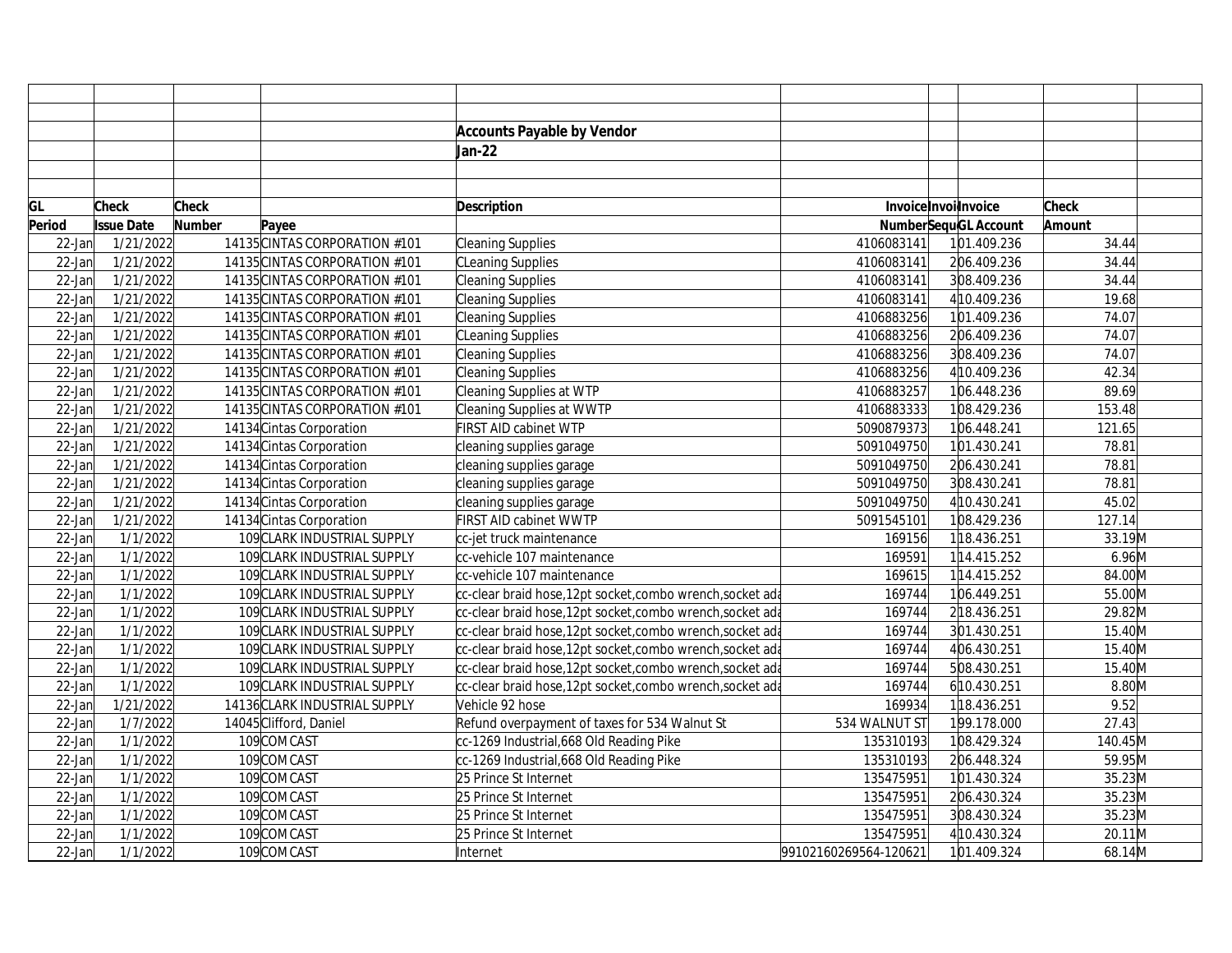**Accounts Payable by Vendor**

**Jan-22**

| GL Period | Check Issue Date | Check Number | Payee | Description | Invoice Number | Invoice Sequence | Invoice GL Account | Check Amount | |
|---|---|---|---|---|---|---|---|---|---|
| 22-Jan | 1/21/2022 | 14135 | CINTAS CORPORATION #101 | Cleaning Supplies | 4106083141 | 1 | 01.409.236 | 34.44 | |
| 22-Jan | 1/21/2022 | 14135 | CINTAS CORPORATION #101 | CLeaning Supplies | 4106083141 | 2 | 06.409.236 | 34.44 | |
| 22-Jan | 1/21/2022 | 14135 | CINTAS CORPORATION #101 | Cleaning Supplies | 4106083141 | 3 | 08.409.236 | 34.44 | |
| 22-Jan | 1/21/2022 | 14135 | CINTAS CORPORATION #101 | Cleaning Supplies | 4106083141 | 4 | 10.409.236 | 19.68 | |
| 22-Jan | 1/21/2022 | 14135 | CINTAS CORPORATION #101 | Cleaning Supplies | 4106883256 | 1 | 01.409.236 | 74.07 | |
| 22-Jan | 1/21/2022 | 14135 | CINTAS CORPORATION #101 | CLeaning Supplies | 4106883256 | 2 | 06.409.236 | 74.07 | |
| 22-Jan | 1/21/2022 | 14135 | CINTAS CORPORATION #101 | Cleaning Supplies | 4106883256 | 3 | 08.409.236 | 74.07 | |
| 22-Jan | 1/21/2022 | 14135 | CINTAS CORPORATION #101 | Cleaning Supplies | 4106883256 | 4 | 10.409.236 | 42.34 | |
| 22-Jan | 1/21/2022 | 14135 | CINTAS CORPORATION #101 | Cleaning Supplies at WTP | 4106883257 | 1 | 06.448.236 | 89.69 | |
| 22-Jan | 1/21/2022 | 14135 | CINTAS CORPORATION #101 | Cleaning Supplies at WWTP | 4106883333 | 1 | 08.429.236 | 153.48 | |
| 22-Jan | 1/21/2022 | 14134 | Cintas Corporation | FIRST AID cabinet WTP | 5090879373 | 1 | 06.448.241 | 121.65 | |
| 22-Jan | 1/21/2022 | 14134 | Cintas Corporation | cleaning supplies garage | 5091049750 | 1 | 01.430.241 | 78.81 | |
| 22-Jan | 1/21/2022 | 14134 | Cintas Corporation | cleaning supplies garage | 5091049750 | 2 | 06.430.241 | 78.81 | |
| 22-Jan | 1/21/2022 | 14134 | Cintas Corporation | cleaning supplies garage | 5091049750 | 3 | 08.430.241 | 78.81 | |
| 22-Jan | 1/21/2022 | 14134 | Cintas Corporation | cleaning supplies garage | 5091049750 | 4 | 10.430.241 | 45.02 | |
| 22-Jan | 1/21/2022 | 14134 | Cintas Corporation | FIRST AID cabinet WWTP | 5091545101 | 1 | 08.429.236 | 127.14 | |
| 22-Jan | 1/1/2022 | 109 | CLARK INDUSTRIAL SUPPLY | cc-jet truck maintenance | 169156 | 1 | 18.436.251 | 33.19 | M |
| 22-Jan | 1/1/2022 | 109 | CLARK INDUSTRIAL SUPPLY | cc-vehicle 107 maintenance | 169591 | 1 | 14.415.252 | 6.96 | M |
| 22-Jan | 1/1/2022 | 109 | CLARK INDUSTRIAL SUPPLY | cc-vehicle 107 maintenance | 169615 | 1 | 14.415.252 | 84.00 | M |
| 22-Jan | 1/1/2022 | 109 | CLARK INDUSTRIAL SUPPLY | cc-clear braid hose,12pt socket,combo wrench,socket ada | 169744 | 1 | 06.449.251 | 55.00 | M |
| 22-Jan | 1/1/2022 | 109 | CLARK INDUSTRIAL SUPPLY | cc-clear braid hose,12pt socket,combo wrench,socket ada | 169744 | 2 | 18.436.251 | 29.82 | M |
| 22-Jan | 1/1/2022 | 109 | CLARK INDUSTRIAL SUPPLY | cc-clear braid hose,12pt socket,combo wrench,socket ada | 169744 | 3 | 01.430.251 | 15.40 | M |
| 22-Jan | 1/1/2022 | 109 | CLARK INDUSTRIAL SUPPLY | cc-clear braid hose,12pt socket,combo wrench,socket ada | 169744 | 4 | 06.430.251 | 15.40 | M |
| 22-Jan | 1/1/2022 | 109 | CLARK INDUSTRIAL SUPPLY | cc-clear braid hose,12pt socket,combo wrench,socket ada | 169744 | 5 | 08.430.251 | 15.40 | M |
| 22-Jan | 1/1/2022 | 109 | CLARK INDUSTRIAL SUPPLY | cc-clear braid hose,12pt socket,combo wrench,socket ada | 169744 | 6 | 10.430.251 | 8.80 | M |
| 22-Jan | 1/21/2022 | 14136 | CLARK INDUSTRIAL SUPPLY | Vehicle 92 hose | 169934 | 1 | 18.436.251 | 9.52 | |
| 22-Jan | 1/7/2022 | 14045 | Clifford, Daniel | Refund overpayment of taxes for 534 Walnut St | 534 WALNUT ST | 1 | 99.178.000 | 27.43 | |
| 22-Jan | 1/1/2022 | 109 | COMCAST | cc-1269 Industrial,668 Old Reading Pike | 135310193 | 1 | 08.429.324 | 140.45 | M |
| 22-Jan | 1/1/2022 | 109 | COMCAST | cc-1269 Industrial,668 Old Reading Pike | 135310193 | 2 | 06.448.324 | 59.95 | M |
| 22-Jan | 1/1/2022 | 109 | COMCAST | 25 Prince St Internet | 135475951 | 1 | 01.430.324 | 35.23 | M |
| 22-Jan | 1/1/2022 | 109 | COMCAST | 25 Prince St Internet | 135475951 | 2 | 06.430.324 | 35.23 | M |
| 22-Jan | 1/1/2022 | 109 | COMCAST | 25 Prince St Internet | 135475951 | 3 | 08.430.324 | 35.23 | M |
| 22-Jan | 1/1/2022 | 109 | COMCAST | 25 Prince St Internet | 135475951 | 4 | 10.430.324 | 20.11 | M |
| 22-Jan | 1/1/2022 | 109 | COMCAST | Internet | 99102160269564-120621 | 1 | 01.409.324 | 68.14 | M |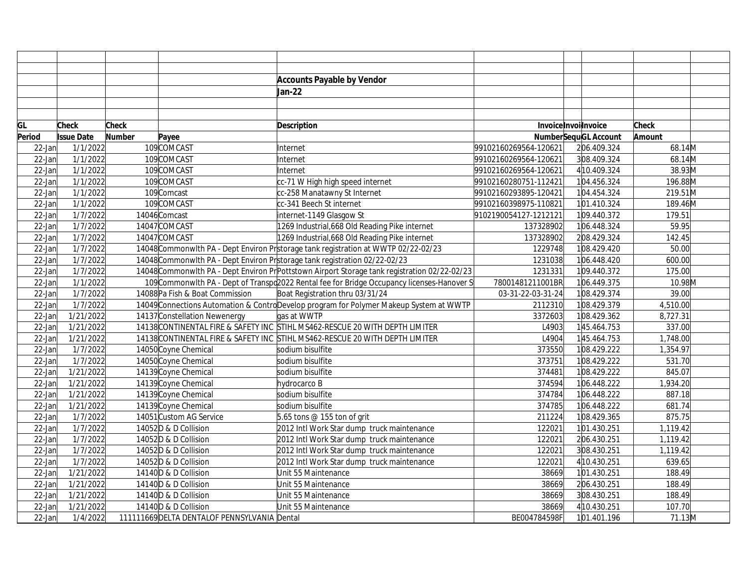**Accounts Payable by Vendor**

**Jan-22**

| GL Period | Check Issue Date | Check Number | Payee | Description | Invoice Number | Invoice Sequ | Invoice GL Account | Check Amount | |
|---|---|---|---|---|---|---|---|---|---|
| 22-Jan | 1/1/2022 | 109 | COMCAST | Internet | 99102160269564-120621 | 2 | 06.409.324 | 68.14 | M |
| 22-Jan | 1/1/2022 | 109 | COMCAST | Internet | 99102160269564-120621 | 3 | 08.409.324 | 68.14 | M |
| 22-Jan | 1/1/2022 | 109 | COMCAST | Internet | 99102160269564-120621 | 4 | 10.409.324 | 38.93 | M |
| 22-Jan | 1/1/2022 | 109 | COMCAST | cc-71 W High high speed internet | 99102160280751-112421 | 1 | 04.456.324 | 196.88 | M |
| 22-Jan | 1/1/2022 | 109 | Comcast | cc-258 Manatawny St Internet | 99102160293895-120421 | 1 | 04.454.324 | 219.51 | M |
| 22-Jan | 1/1/2022 | 109 | COMCAST | cc-341 Beech St internet | 99102160398975-110821 | 1 | 01.410.324 | 189.46 | M |
| 22-Jan | 1/7/2022 | 14046 | Comcast | internet-1149 Glasgow St | 9102190054127-1212121 | 1 | 09.440.372 | 179.51 | |
| 22-Jan | 1/7/2022 | 14047 | COMCAST | 1269 Industrial,668 Old Reading Pike internet | 137328902 | 1 | 06.448.324 | 59.95 | |
| 22-Jan | 1/7/2022 | 14047 | COMCAST | 1269 Industrial,668 Old Reading Pike internet | 137328902 | 2 | 08.429.324 | 142.45 | |
| 22-Jan | 1/7/2022 | 14048 | Commonwlth PA - Dept Environ Pr | storage tank registration at WWTP 02/22-02/23 | 1229748 | 1 | 08.429.420 | 50.00 | |
| 22-Jan | 1/7/2022 | 14048 | Commonwlth PA - Dept Environ Pr | storage tank registration 02/22-02/23 | 1231038 | 1 | 06.448.420 | 600.00 | |
| 22-Jan | 1/7/2022 | 14048 | Commonwlth PA - Dept Environ Pr | Pottstown Airport Storage tank registration 02/22-02/23 | 1231331 | 1 | 09.440.372 | 175.00 | |
| 22-Jan | 1/1/2022 | 109 | Commonwlth PA - Dept of Transpo | 2022 Rental fee for Bridge Occupancy licenses-Hanover S | 78001481211001BR | 1 | 06.449.375 | 10.98 | M |
| 22-Jan | 1/7/2022 | 14088 | Pa Fish & Boat Commission | Boat Registration thru 03/31/24 | 03-31-22-03-31-24 | 1 | 08.429.374 | 39.00 | |
| 22-Jan | 1/7/2022 | 14049 | Connections Automation & Contro | Develop program for Polymer Makeup System at WWTP | 2112310 | 1 | 08.429.379 | 4,510.00 | |
| 22-Jan | 1/21/2022 | 14137 | Constellation Newenergy | gas at WWTP | 3372603 | 1 | 08.429.362 | 8,727.31 | |
| 22-Jan | 1/21/2022 | 14138 | CONTINENTAL FIRE & SAFETY INC | STIHL MS462-RESCUE 20 WITH DEPTH LIMITER | L4903 | 1 | 45.464.753 | 337.00 | |
| 22-Jan | 1/21/2022 | 14138 | CONTINENTAL FIRE & SAFETY INC | STIHL MS462-RESCUE 20 WITH DEPTH LIMITER | L4904 | 1 | 45.464.753 | 1,748.00 | |
| 22-Jan | 1/7/2022 | 14050 | Coyne Chemical | sodium bisulfite | 373550 | 1 | 08.429.222 | 1,354.97 | |
| 22-Jan | 1/7/2022 | 14050 | Coyne Chemical | sodium bisulfite | 373751 | 1 | 08.429.222 | 531.70 | |
| 22-Jan | 1/21/2022 | 14139 | Coyne Chemical | sodium bisulfite | 374481 | 1 | 08.429.222 | 845.07 | |
| 22-Jan | 1/21/2022 | 14139 | Coyne Chemical | hydrocarco B | 374594 | 1 | 06.448.222 | 1,934.20 | |
| 22-Jan | 1/21/2022 | 14139 | Coyne Chemical | sodium bisulfite | 374784 | 1 | 06.448.222 | 887.18 | |
| 22-Jan | 1/21/2022 | 14139 | Coyne Chemical | sodium bisulfite | 374785 | 1 | 06.448.222 | 681.74 | |
| 22-Jan | 1/7/2022 | 14051 | Custom AG Service | 5.65 tons @ 155 ton of grit | 211224 | 1 | 08.429.365 | 875.75 | |
| 22-Jan | 1/7/2022 | 14052 | D & D Collision | 2012 Intl Work Star dump truck maintenance | 122021 | 1 | 01.430.251 | 1,119.42 | |
| 22-Jan | 1/7/2022 | 14052 | D & D Collision | 2012 Intl Work Star dump truck maintenance | 122021 | 2 | 06.430.251 | 1,119.42 | |
| 22-Jan | 1/7/2022 | 14052 | D & D Collision | 2012 Intl Work Star dump truck maintenance | 122021 | 3 | 08.430.251 | 1,119.42 | |
| 22-Jan | 1/7/2022 | 14052 | D & D Collision | 2012 Intl Work Star dump truck maintenance | 122021 | 4 | 10.430.251 | 639.65 | |
| 22-Jan | 1/21/2022 | 14140 | D & D Collision | Unit 55 Maintenance | 38669 | 1 | 01.430.251 | 188.49 | |
| 22-Jan | 1/21/2022 | 14140 | D & D Collision | Unit 55 Maintenance | 38669 | 2 | 06.430.251 | 188.49 | |
| 22-Jan | 1/21/2022 | 14140 | D & D Collision | Unit 55 Maintenance | 38669 | 3 | 08.430.251 | 188.49 | |
| 22-Jan | 1/21/2022 | 14140 | D & D Collision | Unit 55 Maintenance | 38669 | 4 | 10.430.251 | 107.70 | |
| 22-Jan | 1/4/2022 | 111111669 | DELTA DENTALOF PENNSYLVANIA | Dental | BE004784598F | 1 | 01.401.196 | 71.13 | M |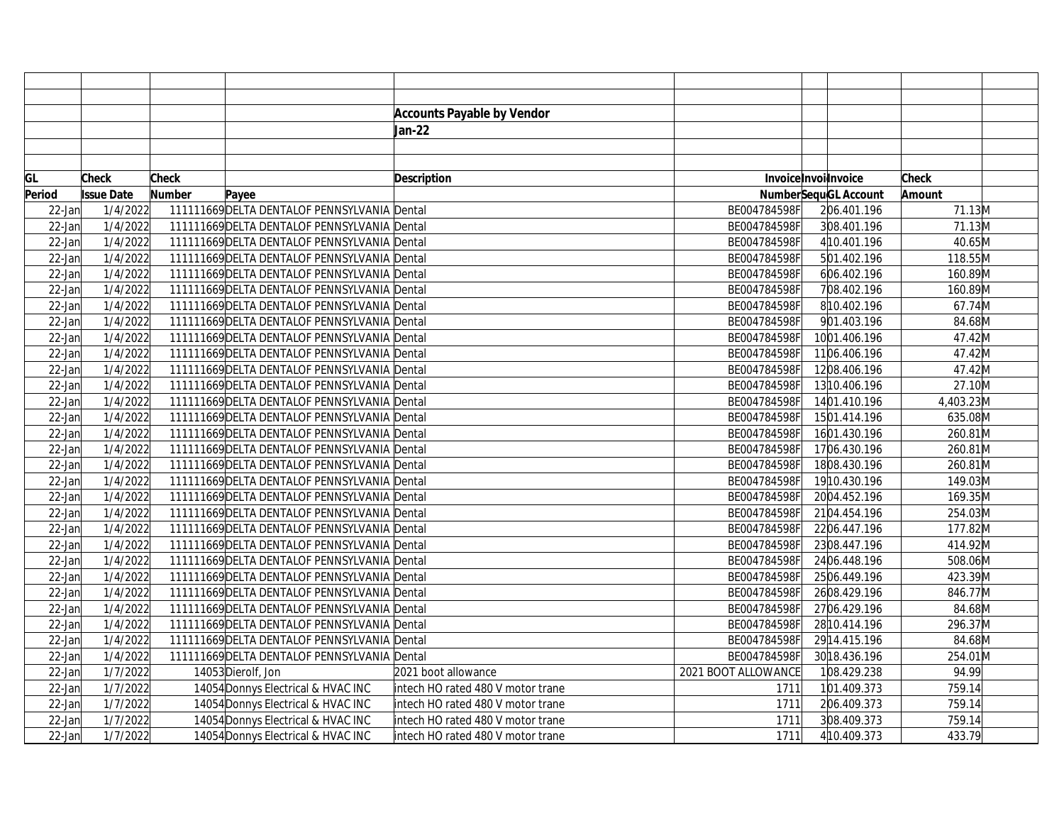**Accounts Payable by Vendor**

**Jan-22**

| GL Period | Check Issue Date | Check Number | Payee | Description | Invoice Number | Invoice Sequence | Invoice GL Account | Check Amount | |
|---|---|---|---|---|---|---|---|---|---|
| 22-Jan | 1/4/2022 | 111111669 | DELTA DENTALOF PENNSYLVANIA | Dental | BE004784598F | 2 | 06.401.196 | 71.13 | M |
| 22-Jan | 1/4/2022 | 111111669 | DELTA DENTALOF PENNSYLVANIA | Dental | BE004784598F | 3 | 08.401.196 | 71.13 | M |
| 22-Jan | 1/4/2022 | 111111669 | DELTA DENTALOF PENNSYLVANIA | Dental | BE004784598F | 4 | 10.401.196 | 40.65 | M |
| 22-Jan | 1/4/2022 | 111111669 | DELTA DENTALOF PENNSYLVANIA | Dental | BE004784598F | 5 | 01.402.196 | 118.55 | M |
| 22-Jan | 1/4/2022 | 111111669 | DELTA DENTALOF PENNSYLVANIA | Dental | BE004784598F | 6 | 06.402.196 | 160.89 | M |
| 22-Jan | 1/4/2022 | 111111669 | DELTA DENTALOF PENNSYLVANIA | Dental | BE004784598F | 7 | 08.402.196 | 160.89 | M |
| 22-Jan | 1/4/2022 | 111111669 | DELTA DENTALOF PENNSYLVANIA | Dental | BE004784598F | 8 | 10.402.196 | 67.74 | M |
| 22-Jan | 1/4/2022 | 111111669 | DELTA DENTALOF PENNSYLVANIA | Dental | BE004784598F | 9 | 01.403.196 | 84.68 | M |
| 22-Jan | 1/4/2022 | 111111669 | DELTA DENTALOF PENNSYLVANIA | Dental | BE004784598F | 10 | 01.406.196 | 47.42 | M |
| 22-Jan | 1/4/2022 | 111111669 | DELTA DENTALOF PENNSYLVANIA | Dental | BE004784598F | 11 | 06.406.196 | 47.42 | M |
| 22-Jan | 1/4/2022 | 111111669 | DELTA DENTALOF PENNSYLVANIA | Dental | BE004784598F | 12 | 08.406.196 | 47.42 | M |
| 22-Jan | 1/4/2022 | 111111669 | DELTA DENTALOF PENNSYLVANIA | Dental | BE004784598F | 13 | 10.406.196 | 27.10 | M |
| 22-Jan | 1/4/2022 | 111111669 | DELTA DENTALOF PENNSYLVANIA | Dental | BE004784598F | 14 | 01.410.196 | 4,403.23 | M |
| 22-Jan | 1/4/2022 | 111111669 | DELTA DENTALOF PENNSYLVANIA | Dental | BE004784598F | 15 | 01.414.196 | 635.08 | M |
| 22-Jan | 1/4/2022 | 111111669 | DELTA DENTALOF PENNSYLVANIA | Dental | BE004784598F | 16 | 01.430.196 | 260.81 | M |
| 22-Jan | 1/4/2022 | 111111669 | DELTA DENTALOF PENNSYLVANIA | Dental | BE004784598F | 17 | 06.430.196 | 260.81 | M |
| 22-Jan | 1/4/2022 | 111111669 | DELTA DENTALOF PENNSYLVANIA | Dental | BE004784598F | 18 | 08.430.196 | 260.81 | M |
| 22-Jan | 1/4/2022 | 111111669 | DELTA DENTALOF PENNSYLVANIA | Dental | BE004784598F | 19 | 10.430.196 | 149.03 | M |
| 22-Jan | 1/4/2022 | 111111669 | DELTA DENTALOF PENNSYLVANIA | Dental | BE004784598F | 20 | 04.452.196 | 169.35 | M |
| 22-Jan | 1/4/2022 | 111111669 | DELTA DENTALOF PENNSYLVANIA | Dental | BE004784598F | 21 | 04.454.196 | 254.03 | M |
| 22-Jan | 1/4/2022 | 111111669 | DELTA DENTALOF PENNSYLVANIA | Dental | BE004784598F | 22 | 06.447.196 | 177.82 | M |
| 22-Jan | 1/4/2022 | 111111669 | DELTA DENTALOF PENNSYLVANIA | Dental | BE004784598F | 23 | 08.447.196 | 414.92 | M |
| 22-Jan | 1/4/2022 | 111111669 | DELTA DENTALOF PENNSYLVANIA | Dental | BE004784598F | 24 | 06.448.196 | 508.06 | M |
| 22-Jan | 1/4/2022 | 111111669 | DELTA DENTALOF PENNSYLVANIA | Dental | BE004784598F | 25 | 06.449.196 | 423.39 | M |
| 22-Jan | 1/4/2022 | 111111669 | DELTA DENTALOF PENNSYLVANIA | Dental | BE004784598F | 26 | 08.429.196 | 846.77 | M |
| 22-Jan | 1/4/2022 | 111111669 | DELTA DENTALOF PENNSYLVANIA | Dental | BE004784598F | 27 | 06.429.196 | 84.68 | M |
| 22-Jan | 1/4/2022 | 111111669 | DELTA DENTALOF PENNSYLVANIA | Dental | BE004784598F | 28 | 10.414.196 | 296.37 | M |
| 22-Jan | 1/4/2022 | 111111669 | DELTA DENTALOF PENNSYLVANIA | Dental | BE004784598F | 29 | 14.415.196 | 84.68 | M |
| 22-Jan | 1/4/2022 | 111111669 | DELTA DENTALOF PENNSYLVANIA | Dental | BE004784598F | 30 | 18.436.196 | 254.01 | M |
| 22-Jan | 1/7/2022 | 14053 | Dierolf, Jon | 2021 boot allowance | 2021 BOOT ALLOWANCE | 1 | 08.429.238 | 94.99 | |
| 22-Jan | 1/7/2022 | 14054 | Donnys Electrical & HVAC INC | intech HO rated 480 V motor trane | 1711 | 1 | 01.409.373 | 759.14 | |
| 22-Jan | 1/7/2022 | 14054 | Donnys Electrical & HVAC INC | intech HO rated 480 V motor trane | 1711 | 2 | 06.409.373 | 759.14 | |
| 22-Jan | 1/7/2022 | 14054 | Donnys Electrical & HVAC INC | intech HO rated 480 V motor trane | 1711 | 3 | 08.409.373 | 759.14 | |
| 22-Jan | 1/7/2022 | 14054 | Donnys Electrical & HVAC INC | intech HO rated 480 V motor trane | 1711 | 4 | 10.409.373 | 433.79 | |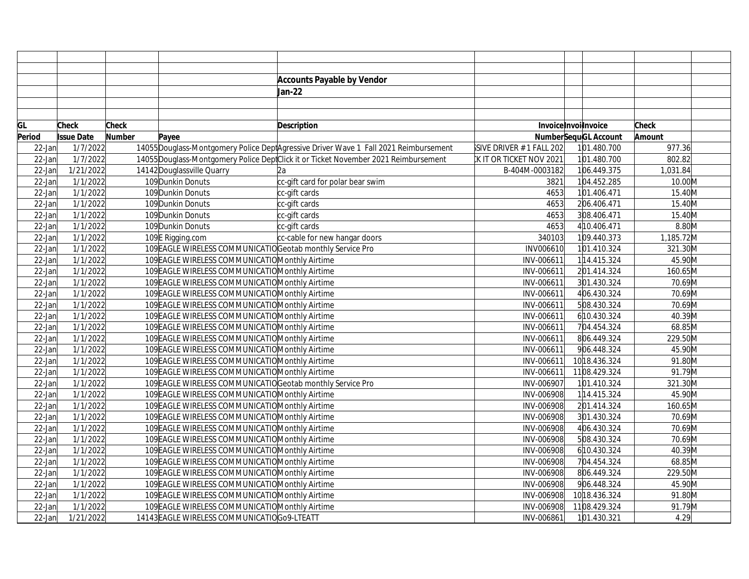**Accounts Payable by Vendor**

**Jan-22**

| GL Period | Check Issue Date | Check Number | Payee | Description | Invoice Number | Invoice Sequence | Invoice GL Account | Check Amount | |
|---|---|---|---|---|---|---|---|---|---|
| 22-Jan | 1/7/2022 | 14055 | Douglass-Montgomery Police Dept | Agressive Driver Wave 1 Fall 2021 Reimbursement | SSIVE DRIVER # 1 FALL 202 | 1 | 01.480.700 | 977.36 | |
| 22-Jan | 1/7/2022 | 14055 | Douglass-Montgomery Police Dept | Click it or Ticket November 2021 Reimbursement | K IT OR TICKET NOV 2021 | 1 | 01.480.700 | 802.82 | |
| 22-Jan | 1/21/2022 | 14142 | Douglassville Quarry | 2a | B-404M-0003182 | 1 | 06.449.375 | 1,031.84 | |
| 22-Jan | 1/1/2022 | 109 | Dunkin Donuts | cc-gift card for polar bear swim | 3821 | 1 | 04.452.285 | 10.00 | M |
| 22-Jan | 1/1/2022 | 109 | Dunkin Donuts | cc-gift cards | 4653 | 1 | 01.406.471 | 15.40 | M |
| 22-Jan | 1/1/2022 | 109 | Dunkin Donuts | cc-gift cards | 4653 | 2 | 06.406.471 | 15.40 | M |
| 22-Jan | 1/1/2022 | 109 | Dunkin Donuts | cc-gift cards | 4653 | 3 | 08.406.471 | 15.40 | M |
| 22-Jan | 1/1/2022 | 109 | Dunkin Donuts | cc-gift cards | 4653 | 4 | 10.406.471 | 8.80 | M |
| 22-Jan | 1/1/2022 | 109 | E Rigging.com | cc-cable for new hangar doors | 340103 | 1 | 09.440.373 | 1,185.72 | M |
| 22-Jan | 1/1/2022 | 109 | EAGLE WIRELESS COMMUNICATIO | Geotab monthly Service Pro | INV006610 | 1 | 01.410.324 | 321.30 | M |
| 22-Jan | 1/1/2022 | 109 | EAGLE WIRELESS COMMUNICATIO | Monthly Airtime | INV-006611 | 1 | 14.415.324 | 45.90 | M |
| 22-Jan | 1/1/2022 | 109 | EAGLE WIRELESS COMMUNICATIO | Monthly Airtime | INV-006611 | 2 | 01.414.324 | 160.65 | M |
| 22-Jan | 1/1/2022 | 109 | EAGLE WIRELESS COMMUNICATIO | Monthly Airtime | INV-006611 | 3 | 01.430.324 | 70.69 | M |
| 22-Jan | 1/1/2022 | 109 | EAGLE WIRELESS COMMUNICATIO | Monthly Airtime | INV-006611 | 4 | 06.430.324 | 70.69 | M |
| 22-Jan | 1/1/2022 | 109 | EAGLE WIRELESS COMMUNICATIO | Monthly Airtime | INV-006611 | 5 | 08.430.324 | 70.69 | M |
| 22-Jan | 1/1/2022 | 109 | EAGLE WIRELESS COMMUNICATIO | Monthly Airtime | INV-006611 | 6 | 10.430.324 | 40.39 | M |
| 22-Jan | 1/1/2022 | 109 | EAGLE WIRELESS COMMUNICATIO | Monthly Airtime | INV-006611 | 7 | 04.454.324 | 68.85 | M |
| 22-Jan | 1/1/2022 | 109 | EAGLE WIRELESS COMMUNICATIO | Monthly Airtime | INV-006611 | 8 | 06.449.324 | 229.50 | M |
| 22-Jan | 1/1/2022 | 109 | EAGLE WIRELESS COMMUNICATIO | Monthly Airtime | INV-006611 | 9 | 06.448.324 | 45.90 | M |
| 22-Jan | 1/1/2022 | 109 | EAGLE WIRELESS COMMUNICATIO | Monthly Airtime | INV-006611 | 10 | 18.436.324 | 91.80 | M |
| 22-Jan | 1/1/2022 | 109 | EAGLE WIRELESS COMMUNICATIO | Monthly Airtime | INV-006611 | 11 | 08.429.324 | 91.79 | M |
| 22-Jan | 1/1/2022 | 109 | EAGLE WIRELESS COMMUNICATIO | Geotab monthly Service Pro | INV-006907 | 1 | 01.410.324 | 321.30 | M |
| 22-Jan | 1/1/2022 | 109 | EAGLE WIRELESS COMMUNICATIO | Monthly Airtime | INV-006908 | 1 | 14.415.324 | 45.90 | M |
| 22-Jan | 1/1/2022 | 109 | EAGLE WIRELESS COMMUNICATIO | Monthly Airtime | INV-006908 | 2 | 01.414.324 | 160.65 | M |
| 22-Jan | 1/1/2022 | 109 | EAGLE WIRELESS COMMUNICATIO | Monthly Airtime | INV-006908 | 3 | 01.430.324 | 70.69 | M |
| 22-Jan | 1/1/2022 | 109 | EAGLE WIRELESS COMMUNICATIO | Monthly Airtime | INV-006908 | 4 | 06.430.324 | 70.69 | M |
| 22-Jan | 1/1/2022 | 109 | EAGLE WIRELESS COMMUNICATIO | Monthly Airtime | INV-006908 | 5 | 08.430.324 | 70.69 | M |
| 22-Jan | 1/1/2022 | 109 | EAGLE WIRELESS COMMUNICATIO | Monthly Airtime | INV-006908 | 6 | 10.430.324 | 40.39 | M |
| 22-Jan | 1/1/2022 | 109 | EAGLE WIRELESS COMMUNICATIO | Monthly Airtime | INV-006908 | 7 | 04.454.324 | 68.85 | M |
| 22-Jan | 1/1/2022 | 109 | EAGLE WIRELESS COMMUNICATIO | Monthly Airtime | INV-006908 | 8 | 06.449.324 | 229.50 | M |
| 22-Jan | 1/1/2022 | 109 | EAGLE WIRELESS COMMUNICATIO | Monthly Airtime | INV-006908 | 9 | 06.448.324 | 45.90 | M |
| 22-Jan | 1/1/2022 | 109 | EAGLE WIRELESS COMMUNICATIO | Monthly Airtime | INV-006908 | 10 | 18.436.324 | 91.80 | M |
| 22-Jan | 1/1/2022 | 109 | EAGLE WIRELESS COMMUNICATIO | Monthly Airtime | INV-006908 | 11 | 08.429.324 | 91.79 | M |
| 22-Jan | 1/21/2022 | 14143 | EAGLE WIRELESS COMMUNICATIO | Go9-LTEATT | INV-006861 | 1 | 01.430.321 | 4.29 | |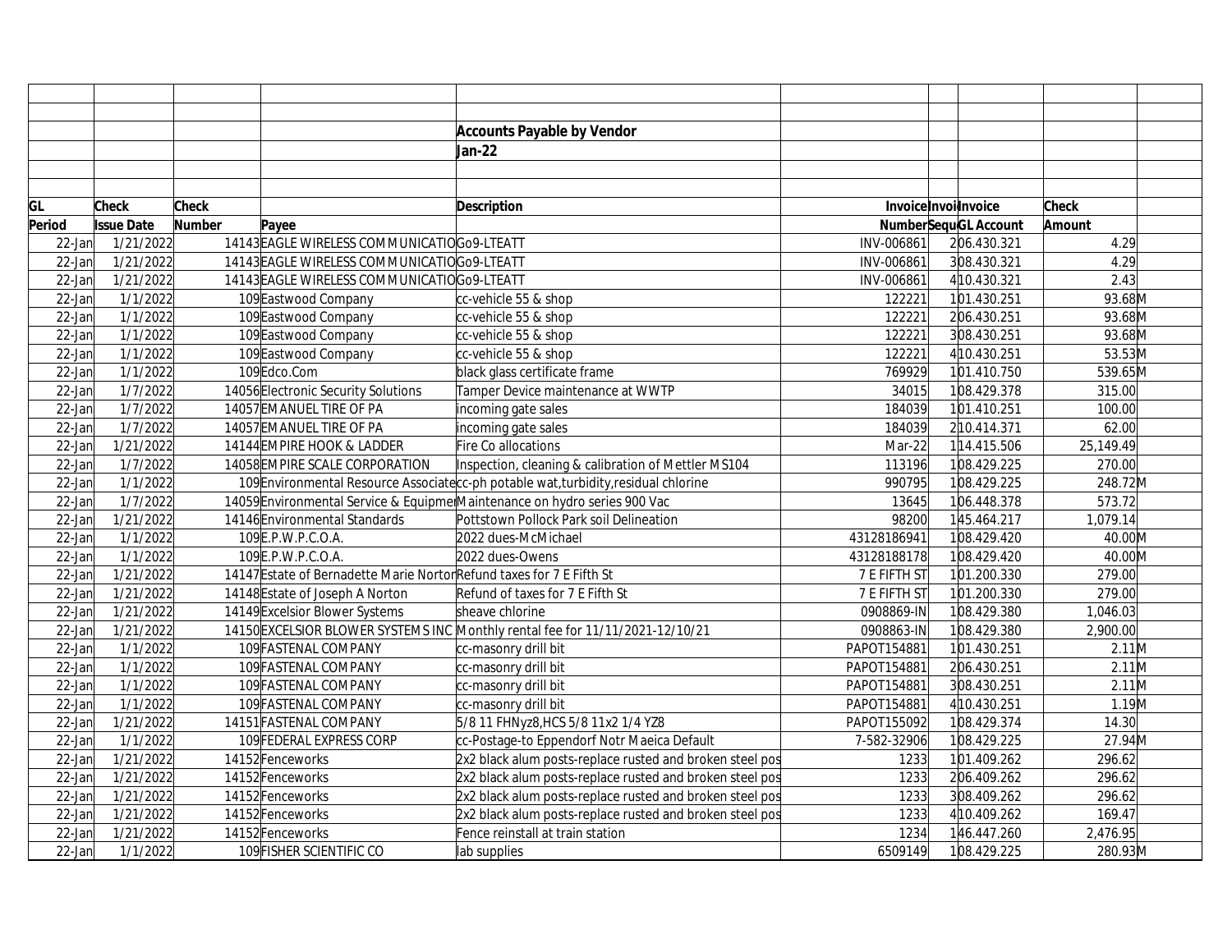**Accounts Payable by Vendor**

**Jan-22**

| GL Period | Check Issue Date | Check Number | Payee | Description | Invoice Number | Invoice Sequence | Invoice GL Account | Check Amount | |
|---|---|---|---|---|---|---|---|---|---|
| 22-Jan | 1/21/2022 | 14143 | EAGLE WIRELESS COMMUNICATIO | Go9-LTEATT | INV-006861 | 2 | 06.430.321 | 4.29 | |
| 22-Jan | 1/21/2022 | 14143 | EAGLE WIRELESS COMMUNICATIO | Go9-LTEATT | INV-006861 | 3 | 08.430.321 | 4.29 | |
| 22-Jan | 1/21/2022 | 14143 | EAGLE WIRELESS COMMUNICATIO | Go9-LTEATT | INV-006861 | 4 | 10.430.321 | 2.43 | |
| 22-Jan | 1/1/2022 | 109 | Eastwood Company | cc-vehicle 55 & shop | 122221 | 1 | 01.430.251 | 93.68 | M |
| 22-Jan | 1/1/2022 | 109 | Eastwood Company | cc-vehicle 55 & shop | 122221 | 2 | 06.430.251 | 93.68 | M |
| 22-Jan | 1/1/2022 | 109 | Eastwood Company | cc-vehicle 55 & shop | 122221 | 3 | 08.430.251 | 93.68 | M |
| 22-Jan | 1/1/2022 | 109 | Eastwood Company | cc-vehicle 55 & shop | 122221 | 4 | 10.430.251 | 53.53 | M |
| 22-Jan | 1/1/2022 | 109 | Edco.Com | black glass certificate frame | 769929 | 1 | 01.410.750 | 539.65 | M |
| 22-Jan | 1/7/2022 | 14056 | Electronic Security Solutions | Tamper Device maintenance at WWTP | 34015 | 1 | 08.429.378 | 315.00 | |
| 22-Jan | 1/7/2022 | 14057 | EMANUEL TIRE OF PA | incoming gate sales | 184039 | 1 | 01.410.251 | 100.00 | |
| 22-Jan | 1/7/2022 | 14057 | EMANUEL TIRE OF PA | incoming gate sales | 184039 | 2 | 10.414.371 | 62.00 | |
| 22-Jan | 1/21/2022 | 14144 | EMPIRE HOOK & LADDER | Fire Co allocations | Mar-22 | 1 | 14.415.506 | 25,149.49 | |
| 22-Jan | 1/7/2022 | 14058 | EMPIRE SCALE CORPORATION | Inspection, cleaning & calibration of Mettler MS104 | 113196 | 1 | 08.429.225 | 270.00 | |
| 22-Jan | 1/1/2022 | 109 | Environmental Resource Associate | cc-ph potable wat,turbidity,residual chlorine | 990795 | 1 | 08.429.225 | 248.72 | M |
| 22-Jan | 1/7/2022 | 14059 | Environmental Service & Equipmer | Maintenance on hydro series 900 Vac | 13645 | 1 | 06.448.378 | 573.72 | |
| 22-Jan | 1/21/2022 | 14146 | Environmental Standards | Pottstown Pollock Park soil Delineation | 98200 | 1 | 45.464.217 | 1,079.14 | |
| 22-Jan | 1/1/2022 | 109 | E.P.W.P.C.O.A. | 2022 dues-McMichael | 43128186941 | 1 | 08.429.420 | 40.00 | M |
| 22-Jan | 1/1/2022 | 109 | E.P.W.P.C.O.A. | 2022 dues-Owens | 43128188178 | 1 | 08.429.420 | 40.00 | M |
| 22-Jan | 1/21/2022 | 14147 | Estate of Bernadette Marie Nortor | Refund taxes for 7 E Fifth St | 7 E FIFTH ST | 1 | 01.200.330 | 279.00 | |
| 22-Jan | 1/21/2022 | 14148 | Estate of Joseph A Norton | Refund of taxes for 7 E Fifth St | 7 E FIFTH ST | 1 | 01.200.330 | 279.00 | |
| 22-Jan | 1/21/2022 | 14149 | Excelsior Blower Systems | sheave chlorine | 0908869-IN | 1 | 08.429.380 | 1,046.03 | |
| 22-Jan | 1/21/2022 | 14150 | EXCELSIOR BLOWER SYSTEMS INC | Monthly rental fee for 11/11/2021-12/10/21 | 0908863-IN | 1 | 08.429.380 | 2,900.00 | |
| 22-Jan | 1/1/2022 | 109 | FASTENAL COMPANY | cc-masonry drill bit | PAPOT154881 | 1 | 01.430.251 | 2.11 | M |
| 22-Jan | 1/1/2022 | 109 | FASTENAL COMPANY | cc-masonry drill bit | PAPOT154881 | 2 | 06.430.251 | 2.11 | M |
| 22-Jan | 1/1/2022 | 109 | FASTENAL COMPANY | cc-masonry drill bit | PAPOT154881 | 3 | 08.430.251 | 2.11 | M |
| 22-Jan | 1/1/2022 | 109 | FASTENAL COMPANY | cc-masonry drill bit | PAPOT154881 | 4 | 10.430.251 | 1.19 | M |
| 22-Jan | 1/21/2022 | 14151 | FASTENAL COMPANY | 5/8 11 FHNyz8,HCS 5/8 11x2 1/4 YZ8 | PAPOT155092 | 1 | 08.429.374 | 14.30 | |
| 22-Jan | 1/1/2022 | 109 | FEDERAL EXPRESS CORP | cc-Postage-to Eppendorf Notr Maeica Default | 7-582-32906 | 1 | 08.429.225 | 27.94 | M |
| 22-Jan | 1/21/2022 | 14152 | Fenceworks | 2x2 black alum posts-replace rusted and broken steel pos | 1233 | 1 | 01.409.262 | 296.62 | |
| 22-Jan | 1/21/2022 | 14152 | Fenceworks | 2x2 black alum posts-replace rusted and broken steel pos | 1233 | 2 | 06.409.262 | 296.62 | |
| 22-Jan | 1/21/2022 | 14152 | Fenceworks | 2x2 black alum posts-replace rusted and broken steel pos | 1233 | 3 | 08.409.262 | 296.62 | |
| 22-Jan | 1/21/2022 | 14152 | Fenceworks | 2x2 black alum posts-replace rusted and broken steel pos | 1233 | 4 | 10.409.262 | 169.47 | |
| 22-Jan | 1/21/2022 | 14152 | Fenceworks | Fence reinstall at train station | 1234 | 1 | 46.447.260 | 2,476.95 | |
| 22-Jan | 1/1/2022 | 109 | FISHER SCIENTIFIC CO | lab supplies | 6509149 | 1 | 08.429.225 | 280.93 | M |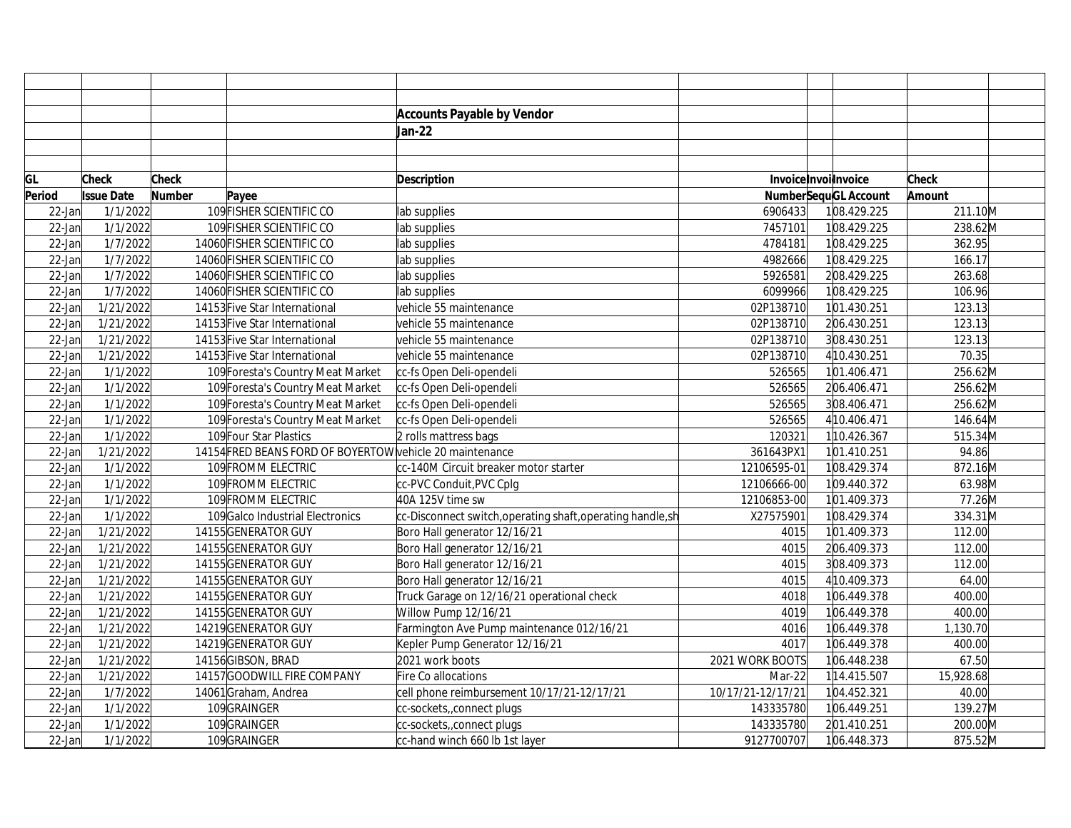**Accounts Payable by Vendor**

**Jan-22**

| GL Period | Check Issue Date | Check Number | Payee | Description | Invoice Number | Invoice Sequence | Invoice GL Account | Check Amount | |
|---|---|---|---|---|---|---|---|---|---|
| 22-Jan | 1/1/2022 | 109 | FISHER SCIENTIFIC CO | lab supplies | 6906433 | 1 | 08.429.225 | 211.10 | M |
| 22-Jan | 1/1/2022 | 109 | FISHER SCIENTIFIC CO | lab supplies | 7457101 | 1 | 08.429.225 | 238.62 | M |
| 22-Jan | 1/7/2022 | 14060 | FISHER SCIENTIFIC CO | lab supplies | 4784181 | 1 | 08.429.225 | 362.95 | |
| 22-Jan | 1/7/2022 | 14060 | FISHER SCIENTIFIC CO | lab supplies | 4982666 | 1 | 08.429.225 | 166.17 | |
| 22-Jan | 1/7/2022 | 14060 | FISHER SCIENTIFIC CO | lab supplies | 5926581 | 2 | 08.429.225 | 263.68 | |
| 22-Jan | 1/7/2022 | 14060 | FISHER SCIENTIFIC CO | lab supplies | 6099966 | 1 | 08.429.225 | 106.96 | |
| 22-Jan | 1/21/2022 | 14153 | Five Star International | vehicle 55 maintenance | 02P138710 | 1 | 01.430.251 | 123.13 | |
| 22-Jan | 1/21/2022 | 14153 | Five Star International | vehicle 55 maintenance | 02P138710 | 2 | 06.430.251 | 123.13 | |
| 22-Jan | 1/21/2022 | 14153 | Five Star International | vehicle 55 maintenance | 02P138710 | 3 | 08.430.251 | 123.13 | |
| 22-Jan | 1/21/2022 | 14153 | Five Star International | vehicle 55 maintenance | 02P138710 | 4 | 10.430.251 | 70.35 | |
| 22-Jan | 1/1/2022 | 109 | Foresta's Country Meat Market | cc-fs Open Deli-opendeli | 526565 | 1 | 01.406.471 | 256.62 | M |
| 22-Jan | 1/1/2022 | 109 | Foresta's Country Meat Market | cc-fs Open Deli-opendeli | 526565 | 2 | 06.406.471 | 256.62 | M |
| 22-Jan | 1/1/2022 | 109 | Foresta's Country Meat Market | cc-fs Open Deli-opendeli | 526565 | 3 | 08.406.471 | 256.62 | M |
| 22-Jan | 1/1/2022 | 109 | Foresta's Country Meat Market | cc-fs Open Deli-opendeli | 526565 | 4 | 10.406.471 | 146.64 | M |
| 22-Jan | 1/1/2022 | 109 | Four Star Plastics | 2 rolls mattress bags | 120321 | 1 | 10.426.367 | 515.34 | M |
| 22-Jan | 1/21/2022 | 14154 | FRED BEANS FORD OF BOYERTOW | vehicle 20 maintenance | 361643PX1 | 1 | 01.410.251 | 94.86 | |
| 22-Jan | 1/1/2022 | 109 | FROMM ELECTRIC | cc-140M Circuit breaker motor starter | 12106595-01 | 1 | 08.429.374 | 872.16 | M |
| 22-Jan | 1/1/2022 | 109 | FROMM ELECTRIC | cc-PVC Conduit,PVC Cplg | 12106666-00 | 1 | 09.440.372 | 63.98 | M |
| 22-Jan | 1/1/2022 | 109 | FROMM ELECTRIC | 40A 125V time sw | 12106853-00 | 1 | 01.409.373 | 77.26 | M |
| 22-Jan | 1/1/2022 | 109 | Galco Industrial Electronics | cc-Disconnect switch,operating shaft,operating handle,sh | X27575901 | 1 | 08.429.374 | 334.31 | M |
| 22-Jan | 1/21/2022 | 14155 | GENERATOR GUY | Boro Hall generator 12/16/21 | 4015 | 1 | 01.409.373 | 112.00 | |
| 22-Jan | 1/21/2022 | 14155 | GENERATOR GUY | Boro Hall generator 12/16/21 | 4015 | 2 | 06.409.373 | 112.00 | |
| 22-Jan | 1/21/2022 | 14155 | GENERATOR GUY | Boro Hall generator 12/16/21 | 4015 | 3 | 08.409.373 | 112.00 | |
| 22-Jan | 1/21/2022 | 14155 | GENERATOR GUY | Boro Hall generator 12/16/21 | 4015 | 4 | 10.409.373 | 64.00 | |
| 22-Jan | 1/21/2022 | 14155 | GENERATOR GUY | Truck Garage on 12/16/21 operational check | 4018 | 1 | 06.449.378 | 400.00 | |
| 22-Jan | 1/21/2022 | 14155 | GENERATOR GUY | Willow Pump 12/16/21 | 4019 | 1 | 06.449.378 | 400.00 | |
| 22-Jan | 1/21/2022 | 14219 | GENERATOR GUY | Farmington Ave Pump maintenance 012/16/21 | 4016 | 1 | 06.449.378 | 1,130.70 | |
| 22-Jan | 1/21/2022 | 14219 | GENERATOR GUY | Kepler Pump Generator 12/16/21 | 4017 | 1 | 06.449.378 | 400.00 | |
| 22-Jan | 1/21/2022 | 14156 | GIBSON, BRAD | 2021 work boots | 2021 WORK BOOTS | 1 | 06.448.238 | 67.50 | |
| 22-Jan | 1/21/2022 | 14157 | GOODWILL FIRE COMPANY | Fire Co allocations | Mar-22 | 1 | 14.415.507 | 15,928.68 | |
| 22-Jan | 1/7/2022 | 14061 | Graham, Andrea | cell phone reimbursement 10/17/21-12/17/21 | 10/17/21-12/17/21 | 1 | 04.452.321 | 40.00 | |
| 22-Jan | 1/1/2022 | 109 | GRAINGER | cc-sockets,,connect plugs | 143335780 | 1 | 06.449.251 | 139.27 | M |
| 22-Jan | 1/1/2022 | 109 | GRAINGER | cc-sockets,,connect plugs | 143335780 | 2 | 01.410.251 | 200.00 | M |
| 22-Jan | 1/1/2022 | 109 | GRAINGER | cc-hand winch 660 lb 1st layer | 9127700707 | 1 | 06.448.373 | 875.52 | M |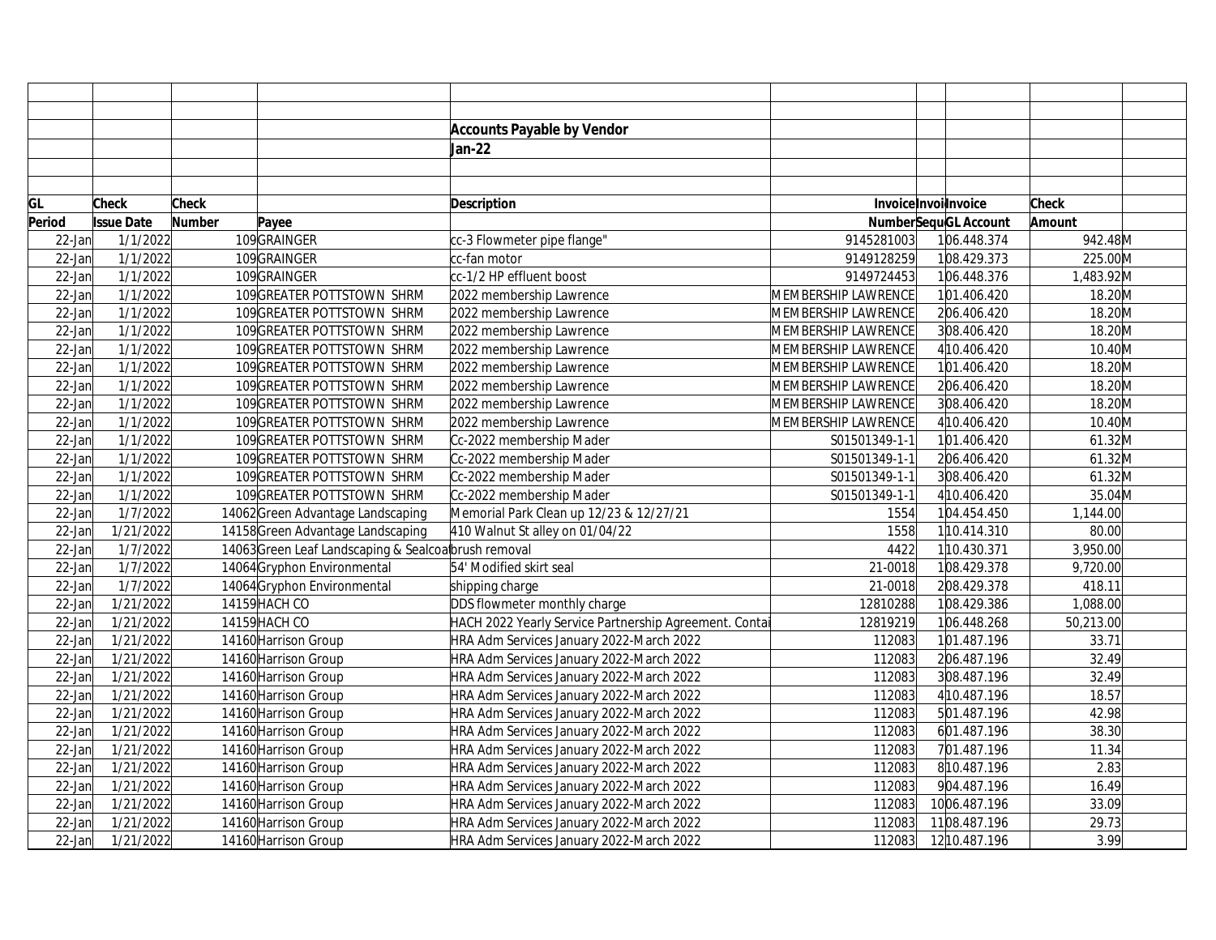## Accounts Payable by Vendor

### Jan-22

| GL Period | Check Issue Date | Check Number | Payee | Description | Invoice Number | Invoice Sequence | Invoice GL Account | Check Amount | |
|---|---|---|---|---|---|---|---|---|---|
| 22-Jan | 1/1/2022 | 109 | GRAINGER | cc-3 Flowmeter pipe flange" | 9145281003 | 1 | 06.448.374 | 942.48 | M |
| 22-Jan | 1/1/2022 | 109 | GRAINGER | cc-fan motor | 9149128259 | 1 | 08.429.373 | 225.00 | M |
| 22-Jan | 1/1/2022 | 109 | GRAINGER | cc-1/2 HP effluent boost | 9149724453 | 1 | 06.448.376 | 1,483.92 | M |
| 22-Jan | 1/1/2022 | 109 | GREATER POTTSTOWN SHRM | 2022 membership Lawrence | MEMBERSHIP LAWRENCE | 1 | 01.406.420 | 18.20 | M |
| 22-Jan | 1/1/2022 | 109 | GREATER POTTSTOWN SHRM | 2022 membership Lawrence | MEMBERSHIP LAWRENCE | 2 | 06.406.420 | 18.20 | M |
| 22-Jan | 1/1/2022 | 109 | GREATER POTTSTOWN SHRM | 2022 membership Lawrence | MEMBERSHIP LAWRENCE | 3 | 08.406.420 | 18.20 | M |
| 22-Jan | 1/1/2022 | 109 | GREATER POTTSTOWN SHRM | 2022 membership Lawrence | MEMBERSHIP LAWRENCE | 4 | 10.406.420 | 10.40 | M |
| 22-Jan | 1/1/2022 | 109 | GREATER POTTSTOWN SHRM | 2022 membership Lawrence | MEMBERSHIP LAWRENCE | 1 | 01.406.420 | 18.20 | M |
| 22-Jan | 1/1/2022 | 109 | GREATER POTTSTOWN SHRM | 2022 membership Lawrence | MEMBERSHIP LAWRENCE | 2 | 06.406.420 | 18.20 | M |
| 22-Jan | 1/1/2022 | 109 | GREATER POTTSTOWN SHRM | 2022 membership Lawrence | MEMBERSHIP LAWRENCE | 3 | 08.406.420 | 18.20 | M |
| 22-Jan | 1/1/2022 | 109 | GREATER POTTSTOWN SHRM | 2022 membership Lawrence | MEMBERSHIP LAWRENCE | 4 | 10.406.420 | 10.40 | M |
| 22-Jan | 1/1/2022 | 109 | GREATER POTTSTOWN SHRM | Cc-2022 membership Mader | S01501349-1-1 | 1 | 01.406.420 | 61.32 | M |
| 22-Jan | 1/1/2022 | 109 | GREATER POTTSTOWN SHRM | Cc-2022 membership Mader | S01501349-1-1 | 2 | 06.406.420 | 61.32 | M |
| 22-Jan | 1/1/2022 | 109 | GREATER POTTSTOWN SHRM | Cc-2022 membership Mader | S01501349-1-1 | 3 | 08.406.420 | 61.32 | M |
| 22-Jan | 1/1/2022 | 109 | GREATER POTTSTOWN SHRM | Cc-2022 membership Mader | S01501349-1-1 | 4 | 10.406.420 | 35.04 | M |
| 22-Jan | 1/7/2022 | 14062 | Green Advantage Landscaping | Memorial Park Clean up 12/23 & 12/27/21 | 1554 | 1 | 04.454.450 | 1,144.00 | |
| 22-Jan | 1/21/2022 | 14158 | Green Advantage Landscaping | 410 Walnut St alley on 01/04/22 | 1558 | 1 | 10.414.310 | 80.00 | |
| 22-Jan | 1/7/2022 | 14063 | Green Leaf Landscaping & Sealcoa | brush removal | 4422 | 1 | 10.430.371 | 3,950.00 | |
| 22-Jan | 1/7/2022 | 14064 | Gryphon Environmental | 54' Modified skirt seal | 21-0018 | 1 | 08.429.378 | 9,720.00 | |
| 22-Jan | 1/7/2022 | 14064 | Gryphon Environmental | shipping charge | 21-0018 | 2 | 08.429.378 | 418.11 | |
| 22-Jan | 1/21/2022 | 14159 | HACH CO | DDS flowmeter monthly charge | 12810288 | 1 | 08.429.386 | 1,088.00 | |
| 22-Jan | 1/21/2022 | 14159 | HACH CO | HACH 2022 Yearly Service Partnership Agreement. Contai | 12819219 | 1 | 06.448.268 | 50,213.00 | |
| 22-Jan | 1/21/2022 | 14160 | Harrison Group | HRA Adm Services January 2022-March 2022 | 112083 | 1 | 01.487.196 | 33.71 | |
| 22-Jan | 1/21/2022 | 14160 | Harrison Group | HRA Adm Services January 2022-March 2022 | 112083 | 2 | 06.487.196 | 32.49 | |
| 22-Jan | 1/21/2022 | 14160 | Harrison Group | HRA Adm Services January 2022-March 2022 | 112083 | 3 | 08.487.196 | 32.49 | |
| 22-Jan | 1/21/2022 | 14160 | Harrison Group | HRA Adm Services January 2022-March 2022 | 112083 | 4 | 10.487.196 | 18.57 | |
| 22-Jan | 1/21/2022 | 14160 | Harrison Group | HRA Adm Services January 2022-March 2022 | 112083 | 5 | 01.487.196 | 42.98 | |
| 22-Jan | 1/21/2022 | 14160 | Harrison Group | HRA Adm Services January 2022-March 2022 | 112083 | 6 | 01.487.196 | 38.30 | |
| 22-Jan | 1/21/2022 | 14160 | Harrison Group | HRA Adm Services January 2022-March 2022 | 112083 | 7 | 01.487.196 | 11.34 | |
| 22-Jan | 1/21/2022 | 14160 | Harrison Group | HRA Adm Services January 2022-March 2022 | 112083 | 8 | 10.487.196 | 2.83 | |
| 22-Jan | 1/21/2022 | 14160 | Harrison Group | HRA Adm Services January 2022-March 2022 | 112083 | 9 | 04.487.196 | 16.49 | |
| 22-Jan | 1/21/2022 | 14160 | Harrison Group | HRA Adm Services January 2022-March 2022 | 112083 | 10 | 06.487.196 | 33.09 | |
| 22-Jan | 1/21/2022 | 14160 | Harrison Group | HRA Adm Services January 2022-March 2022 | 112083 | 11 | 08.487.196 | 29.73 | |
| 22-Jan | 1/21/2022 | 14160 | Harrison Group | HRA Adm Services January 2022-March 2022 | 112083 | 12 | 10.487.196 | 3.99 | |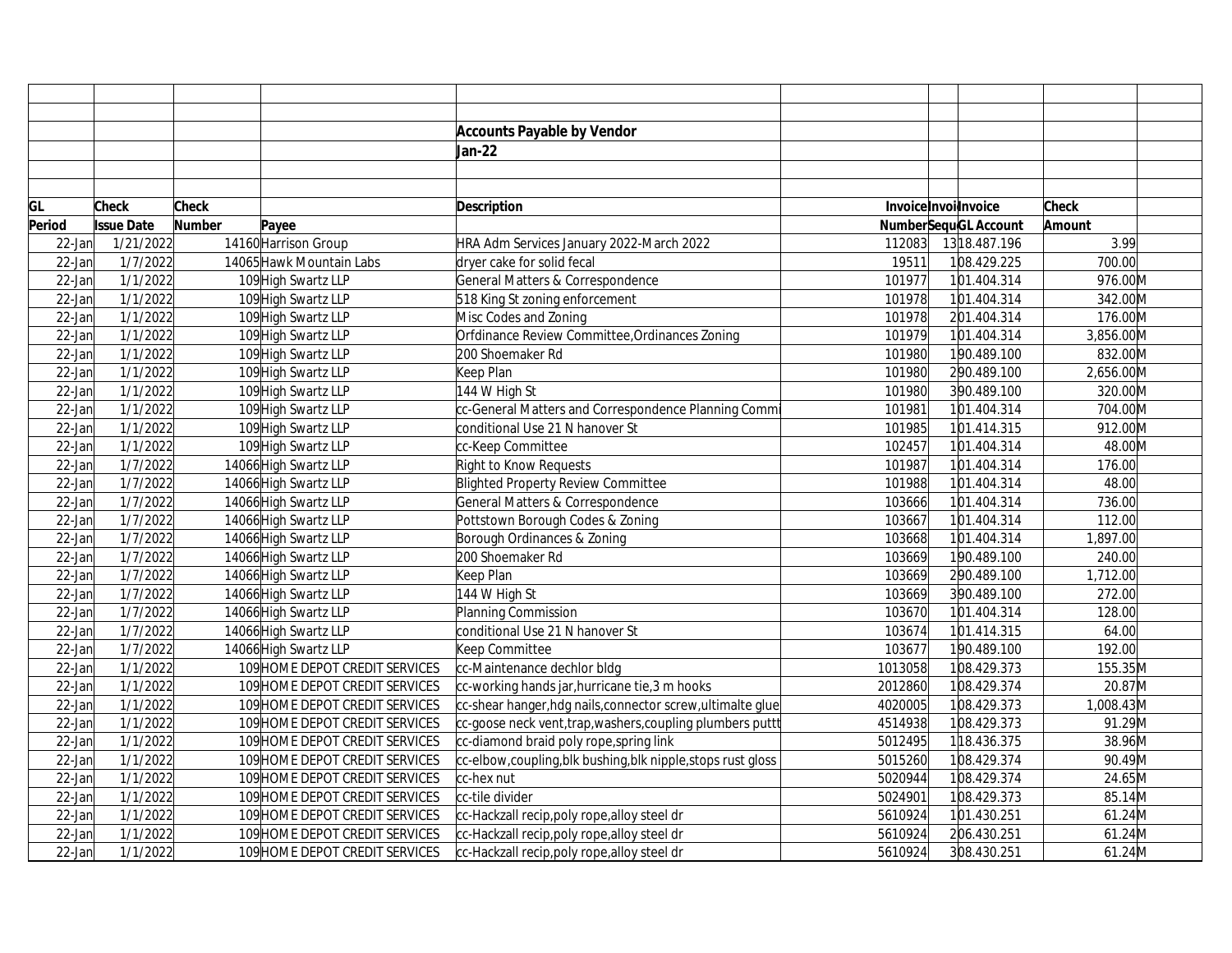**Accounts Payable by Vendor**

**Jan-22**

| GL Period | Check Issue Date | Check Number | Payee | Description | Invoice Number | Invoice Sequ | Invoice GL Account | Check Amount | |
|---|---|---|---|---|---|---|---|---|---|
| 22-Jan | 1/21/2022 | 14160 | Harrison Group | HRA Adm Services January 2022-March 2022 | 112083 | 13 | 18.487.196 | 3.99 | |
| 22-Jan | 1/7/2022 | 14065 | Hawk Mountain Labs | dryer cake for solid fecal | 19511 | 1 | 08.429.225 | 700.00 | |
| 22-Jan | 1/1/2022 | 109 | High Swartz LLP | General Matters & Correspondence | 101977 | 1 | 01.404.314 | 976.00 | M |
| 22-Jan | 1/1/2022 | 109 | High Swartz LLP | 518 King St zoning enforcement | 101978 | 1 | 01.404.314 | 342.00 | M |
| 22-Jan | 1/1/2022 | 109 | High Swartz LLP | Misc Codes and Zoning | 101978 | 2 | 01.404.314 | 176.00 | M |
| 22-Jan | 1/1/2022 | 109 | High Swartz LLP | Orfdinance Review Committee,Ordinances Zoning | 101979 | 1 | 01.404.314 | 3,856.00 | M |
| 22-Jan | 1/1/2022 | 109 | High Swartz LLP | 200 Shoemaker Rd | 101980 | 1 | 90.489.100 | 832.00 | M |
| 22-Jan | 1/1/2022 | 109 | High Swartz LLP | Keep Plan | 101980 | 2 | 90.489.100 | 2,656.00 | M |
| 22-Jan | 1/1/2022 | 109 | High Swartz LLP | 144 W High St | 101980 | 3 | 90.489.100 | 320.00 | M |
| 22-Jan | 1/1/2022 | 109 | High Swartz LLP | cc-General Matters and Correspondence Planning Commi | 101981 | 1 | 01.404.314 | 704.00 | M |
| 22-Jan | 1/1/2022 | 109 | High Swartz LLP | conditional Use 21 N hanover St | 101985 | 1 | 01.414.315 | 912.00 | M |
| 22-Jan | 1/1/2022 | 109 | High Swartz LLP | cc-Keep Committee | 102457 | 1 | 01.404.314 | 48.00 | M |
| 22-Jan | 1/7/2022 | 14066 | High Swartz LLP | Right to Know Requests | 101987 | 1 | 01.404.314 | 176.00 | |
| 22-Jan | 1/7/2022 | 14066 | High Swartz LLP | Blighted Property Review Committee | 101988 | 1 | 01.404.314 | 48.00 | |
| 22-Jan | 1/7/2022 | 14066 | High Swartz LLP | General Matters & Correspondence | 103666 | 1 | 01.404.314 | 736.00 | |
| 22-Jan | 1/7/2022 | 14066 | High Swartz LLP | Pottstown Borough Codes & Zoning | 103667 | 1 | 01.404.314 | 112.00 | |
| 22-Jan | 1/7/2022 | 14066 | High Swartz LLP | Borough Ordinances & Zoning | 103668 | 1 | 01.404.314 | 1,897.00 | |
| 22-Jan | 1/7/2022 | 14066 | High Swartz LLP | 200 Shoemaker Rd | 103669 | 1 | 90.489.100 | 240.00 | |
| 22-Jan | 1/7/2022 | 14066 | High Swartz LLP | Keep Plan | 103669 | 2 | 90.489.100 | 1,712.00 | |
| 22-Jan | 1/7/2022 | 14066 | High Swartz LLP | 144 W High St | 103669 | 3 | 90.489.100 | 272.00 | |
| 22-Jan | 1/7/2022 | 14066 | High Swartz LLP | Planning Commission | 103670 | 1 | 01.404.314 | 128.00 | |
| 22-Jan | 1/7/2022 | 14066 | High Swartz LLP | conditional Use 21 N hanover St | 103674 | 1 | 01.414.315 | 64.00 | |
| 22-Jan | 1/7/2022 | 14066 | High Swartz LLP | Keep Committee | 103677 | 1 | 90.489.100 | 192.00 | |
| 22-Jan | 1/1/2022 | 109 | HOME DEPOT CREDIT SERVICES | cc-Maintenance dechlor bldg | 1013058 | 1 | 08.429.373 | 155.35 | M |
| 22-Jan | 1/1/2022 | 109 | HOME DEPOT CREDIT SERVICES | cc-working hands jar,hurricane tie,3 m hooks | 2012860 | 1 | 08.429.374 | 20.87 | M |
| 22-Jan | 1/1/2022 | 109 | HOME DEPOT CREDIT SERVICES | cc-shear hanger,hdg nails,connector screw,ultimalte glue | 4020005 | 1 | 08.429.373 | 1,008.43 | M |
| 22-Jan | 1/1/2022 | 109 | HOME DEPOT CREDIT SERVICES | cc-goose neck vent,trap,washers,coupling plumbers putt | 4514938 | 1 | 08.429.373 | 91.29 | M |
| 22-Jan | 1/1/2022 | 109 | HOME DEPOT CREDIT SERVICES | cc-diamond braid poly rope,spring link | 5012495 | 1 | 18.436.375 | 38.96 | M |
| 22-Jan | 1/1/2022 | 109 | HOME DEPOT CREDIT SERVICES | cc-elbow,coupling,blk bushing,blk nipple,stops rust gloss | 5015260 | 1 | 08.429.374 | 90.49 | M |
| 22-Jan | 1/1/2022 | 109 | HOME DEPOT CREDIT SERVICES | cc-hex nut | 5020944 | 1 | 08.429.374 | 24.65 | M |
| 22-Jan | 1/1/2022 | 109 | HOME DEPOT CREDIT SERVICES | cc-tile divider | 5024901 | 1 | 08.429.373 | 85.14 | M |
| 22-Jan | 1/1/2022 | 109 | HOME DEPOT CREDIT SERVICES | cc-Hackzall recip,poly rope,alloy steel dr | 5610924 | 1 | 01.430.251 | 61.24 | M |
| 22-Jan | 1/1/2022 | 109 | HOME DEPOT CREDIT SERVICES | cc-Hackzall recip,poly rope,alloy steel dr | 5610924 | 2 | 06.430.251 | 61.24 | M |
| 22-Jan | 1/1/2022 | 109 | HOME DEPOT CREDIT SERVICES | cc-Hackzall recip,poly rope,alloy steel dr | 5610924 | 3 | 08.430.251 | 61.24 | M |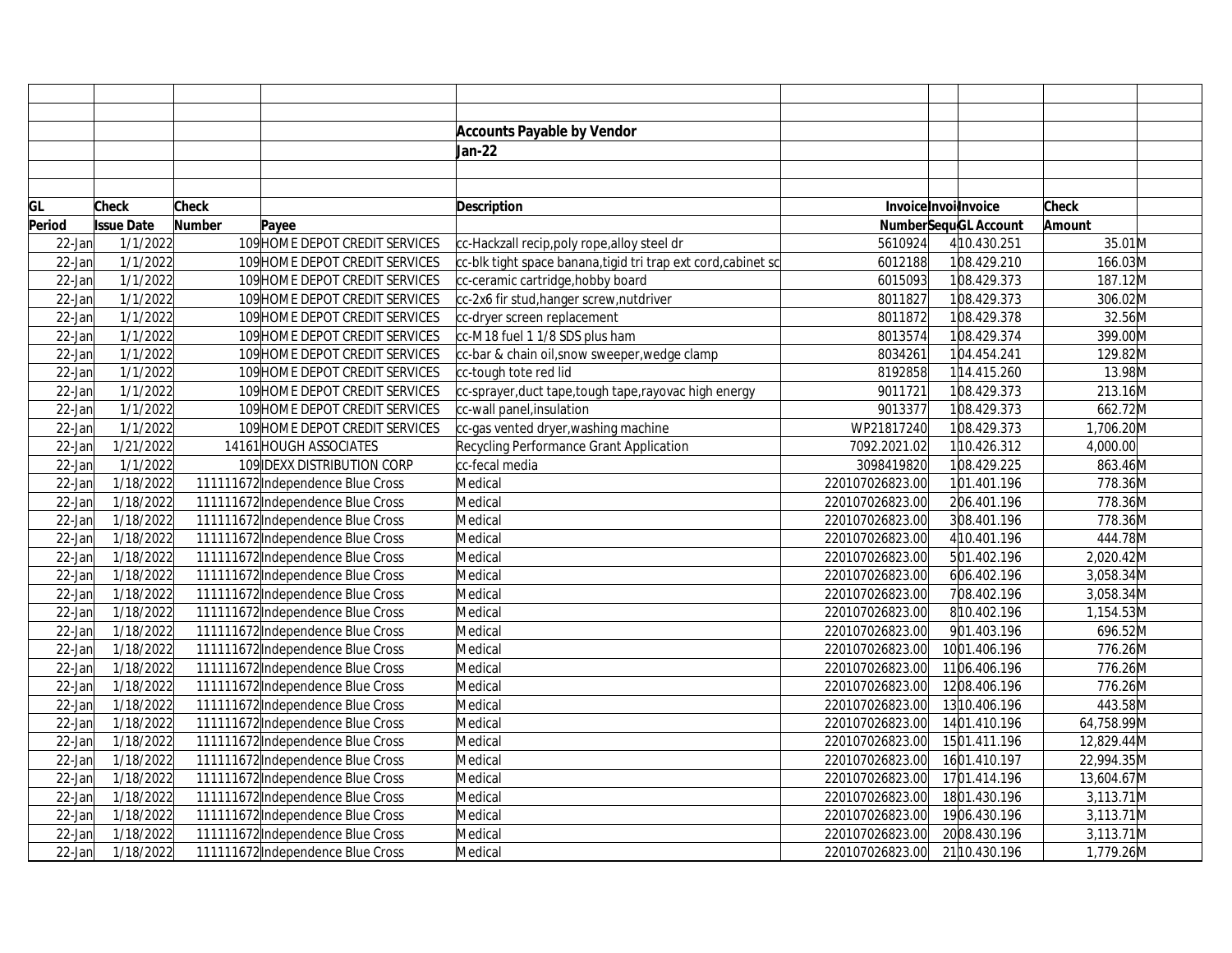**Accounts Payable by Vendor**

**Jan-22**

| GL Period | Check Issue Date | Check Number | Payee | Description | Invoice Number | Invoice Sequence | Invoice GL Account | Check Amount | |
|---|---|---|---|---|---|---|---|---|---|
| 22-Jan | 1/1/2022 | 109 | HOME DEPOT CREDIT SERVICES | cc-Hackzall recip,poly rope,alloy steel dr | 5610924 | 4 | 10.430.251 | 35.01 | M |
| 22-Jan | 1/1/2022 | 109 | HOME DEPOT CREDIT SERVICES | cc-blk tight space banana,tigid tri trap ext cord,cabinet sc | 6012188 | 1 | 08.429.210 | 166.03 | M |
| 22-Jan | 1/1/2022 | 109 | HOME DEPOT CREDIT SERVICES | cc-ceramic cartridge,hobby board | 6015093 | 1 | 08.429.373 | 187.12 | M |
| 22-Jan | 1/1/2022 | 109 | HOME DEPOT CREDIT SERVICES | cc-2x6 fir stud,hanger screw,nutdriver | 8011827 | 1 | 08.429.373 | 306.02 | M |
| 22-Jan | 1/1/2022 | 109 | HOME DEPOT CREDIT SERVICES | cc-dryer screen replacement | 8011872 | 1 | 08.429.378 | 32.56 | M |
| 22-Jan | 1/1/2022 | 109 | HOME DEPOT CREDIT SERVICES | cc-M18 fuel 1 1/8 SDS plus ham | 8013574 | 1 | 08.429.374 | 399.00 | M |
| 22-Jan | 1/1/2022 | 109 | HOME DEPOT CREDIT SERVICES | cc-bar & chain oil,snow sweeper,wedge clamp | 8034261 | 1 | 04.454.241 | 129.82 | M |
| 22-Jan | 1/1/2022 | 109 | HOME DEPOT CREDIT SERVICES | cc-tough tote red lid | 8192858 | 1 | 14.415.260 | 13.98 | M |
| 22-Jan | 1/1/2022 | 109 | HOME DEPOT CREDIT SERVICES | cc-sprayer,duct tape,tough tape,rayovac high energy | 9011721 | 1 | 08.429.373 | 213.16 | M |
| 22-Jan | 1/1/2022 | 109 | HOME DEPOT CREDIT SERVICES | cc-wall panel,insulation | 9013377 | 1 | 08.429.373 | 662.72 | M |
| 22-Jan | 1/1/2022 | 109 | HOME DEPOT CREDIT SERVICES | cc-gas vented dryer,washing machine | WP21817240 | 1 | 08.429.373 | 1,706.20 | M |
| 22-Jan | 1/21/2022 | 14161 | HOUGH ASSOCIATES | Recycling Performance Grant Application | 7092.2021.02 | 1 | 10.426.312 | 4,000.00 | |
| 22-Jan | 1/1/2022 | 109 | IDEXX DISTRIBUTION CORP | cc-fecal media | 3098419820 | 1 | 08.429.225 | 863.46 | M |
| 22-Jan | 1/18/2022 | 111111672 | Independence Blue Cross | Medical | 220107026823.00 | 1 | 01.401.196 | 778.36 | M |
| 22-Jan | 1/18/2022 | 111111672 | Independence Blue Cross | Medical | 220107026823.00 | 2 | 06.401.196 | 778.36 | M |
| 22-Jan | 1/18/2022 | 111111672 | Independence Blue Cross | Medical | 220107026823.00 | 3 | 08.401.196 | 778.36 | M |
| 22-Jan | 1/18/2022 | 111111672 | Independence Blue Cross | Medical | 220107026823.00 | 4 | 10.401.196 | 444.78 | M |
| 22-Jan | 1/18/2022 | 111111672 | Independence Blue Cross | Medical | 220107026823.00 | 5 | 01.402.196 | 2,020.42 | M |
| 22-Jan | 1/18/2022 | 111111672 | Independence Blue Cross | Medical | 220107026823.00 | 6 | 06.402.196 | 3,058.34 | M |
| 22-Jan | 1/18/2022 | 111111672 | Independence Blue Cross | Medical | 220107026823.00 | 7 | 08.402.196 | 3,058.34 | M |
| 22-Jan | 1/18/2022 | 111111672 | Independence Blue Cross | Medical | 220107026823.00 | 8 | 10.402.196 | 1,154.53 | M |
| 22-Jan | 1/18/2022 | 111111672 | Independence Blue Cross | Medical | 220107026823.00 | 9 | 01.403.196 | 696.52 | M |
| 22-Jan | 1/18/2022 | 111111672 | Independence Blue Cross | Medical | 220107026823.00 | 10 | 01.406.196 | 776.26 | M |
| 22-Jan | 1/18/2022 | 111111672 | Independence Blue Cross | Medical | 220107026823.00 | 11 | 06.406.196 | 776.26 | M |
| 22-Jan | 1/18/2022 | 111111672 | Independence Blue Cross | Medical | 220107026823.00 | 12 | 08.406.196 | 776.26 | M |
| 22-Jan | 1/18/2022 | 111111672 | Independence Blue Cross | Medical | 220107026823.00 | 13 | 10.406.196 | 443.58 | M |
| 22-Jan | 1/18/2022 | 111111672 | Independence Blue Cross | Medical | 220107026823.00 | 14 | 01.410.196 | 64,758.99 | M |
| 22-Jan | 1/18/2022 | 111111672 | Independence Blue Cross | Medical | 220107026823.00 | 15 | 01.411.196 | 12,829.44 | M |
| 22-Jan | 1/18/2022 | 111111672 | Independence Blue Cross | Medical | 220107026823.00 | 16 | 01.410.197 | 22,994.35 | M |
| 22-Jan | 1/18/2022 | 111111672 | Independence Blue Cross | Medical | 220107026823.00 | 17 | 01.414.196 | 13,604.67 | M |
| 22-Jan | 1/18/2022 | 111111672 | Independence Blue Cross | Medical | 220107026823.00 | 18 | 01.430.196 | 3,113.71 | M |
| 22-Jan | 1/18/2022 | 111111672 | Independence Blue Cross | Medical | 220107026823.00 | 19 | 06.430.196 | 3,113.71 | M |
| 22-Jan | 1/18/2022 | 111111672 | Independence Blue Cross | Medical | 220107026823.00 | 20 | 08.430.196 | 3,113.71 | M |
| 22-Jan | 1/18/2022 | 111111672 | Independence Blue Cross | Medical | 220107026823.00 | 21 | 10.430.196 | 1,779.26 | M |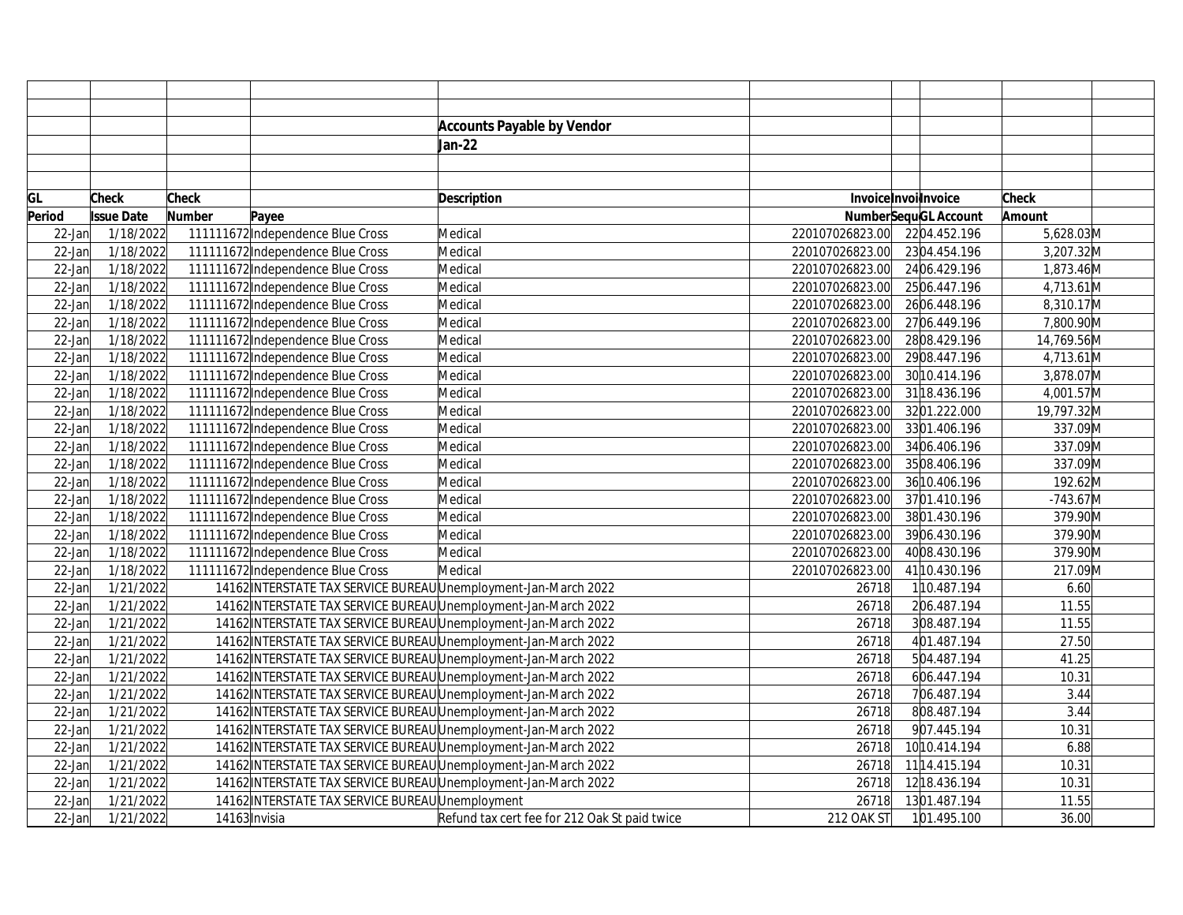**Accounts Payable by Vendor**

**Jan-22**

| GL Period | Check Issue Date | Check Number | Payee | Description | Invoice Number | Invoice Sequ | Invoice GL Account | Check Amount | |
|---|---|---|---|---|---|---|---|---|---|
| 22-Jan | 1/18/2022 | 111111672 | Independence Blue Cross | Medical | 220107026823.00 | 22 | 04.452.196 | 5,628.03 | M |
| 22-Jan | 1/18/2022 | 111111672 | Independence Blue Cross | Medical | 220107026823.00 | 23 | 04.454.196 | 3,207.32 | M |
| 22-Jan | 1/18/2022 | 111111672 | Independence Blue Cross | Medical | 220107026823.00 | 24 | 06.429.196 | 1,873.46 | M |
| 22-Jan | 1/18/2022 | 111111672 | Independence Blue Cross | Medical | 220107026823.00 | 25 | 06.447.196 | 4,713.61 | M |
| 22-Jan | 1/18/2022 | 111111672 | Independence Blue Cross | Medical | 220107026823.00 | 26 | 06.448.196 | 8,310.17 | M |
| 22-Jan | 1/18/2022 | 111111672 | Independence Blue Cross | Medical | 220107026823.00 | 27 | 06.449.196 | 7,800.90 | M |
| 22-Jan | 1/18/2022 | 111111672 | Independence Blue Cross | Medical | 220107026823.00 | 28 | 08.429.196 | 14,769.56 | M |
| 22-Jan | 1/18/2022 | 111111672 | Independence Blue Cross | Medical | 220107026823.00 | 29 | 08.447.196 | 4,713.61 | M |
| 22-Jan | 1/18/2022 | 111111672 | Independence Blue Cross | Medical | 220107026823.00 | 30 | 10.414.196 | 3,878.07 | M |
| 22-Jan | 1/18/2022 | 111111672 | Independence Blue Cross | Medical | 220107026823.00 | 31 | 18.436.196 | 4,001.57 | M |
| 22-Jan | 1/18/2022 | 111111672 | Independence Blue Cross | Medical | 220107026823.00 | 32 | 01.222.000 | 19,797.32 | M |
| 22-Jan | 1/18/2022 | 111111672 | Independence Blue Cross | Medical | 220107026823.00 | 33 | 01.406.196 | 337.09 | M |
| 22-Jan | 1/18/2022 | 111111672 | Independence Blue Cross | Medical | 220107026823.00 | 34 | 06.406.196 | 337.09 | M |
| 22-Jan | 1/18/2022 | 111111672 | Independence Blue Cross | Medical | 220107026823.00 | 35 | 08.406.196 | 337.09 | M |
| 22-Jan | 1/18/2022 | 111111672 | Independence Blue Cross | Medical | 220107026823.00 | 36 | 10.406.196 | 192.62 | M |
| 22-Jan | 1/18/2022 | 111111672 | Independence Blue Cross | Medical | 220107026823.00 | 37 | 01.410.196 | -743.67 | M |
| 22-Jan | 1/18/2022 | 111111672 | Independence Blue Cross | Medical | 220107026823.00 | 38 | 01.430.196 | 379.90 | M |
| 22-Jan | 1/18/2022 | 111111672 | Independence Blue Cross | Medical | 220107026823.00 | 39 | 06.430.196 | 379.90 | M |
| 22-Jan | 1/18/2022 | 111111672 | Independence Blue Cross | Medical | 220107026823.00 | 40 | 08.430.196 | 379.90 | M |
| 22-Jan | 1/18/2022 | 111111672 | Independence Blue Cross | Medical | 220107026823.00 | 41 | 10.430.196 | 217.09 | M |
| 22-Jan | 1/21/2022 | 14162 | INTERSTATE TAX SERVICE BUREAU | Unemployment-Jan-March 2022 | 26718 | 1 | 10.487.194 | 6.60 | |
| 22-Jan | 1/21/2022 | 14162 | INTERSTATE TAX SERVICE BUREAU | Unemployment-Jan-March 2022 | 26718 | 2 | 06.487.194 | 11.55 | |
| 22-Jan | 1/21/2022 | 14162 | INTERSTATE TAX SERVICE BUREAU | Unemployment-Jan-March 2022 | 26718 | 3 | 08.487.194 | 11.55 | |
| 22-Jan | 1/21/2022 | 14162 | INTERSTATE TAX SERVICE BUREAU | Unemployment-Jan-March 2022 | 26718 | 4 | 01.487.194 | 27.50 | |
| 22-Jan | 1/21/2022 | 14162 | INTERSTATE TAX SERVICE BUREAU | Unemployment-Jan-March 2022 | 26718 | 5 | 04.487.194 | 41.25 | |
| 22-Jan | 1/21/2022 | 14162 | INTERSTATE TAX SERVICE BUREAU | Unemployment-Jan-March 2022 | 26718 | 6 | 06.447.194 | 10.31 | |
| 22-Jan | 1/21/2022 | 14162 | INTERSTATE TAX SERVICE BUREAU | Unemployment-Jan-March 2022 | 26718 | 7 | 06.487.194 | 3.44 | |
| 22-Jan | 1/21/2022 | 14162 | INTERSTATE TAX SERVICE BUREAU | Unemployment-Jan-March 2022 | 26718 | 8 | 08.487.194 | 3.44 | |
| 22-Jan | 1/21/2022 | 14162 | INTERSTATE TAX SERVICE BUREAU | Unemployment-Jan-March 2022 | 26718 | 9 | 07.445.194 | 10.31 | |
| 22-Jan | 1/21/2022 | 14162 | INTERSTATE TAX SERVICE BUREAU | Unemployment-Jan-March 2022 | 26718 | 10 | 10.414.194 | 6.88 | |
| 22-Jan | 1/21/2022 | 14162 | INTERSTATE TAX SERVICE BUREAU | Unemployment-Jan-March 2022 | 26718 | 11 | 14.415.194 | 10.31 | |
| 22-Jan | 1/21/2022 | 14162 | INTERSTATE TAX SERVICE BUREAU | Unemployment-Jan-March 2022 | 26718 | 12 | 18.436.194 | 10.31 | |
| 22-Jan | 1/21/2022 | 14162 | INTERSTATE TAX SERVICE BUREAU | Unemployment | 26718 | 13 | 01.487.194 | 11.55 | |
| 22-Jan | 1/21/2022 | 14163 | Invisia | Refund tax cert fee for 212 Oak St paid twice | 212 OAK ST | 1 | 01.495.100 | 36.00 | |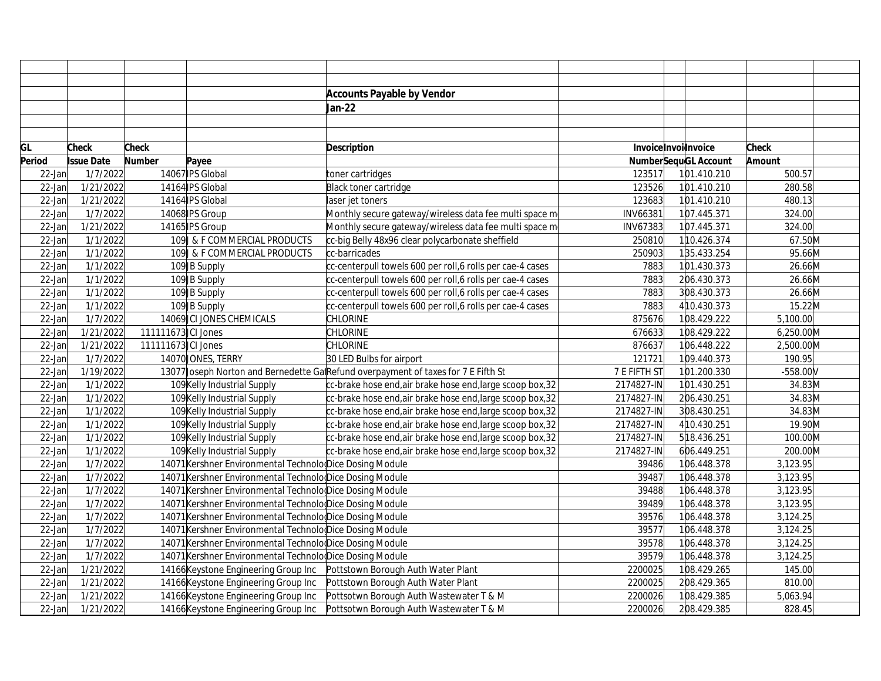**Accounts Payable by Vendor**

**Jan-22**

| GL Period | Check Issue Date | Check Number | Payee | Description | Invoice Number | Invoice Sequence | Invoice GL Account | Check Amount | |
|---|---|---|---|---|---|---|---|---|---|
| 22-Jan | 1/7/2022 | 14067 | IPS Global | toner cartridges | 123517 | 1 | 01.410.210 | 500.57 | |
| 22-Jan | 1/21/2022 | 14164 | IPS Global | Black toner cartridge | 123526 | 1 | 01.410.210 | 280.58 | |
| 22-Jan | 1/21/2022 | 14164 | IPS Global | laser jet toners | 123683 | 1 | 01.410.210 | 480.13 | |
| 22-Jan | 1/7/2022 | 14068 | IPS Group | Monthly secure gateway/wireless data fee multi space m | INV66381 | 1 | 07.445.371 | 324.00 | |
| 22-Jan | 1/21/2022 | 14165 | IPS Group | Monthly secure gateway/wireless data fee multi space m | INV67383 | 1 | 07.445.371 | 324.00 | |
| 22-Jan | 1/1/2022 | 109 | J & F COMMERCIAL PRODUCTS | cc-big Belly 48x96 clear polycarbonate sheffield | 250810 | 1 | 10.426.374 | 67.50 | M |
| 22-Jan | 1/1/2022 | 109 | J & F COMMERCIAL PRODUCTS | cc-barricades | 250903 | 1 | 35.433.254 | 95.66 | M |
| 22-Jan | 1/1/2022 | 109 | JB Supply | cc-centerpull towels 600 per roll,6 rolls per cae-4 cases | 7883 | 1 | 01.430.373 | 26.66 | M |
| 22-Jan | 1/1/2022 | 109 | JB Supply | cc-centerpull towels 600 per roll,6 rolls per cae-4 cases | 7883 | 2 | 06.430.373 | 26.66 | M |
| 22-Jan | 1/1/2022 | 109 | JB Supply | cc-centerpull towels 600 per roll,6 rolls per cae-4 cases | 7883 | 3 | 08.430.373 | 26.66 | M |
| 22-Jan | 1/1/2022 | 109 | JB Supply | cc-centerpull towels 600 per roll,6 rolls per cae-4 cases | 7883 | 4 | 10.430.373 | 15.22 | M |
| 22-Jan | 1/7/2022 | 14069 | JCI JONES CHEMICALS | CHLORINE | 875676 | 1 | 08.429.222 | 5,100.00 | |
| 22-Jan | 1/21/2022 | 111111673 | JCI Jones | CHLORINE | 676633 | 1 | 08.429.222 | 6,250.00 | M |
| 22-Jan | 1/21/2022 | 111111673 | JCI Jones | CHLORINE | 876637 | 1 | 06.448.222 | 2,500.00 | M |
| 22-Jan | 1/7/2022 | 14070 | JONES, TERRY | 30 LED Bulbs for airport | 121721 | 1 | 09.440.373 | 190.95 | |
| 22-Jan | 1/19/2022 | 13077 | Joseph Norton and Bernedette Ga | Refund overpayment of taxes for 7 E Fifth St | 7 E FIFTH ST | 1 | 01.200.330 | -558.00 | V |
| 22-Jan | 1/1/2022 | 109 | Kelly Industrial Supply | cc-brake hose end,air brake hose end,large scoop box,32 | 2174827-IN | 1 | 01.430.251 | 34.83 | M |
| 22-Jan | 1/1/2022 | 109 | Kelly Industrial Supply | cc-brake hose end,air brake hose end,large scoop box,32 | 2174827-IN | 2 | 06.430.251 | 34.83 | M |
| 22-Jan | 1/1/2022 | 109 | Kelly Industrial Supply | cc-brake hose end,air brake hose end,large scoop box,32 | 2174827-IN | 3 | 08.430.251 | 34.83 | M |
| 22-Jan | 1/1/2022 | 109 | Kelly Industrial Supply | cc-brake hose end,air brake hose end,large scoop box,32 | 2174827-IN | 4 | 10.430.251 | 19.90 | M |
| 22-Jan | 1/1/2022 | 109 | Kelly Industrial Supply | cc-brake hose end,air brake hose end,large scoop box,32 | 2174827-IN | 5 | 18.436.251 | 100.00 | M |
| 22-Jan | 1/1/2022 | 109 | Kelly Industrial Supply | cc-brake hose end,air brake hose end,large scoop box,32 | 2174827-IN | 6 | 06.449.251 | 200.00 | M |
| 22-Jan | 1/7/2022 | 14071 | Kershner Environmental Technolo | Dice Dosing Module | 39486 | 1 | 06.448.378 | 3,123.95 | |
| 22-Jan | 1/7/2022 | 14071 | Kershner Environmental Technolo | Dice Dosing Module | 39487 | 1 | 06.448.378 | 3,123.95 | |
| 22-Jan | 1/7/2022 | 14071 | Kershner Environmental Technolo | Dice Dosing Module | 39488 | 1 | 06.448.378 | 3,123.95 | |
| 22-Jan | 1/7/2022 | 14071 | Kershner Environmental Technolo | Dice Dosing Module | 39489 | 1 | 06.448.378 | 3,123.95 | |
| 22-Jan | 1/7/2022 | 14071 | Kershner Environmental Technolo | Dice Dosing Module | 39576 | 1 | 06.448.378 | 3,124.25 | |
| 22-Jan | 1/7/2022 | 14071 | Kershner Environmental Technolo | Dice Dosing Module | 39577 | 1 | 06.448.378 | 3,124.25 | |
| 22-Jan | 1/7/2022 | 14071 | Kershner Environmental Technolo | Dice Dosing Module | 39578 | 1 | 06.448.378 | 3,124.25 | |
| 22-Jan | 1/7/2022 | 14071 | Kershner Environmental Technolo | Dice Dosing Module | 39579 | 1 | 06.448.378 | 3,124.25 | |
| 22-Jan | 1/21/2022 | 14166 | Keystone Engineering Group Inc | Pottstown Borough Auth Water Plant | 2200025 | 1 | 08.429.265 | 145.00 | |
| 22-Jan | 1/21/2022 | 14166 | Keystone Engineering Group Inc | Pottstown Borough Auth Water Plant | 2200025 | 2 | 08.429.365 | 810.00 | |
| 22-Jan | 1/21/2022 | 14166 | Keystone Engineering Group Inc | Pottsotwn Borough Auth Wastewater T & M | 2200026 | 1 | 08.429.385 | 5,063.94 | |
| 22-Jan | 1/21/2022 | 14166 | Keystone Engineering Group Inc | Pottsotwn Borough Auth Wastewater T & M | 2200026 | 2 | 08.429.385 | 828.45 | |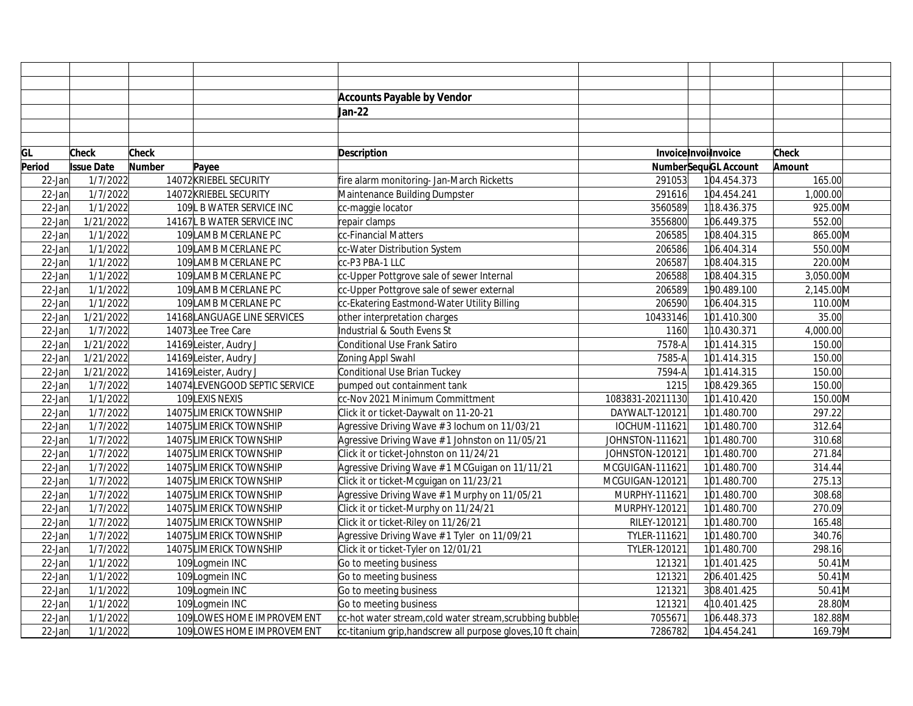**Accounts Payable by Vendor**

**Jan-22**

| GL Period | Check Issue Date | Check Number | Payee | Description | Invoice Number | Invoice Sequence | Invoice GL Account | Check Amount | |
|---|---|---|---|---|---|---|---|---|---|
| 22-Jan | 1/7/2022 | 14072 | KRIEBEL SECURITY | fire alarm monitoring- Jan-March Ricketts | 291053 | 1 | 04.454.373 | 165.00 | |
| 22-Jan | 1/7/2022 | 14072 | KRIEBEL SECURITY | Maintenance Building Dumpster | 291616 | 1 | 04.454.241 | 1,000.00 | |
| 22-Jan | 1/1/2022 | 109 | L B WATER SERVICE INC | cc-maggie locator | 3560589 | 1 | 18.436.375 | 925.00 | M |
| 22-Jan | 1/21/2022 | 14167 | L B WATER SERVICE INC | repair clamps | 3556800 | 1 | 06.449.375 | 552.00 | |
| 22-Jan | 1/1/2022 | 109 | LAMB MCERLANE PC | cc-Financial Matters | 206585 | 1 | 08.404.315 | 865.00 | M |
| 22-Jan | 1/1/2022 | 109 | LAMB MCERLANE PC | cc-Water Distribution System | 206586 | 1 | 06.404.314 | 550.00 | M |
| 22-Jan | 1/1/2022 | 109 | LAMB MCERLANE PC | cc-P3 PBA-1 LLC | 206587 | 1 | 08.404.315 | 220.00 | M |
| 22-Jan | 1/1/2022 | 109 | LAMB MCERLANE PC | cc-Upper Pottgrove sale of sewer Internal | 206588 | 1 | 08.404.315 | 3,050.00 | M |
| 22-Jan | 1/1/2022 | 109 | LAMB MCERLANE PC | cc-Upper Pottgrove sale of sewer external | 206589 | 1 | 90.489.100 | 2,145.00 | M |
| 22-Jan | 1/1/2022 | 109 | LAMB MCERLANE PC | cc-Ekatering Eastmond-Water Utility Billing | 206590 | 1 | 06.404.315 | 110.00 | M |
| 22-Jan | 1/21/2022 | 14168 | LANGUAGE LINE SERVICES | other interpretation charges | 10433146 | 1 | 01.410.300 | 35.00 | |
| 22-Jan | 1/7/2022 | 14073 | Lee Tree Care | Industrial & South Evens St | 1160 | 1 | 10.430.371 | 4,000.00 | |
| 22-Jan | 1/21/2022 | 14169 | Leister, Audry J | Conditional Use Frank Satiro | 7578-A | 1 | 01.414.315 | 150.00 | |
| 22-Jan | 1/21/2022 | 14169 | Leister, Audry J | Zoning Appl Swahl | 7585-A | 1 | 01.414.315 | 150.00 | |
| 22-Jan | 1/21/2022 | 14169 | Leister, Audry J | Conditional Use Brian Tuckey | 7594-A | 1 | 01.414.315 | 150.00 | |
| 22-Jan | 1/7/2022 | 14074 | LEVENGOOD SEPTIC SERVICE | pumped out containment tank | 1215 | 1 | 08.429.365 | 150.00 | |
| 22-Jan | 1/1/2022 | 109 | LEXIS NEXIS | cc-Nov 2021 Minimum Committment | 1083831-20211130 | 1 | 01.410.420 | 150.00 | M |
| 22-Jan | 1/7/2022 | 14075 | LIMERICK TOWNSHIP | Click it or ticket-Daywalt on 11-20-21 | DAYWALT-120121 | 1 | 01.480.700 | 297.22 | |
| 22-Jan | 1/7/2022 | 14075 | LIMERICK TOWNSHIP | Agressive Driving Wave #3 Iochum on 11/03/21 | IOCHUM-111621 | 1 | 01.480.700 | 312.64 | |
| 22-Jan | 1/7/2022 | 14075 | LIMERICK TOWNSHIP | Agressive Driving Wave #1 Johnston on 11/05/21 | JOHNSTON-111621 | 1 | 01.480.700 | 310.68 | |
| 22-Jan | 1/7/2022 | 14075 | LIMERICK TOWNSHIP | Click it or ticket-Johnston on 11/24/21 | JOHNSTON-120121 | 1 | 01.480.700 | 271.84 | |
| 22-Jan | 1/7/2022 | 14075 | LIMERICK TOWNSHIP | Agressive Driving Wave #1 MCGuigan on 11/11/21 | MCGUIGAN-111621 | 1 | 01.480.700 | 314.44 | |
| 22-Jan | 1/7/2022 | 14075 | LIMERICK TOWNSHIP | Click it or ticket-Mcguigan on 11/23/21 | MCGUIGAN-120121 | 1 | 01.480.700 | 275.13 | |
| 22-Jan | 1/7/2022 | 14075 | LIMERICK TOWNSHIP | Agressive Driving Wave #1 Murphy on 11/05/21 | MURPHY-111621 | 1 | 01.480.700 | 308.68 | |
| 22-Jan | 1/7/2022 | 14075 | LIMERICK TOWNSHIP | Click it or ticket-Murphy on 11/24/21 | MURPHY-120121 | 1 | 01.480.700 | 270.09 | |
| 22-Jan | 1/7/2022 | 14075 | LIMERICK TOWNSHIP | Click it or ticket-Riley on 11/26/21 | RILEY-120121 | 1 | 01.480.700 | 165.48 | |
| 22-Jan | 1/7/2022 | 14075 | LIMERICK TOWNSHIP | Agressive Driving Wave #1 Tyler on 11/09/21 | TYLER-111621 | 1 | 01.480.700 | 340.76 | |
| 22-Jan | 1/7/2022 | 14075 | LIMERICK TOWNSHIP | Click it or ticket-Tyler on 12/01/21 | TYLER-120121 | 1 | 01.480.700 | 298.16 | |
| 22-Jan | 1/1/2022 | 109 | Logmein INC | Go to meeting business | 121321 | 1 | 01.401.425 | 50.41 | M |
| 22-Jan | 1/1/2022 | 109 | Logmein INC | Go to meeting business | 121321 | 2 | 06.401.425 | 50.41 | M |
| 22-Jan | 1/1/2022 | 109 | Logmein INC | Go to meeting business | 121321 | 3 | 08.401.425 | 50.41 | M |
| 22-Jan | 1/1/2022 | 109 | Logmein INC | Go to meeting business | 121321 | 4 | 10.401.425 | 28.80 | M |
| 22-Jan | 1/1/2022 | 109 | LOWES HOME IMPROVEMENT | cc-hot water stream,cold water stream,scrubbing bubbles | 7055671 | 1 | 06.448.373 | 182.88 | M |
| 22-Jan | 1/1/2022 | 109 | LOWES HOME IMPROVEMENT | cc-titanium grip,handscrew all purpose gloves,10 ft chain, | 7286782 | 1 | 04.454.241 | 169.79 | M |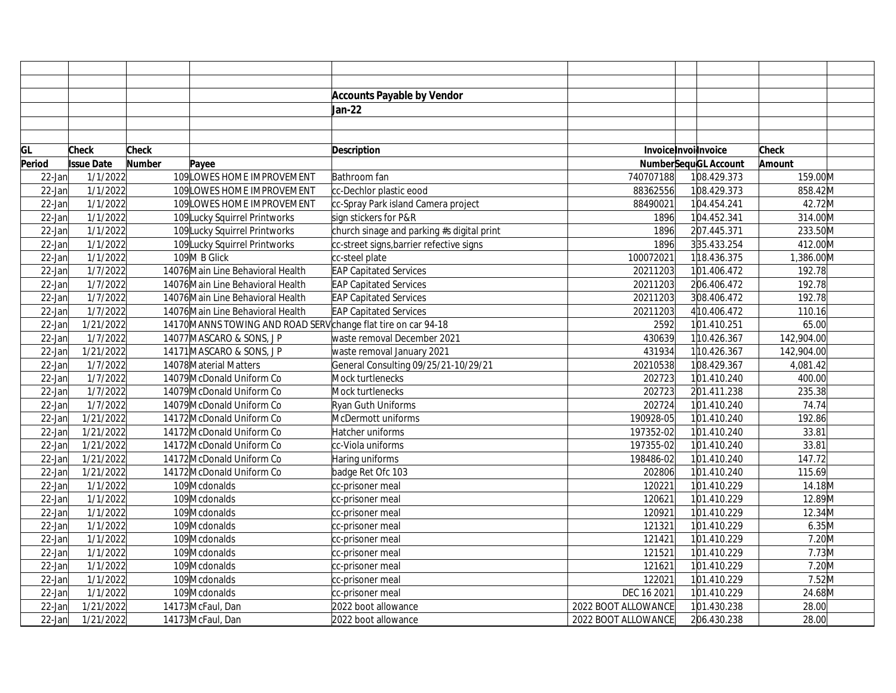**Accounts Payable by Vendor**

**Jan-22**

| GL Period | Check Issue Date | Check Number | Payee | Description | Invoice Number | Invoice Sequence | Invoice GL Account | Check Amount | |
|---|---|---|---|---|---|---|---|---|---|
| 22-Jan | 1/1/2022 | 109 | LOWES HOME IMPROVEMENT | Bathroom fan | 740707188 | 1 | 08.429.373 | 159.00 | M |
| 22-Jan | 1/1/2022 | 109 | LOWES HOME IMPROVEMENT | cc-Dechlor plastic eood | 88362556 | 1 | 08.429.373 | 858.42 | M |
| 22-Jan | 1/1/2022 | 109 | LOWES HOME IMPROVEMENT | cc-Spray Park island Camera project | 88490021 | 1 | 04.454.241 | 42.72 | M |
| 22-Jan | 1/1/2022 | 109 | Lucky Squirrel Printworks | sign stickers for P&R | 1896 | 1 | 04.452.341 | 314.00 | M |
| 22-Jan | 1/1/2022 | 109 | Lucky Squirrel Printworks | church sinage and parking #s digital print | 1896 | 2 | 07.445.371 | 233.50 | M |
| 22-Jan | 1/1/2022 | 109 | Lucky Squirrel Printworks | cc-street signs,barrier refective signs | 1896 | 3 | 35.433.254 | 412.00 | M |
| 22-Jan | 1/1/2022 | 109 | M B Glick | cc-steel plate | 100072021 | 1 | 18.436.375 | 1,386.00 | M |
| 22-Jan | 1/7/2022 | 14076 | Main Line Behavioral Health | EAP Capitated Services | 20211203 | 1 | 01.406.472 | 192.78 | |
| 22-Jan | 1/7/2022 | 14076 | Main Line Behavioral Health | EAP Capitated Services | 20211203 | 2 | 06.406.472 | 192.78 | |
| 22-Jan | 1/7/2022 | 14076 | Main Line Behavioral Health | EAP Capitated Services | 20211203 | 3 | 08.406.472 | 192.78 | |
| 22-Jan | 1/7/2022 | 14076 | Main Line Behavioral Health | EAP Capitated Services | 20211203 | 4 | 10.406.472 | 110.16 | |
| 22-Jan | 1/21/2022 | 14170 | MANNS TOWING AND ROAD SERV | change flat tire on car 94-18 | 2592 | 1 | 01.410.251 | 65.00 | |
| 22-Jan | 1/7/2022 | 14077 | MASCARO & SONS, J P | waste removal December 2021 | 430639 | 1 | 10.426.367 | 142,904.00 | |
| 22-Jan | 1/21/2022 | 14171 | MASCARO & SONS, J P | waste removal January 2021 | 431934 | 1 | 10.426.367 | 142,904.00 | |
| 22-Jan | 1/7/2022 | 14078 | Material Matters | General Consulting 09/25/21-10/29/21 | 20210538 | 1 | 08.429.367 | 4,081.42 | |
| 22-Jan | 1/7/2022 | 14079 | McDonald Uniform Co | Mock turtlenecks | 202723 | 1 | 01.410.240 | 400.00 | |
| 22-Jan | 1/7/2022 | 14079 | McDonald Uniform Co | Mock turtlenecks | 202723 | 2 | 01.411.238 | 235.38 | |
| 22-Jan | 1/7/2022 | 14079 | McDonald Uniform Co | Ryan Guth Uniforms | 202724 | 1 | 01.410.240 | 74.74 | |
| 22-Jan | 1/21/2022 | 14172 | McDonald Uniform Co | McDermott uniforms | 190928-05 | 1 | 01.410.240 | 192.86 | |
| 22-Jan | 1/21/2022 | 14172 | McDonald Uniform Co | Hatcher uniforms | 197352-02 | 1 | 01.410.240 | 33.81 | |
| 22-Jan | 1/21/2022 | 14172 | McDonald Uniform Co | cc-Viola uniforms | 197355-02 | 1 | 01.410.240 | 33.81 | |
| 22-Jan | 1/21/2022 | 14172 | McDonald Uniform Co | Haring uniforms | 198486-02 | 1 | 01.410.240 | 147.72 | |
| 22-Jan | 1/21/2022 | 14172 | McDonald Uniform Co | badge Ret Ofc 103 | 202806 | 1 | 01.410.240 | 115.69 | |
| 22-Jan | 1/1/2022 | 109 | Mcdonalds | cc-prisoner meal | 120221 | 1 | 01.410.229 | 14.18 | M |
| 22-Jan | 1/1/2022 | 109 | Mcdonalds | cc-prisoner meal | 120621 | 1 | 01.410.229 | 12.89 | M |
| 22-Jan | 1/1/2022 | 109 | Mcdonalds | cc-prisoner meal | 120921 | 1 | 01.410.229 | 12.34 | M |
| 22-Jan | 1/1/2022 | 109 | Mcdonalds | cc-prisoner meal | 121321 | 1 | 01.410.229 | 6.35 | M |
| 22-Jan | 1/1/2022 | 109 | Mcdonalds | cc-prisoner meal | 121421 | 1 | 01.410.229 | 7.20 | M |
| 22-Jan | 1/1/2022 | 109 | Mcdonalds | cc-prisoner meal | 121521 | 1 | 01.410.229 | 7.73 | M |
| 22-Jan | 1/1/2022 | 109 | Mcdonalds | cc-prisoner meal | 121621 | 1 | 01.410.229 | 7.20 | M |
| 22-Jan | 1/1/2022 | 109 | Mcdonalds | cc-prisoner meal | 122021 | 1 | 01.410.229 | 7.52 | M |
| 22-Jan | 1/1/2022 | 109 | Mcdonalds | cc-prisoner meal | DEC 16 2021 | 1 | 01.410.229 | 24.68 | M |
| 22-Jan | 1/21/2022 | 14173 | McFaul, Dan | 2022 boot allowance | 2022 BOOT ALLOWANCE | 1 | 01.430.238 | 28.00 | |
| 22-Jan | 1/21/2022 | 14173 | McFaul, Dan | 2022 boot allowance | 2022 BOOT ALLOWANCE | 2 | 06.430.238 | 28.00 | |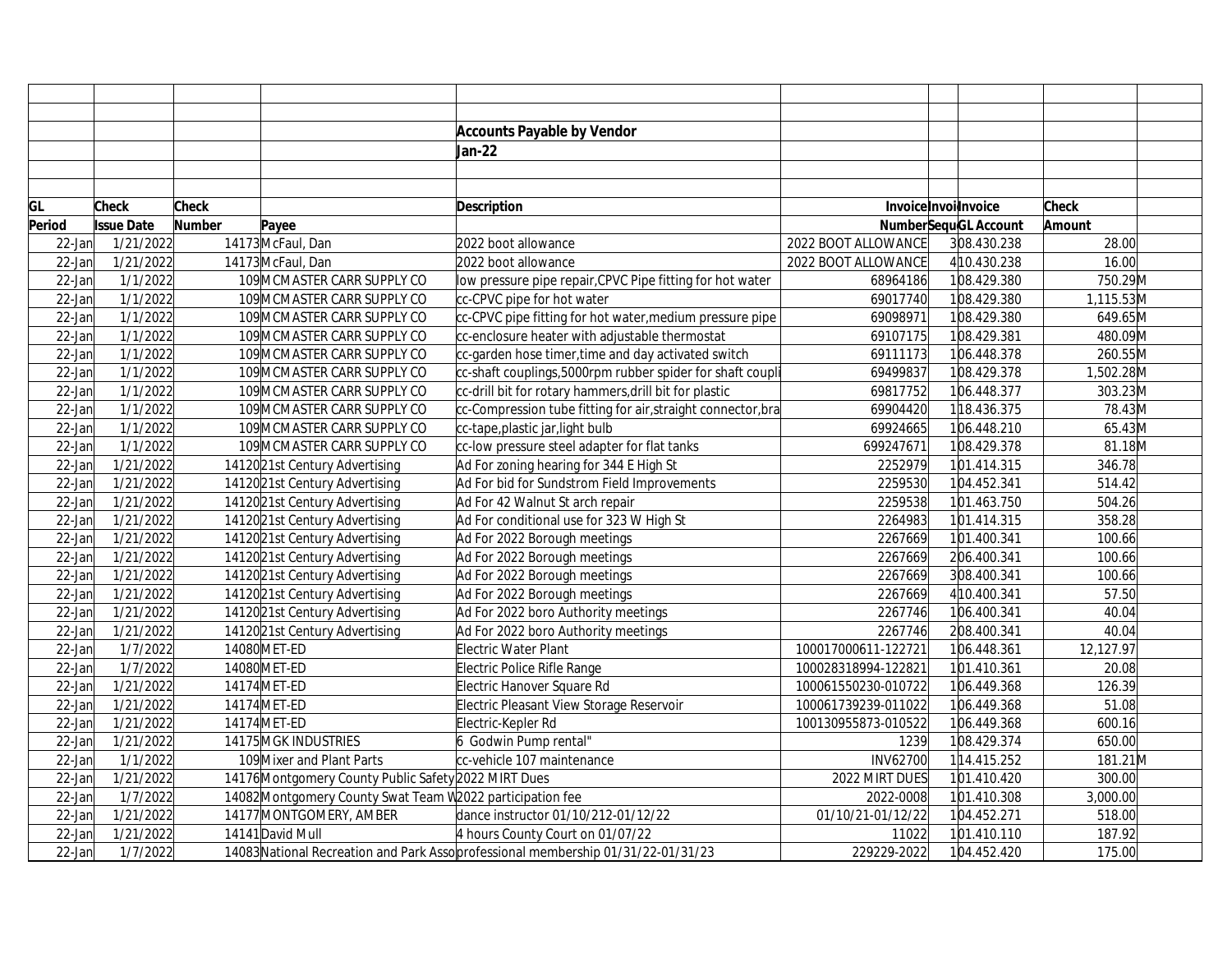**Accounts Payable by Vendor**

**Jan-22**

| GL Period | Check Issue Date | Check Number | Payee | Description | Invoice Number | Invoice Sequence | Invoice GL Account | Check Amount | |
|---|---|---|---|---|---|---|---|---|---|
| 22-Jan | 1/21/2022 | 14173 | McFaul, Dan | 2022 boot allowance | 2022 BOOT ALLOWANCE | 3 | 08.430.238 | 28.00 | |
| 22-Jan | 1/21/2022 | 14173 | McFaul, Dan | 2022 boot allowance | 2022 BOOT ALLOWANCE | 4 | 10.430.238 | 16.00 | |
| 22-Jan | 1/1/2022 | 109 | MCMASTER CARR SUPPLY CO | low pressure pipe repair,CPVC Pipe fitting for hot water | 68964186 | 1 | 08.429.380 | 750.29 | M |
| 22-Jan | 1/1/2022 | 109 | MCMASTER CARR SUPPLY CO | cc-CPVC pipe for hot water | 69017740 | 1 | 08.429.380 | 1,115.53 | M |
| 22-Jan | 1/1/2022 | 109 | MCMASTER CARR SUPPLY CO | cc-CPVC pipe fitting for hot water,medium pressure pipe | 69098971 | 1 | 08.429.380 | 649.65 | M |
| 22-Jan | 1/1/2022 | 109 | MCMASTER CARR SUPPLY CO | cc-enclosure heater with adjustable thermostat | 69107175 | 1 | 08.429.381 | 480.09 | M |
| 22-Jan | 1/1/2022 | 109 | MCMASTER CARR SUPPLY CO | cc-garden hose timer,time and day activated switch | 69111173 | 1 | 06.448.378 | 260.55 | M |
| 22-Jan | 1/1/2022 | 109 | MCMASTER CARR SUPPLY CO | cc-shaft couplings,5000rpm rubber spider for shaft coupli | 69499837 | 1 | 08.429.378 | 1,502.28 | M |
| 22-Jan | 1/1/2022 | 109 | MCMASTER CARR SUPPLY CO | cc-drill bit for rotary hammers,drill bit for plastic | 69817752 | 1 | 06.448.377 | 303.23 | M |
| 22-Jan | 1/1/2022 | 109 | MCMASTER CARR SUPPLY CO | cc-Compression tube fitting for air,straight connector,bra | 69904420 | 1 | 18.436.375 | 78.43 | M |
| 22-Jan | 1/1/2022 | 109 | MCMASTER CARR SUPPLY CO | cc-tape,plastic jar,light bulb | 69924665 | 1 | 06.448.210 | 65.43 | M |
| 22-Jan | 1/1/2022 | 109 | MCMASTER CARR SUPPLY CO | cc-low pressure steel adapter for flat tanks | 699247671 | 1 | 08.429.378 | 81.18 | M |
| 22-Jan | 1/21/2022 | 14120 | 21st Century Advertising | Ad For zoning hearing for 344 E High St | 2252979 | 1 | 01.414.315 | 346.78 | |
| 22-Jan | 1/21/2022 | 14120 | 21st Century Advertising | Ad For bid for Sundstrom Field Improvements | 2259530 | 1 | 04.452.341 | 514.42 | |
| 22-Jan | 1/21/2022 | 14120 | 21st Century Advertising | Ad For 42 Walnut St arch repair | 2259538 | 1 | 01.463.750 | 504.26 | |
| 22-Jan | 1/21/2022 | 14120 | 21st Century Advertising | Ad For conditional use for 323 W High St | 2264983 | 1 | 01.414.315 | 358.28 | |
| 22-Jan | 1/21/2022 | 14120 | 21st Century Advertising | Ad For 2022 Borough meetings | 2267669 | 1 | 01.400.341 | 100.66 | |
| 22-Jan | 1/21/2022 | 14120 | 21st Century Advertising | Ad For 2022 Borough meetings | 2267669 | 2 | 06.400.341 | 100.66 | |
| 22-Jan | 1/21/2022 | 14120 | 21st Century Advertising | Ad For 2022 Borough meetings | 2267669 | 3 | 08.400.341 | 100.66 | |
| 22-Jan | 1/21/2022 | 14120 | 21st Century Advertising | Ad For 2022 Borough meetings | 2267669 | 4 | 10.400.341 | 57.50 | |
| 22-Jan | 1/21/2022 | 14120 | 21st Century Advertising | Ad For 2022 boro Authority meetings | 2267746 | 1 | 06.400.341 | 40.04 | |
| 22-Jan | 1/21/2022 | 14120 | 21st Century Advertising | Ad For 2022 boro Authority meetings | 2267746 | 2 | 08.400.341 | 40.04 | |
| 22-Jan | 1/7/2022 | 14080 | MET-ED | Electric Water Plant | 100017000611-122721 | 1 | 06.448.361 | 12,127.97 | |
| 22-Jan | 1/7/2022 | 14080 | MET-ED | Electric Police Rifle Range | 100028318994-122821 | 1 | 01.410.361 | 20.08 | |
| 22-Jan | 1/21/2022 | 14174 | MET-ED | Electric Hanover Square Rd | 100061550230-010722 | 1 | 06.449.368 | 126.39 | |
| 22-Jan | 1/21/2022 | 14174 | MET-ED | Electric Pleasant View Storage Reservoir | 100061739239-011022 | 1 | 06.449.368 | 51.08 | |
| 22-Jan | 1/21/2022 | 14174 | MET-ED | Electric-Kepler Rd | 100130955873-010522 | 1 | 06.449.368 | 600.16 | |
| 22-Jan | 1/21/2022 | 14175 | MGK INDUSTRIES | 6 Godwin Pump rental" | 1239 | 1 | 08.429.374 | 650.00 | |
| 22-Jan | 1/1/2022 | 109 | Mixer and Plant Parts | cc-vehicle 107 maintenance | INV62700 | 1 | 14.415.252 | 181.21 | M |
| 22-Jan | 1/21/2022 | 14176 | Montgomery County Public Safety | 2022 MIRT Dues | 2022 MIRT DUES | 1 | 01.410.420 | 300.00 | |
| 22-Jan | 1/7/2022 | 14082 | Montgomery County Swat Team W | 2022 participation fee | 2022-0008 | 1 | 01.410.308 | 3,000.00 | |
| 22-Jan | 1/21/2022 | 14177 | MONTGOMERY, AMBER | dance instructor 01/10/212-01/12/22 | 01/10/21-01/12/22 | 1 | 04.452.271 | 518.00 | |
| 22-Jan | 1/21/2022 | 14141 | David Mull | 4 hours County Court on 01/07/22 | 11022 | 1 | 01.410.110 | 187.92 | |
| 22-Jan | 1/7/2022 | 14083 | National Recreation and Park Asso | professional membership 01/31/22-01/31/23 | 229229-2022 | 1 | 04.452.420 | 175.00 | |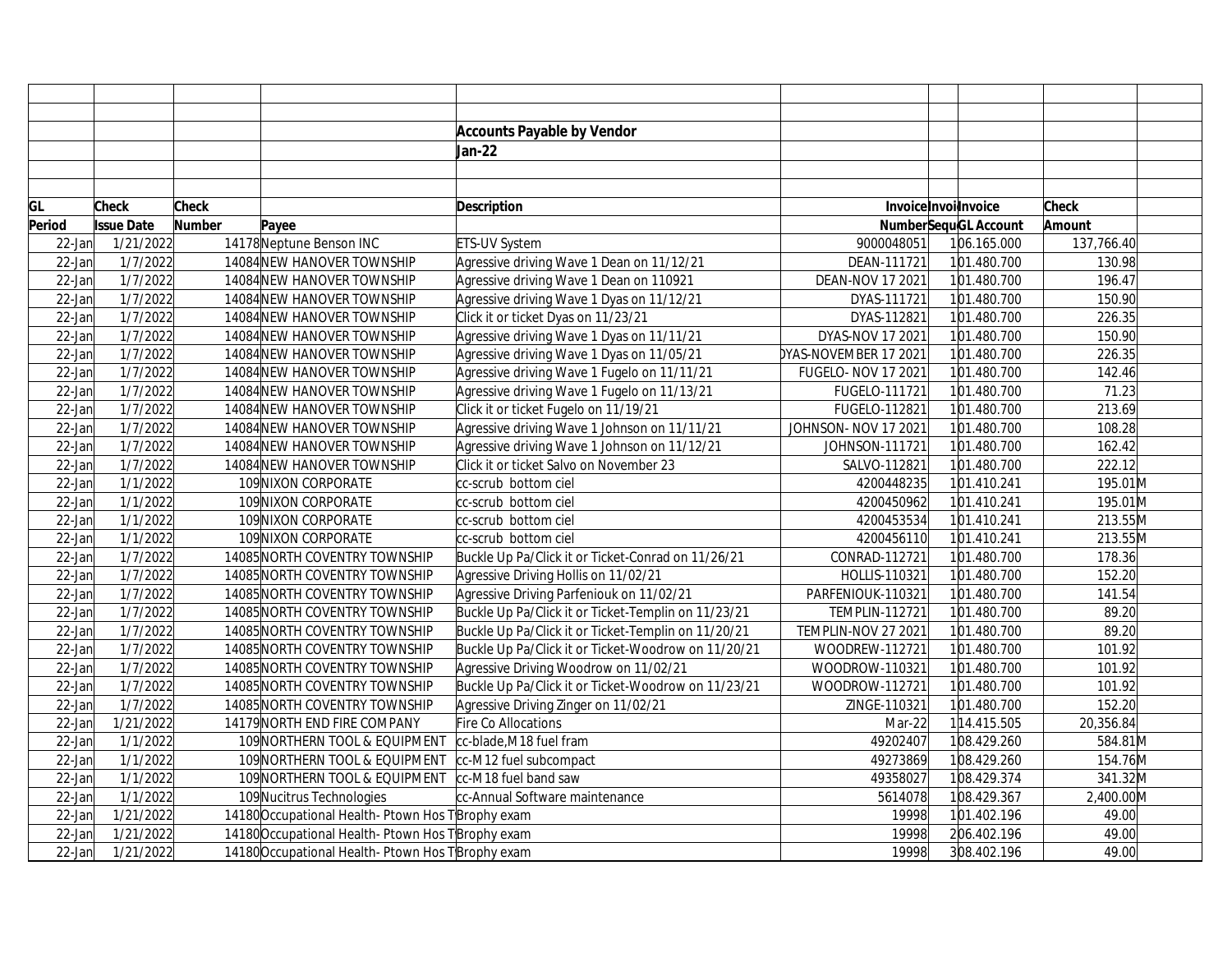| | | | | Accounts Payable by Vendor | | | | | |
|---|---|---|---|---|---|---|---|---|---|
| | | | | Jan-22 | | | | | |
| GL | Check | Check | | Description | Invoice | Invoi | Invoice | Check | |
| Period | Issue Date | Number | Payee | | Number | Sequ | GL Account | Amount | |
| 22-Jan | 1/21/2022 | 14178 | Neptune Benson INC | ETS-UV System | 9000048051 | 1 | 06.165.000 | 137,766.40 | |
| 22-Jan | 1/7/2022 | 14084 | NEW HANOVER TOWNSHIP | Agressive driving Wave 1 Dean on 11/12/21 | DEAN-111721 | 1 | 01.480.700 | 130.98 | |
| 22-Jan | 1/7/2022 | 14084 | NEW HANOVER TOWNSHIP | Agressive driving Wave 1 Dean on 110921 | DEAN-NOV 17 2021 | 1 | 01.480.700 | 196.47 | |
| 22-Jan | 1/7/2022 | 14084 | NEW HANOVER TOWNSHIP | Agressive driving Wave 1 Dyas on 11/12/21 | DYAS-111721 | 1 | 01.480.700 | 150.90 | |
| 22-Jan | 1/7/2022 | 14084 | NEW HANOVER TOWNSHIP | Click it or ticket Dyas on 11/23/21 | DYAS-112821 | 1 | 01.480.700 | 226.35 | |
| 22-Jan | 1/7/2022 | 14084 | NEW HANOVER TOWNSHIP | Agressive driving Wave 1 Dyas on 11/11/21 | DYAS-NOV 17 2021 | 1 | 01.480.700 | 150.90 | |
| 22-Jan | 1/7/2022 | 14084 | NEW HANOVER TOWNSHIP | Agressive driving Wave 1 Dyas on 11/05/21 | DYAS-NOVEMBER 17 2021 | 1 | 01.480.700 | 226.35 | |
| 22-Jan | 1/7/2022 | 14084 | NEW HANOVER TOWNSHIP | Agressive driving Wave 1 Fugelo on 11/11/21 | FUGELO- NOV 17 2021 | 1 | 01.480.700 | 142.46 | |
| 22-Jan | 1/7/2022 | 14084 | NEW HANOVER TOWNSHIP | Agressive driving Wave 1 Fugelo on 11/13/21 | FUGELO-111721 | 1 | 01.480.700 | 71.23 | |
| 22-Jan | 1/7/2022 | 14084 | NEW HANOVER TOWNSHIP | Click it or ticket Fugelo on 11/19/21 | FUGELO-112821 | 1 | 01.480.700 | 213.69 | |
| 22-Jan | 1/7/2022 | 14084 | NEW HANOVER TOWNSHIP | Agressive driving Wave 1 Johnson on 11/11/21 | JOHNSON- NOV 17 2021 | 1 | 01.480.700 | 108.28 | |
| 22-Jan | 1/7/2022 | 14084 | NEW HANOVER TOWNSHIP | Agressive driving Wave 1 Johnson on 11/12/21 | JOHNSON-111721 | 1 | 01.480.700 | 162.42 | |
| 22-Jan | 1/7/2022 | 14084 | NEW HANOVER TOWNSHIP | Click it or ticket Salvo on November 23 | SALVO-112821 | 1 | 01.480.700 | 222.12 | |
| 22-Jan | 1/1/2022 | 109 | NIXON CORPORATE | cc-scrub bottom ciel | 4200448235 | 1 | 01.410.241 | 195.01 | M |
| 22-Jan | 1/1/2022 | 109 | NIXON CORPORATE | cc-scrub bottom ciel | 4200450962 | 1 | 01.410.241 | 195.01 | M |
| 22-Jan | 1/1/2022 | 109 | NIXON CORPORATE | cc-scrub bottom ciel | 4200453534 | 1 | 01.410.241 | 213.55 | M |
| 22-Jan | 1/1/2022 | 109 | NIXON CORPORATE | cc-scrub bottom ciel | 4200456110 | 1 | 01.410.241 | 213.55 | M |
| 22-Jan | 1/7/2022 | 14085 | NORTH COVENTRY TOWNSHIP | Buckle Up Pa/Click it or Ticket-Conrad on 11/26/21 | CONRAD-112721 | 1 | 01.480.700 | 178.36 | |
| 22-Jan | 1/7/2022 | 14085 | NORTH COVENTRY TOWNSHIP | Agressive Driving Hollis on 11/02/21 | HOLLIS-110321 | 1 | 01.480.700 | 152.20 | |
| 22-Jan | 1/7/2022 | 14085 | NORTH COVENTRY TOWNSHIP | Agressive Driving Parfeniouk on 11/02/21 | PARFENIOUK-110321 | 1 | 01.480.700 | 141.54 | |
| 22-Jan | 1/7/2022 | 14085 | NORTH COVENTRY TOWNSHIP | Buckle Up Pa/Click it or Ticket-Templin on 11/23/21 | TEMPLIN-112721 | 1 | 01.480.700 | 89.20 | |
| 22-Jan | 1/7/2022 | 14085 | NORTH COVENTRY TOWNSHIP | Buckle Up Pa/Click it or Ticket-Templin on 11/20/21 | TEMPLIN-NOV 27 2021 | 1 | 01.480.700 | 89.20 | |
| 22-Jan | 1/7/2022 | 14085 | NORTH COVENTRY TOWNSHIP | Buckle Up Pa/Click it or Ticket-Woodrow on 11/20/21 | WOODREW-112721 | 1 | 01.480.700 | 101.92 | |
| 22-Jan | 1/7/2022 | 14085 | NORTH COVENTRY TOWNSHIP | Agressive Driving Woodrow on 11/02/21 | WOODROW-110321 | 1 | 01.480.700 | 101.92 | |
| 22-Jan | 1/7/2022 | 14085 | NORTH COVENTRY TOWNSHIP | Buckle Up Pa/Click it or Ticket-Woodrow on 11/23/21 | WOODROW-112721 | 1 | 01.480.700 | 101.92 | |
| 22-Jan | 1/7/2022 | 14085 | NORTH COVENTRY TOWNSHIP | Agressive Driving Zinger on 11/02/21 | ZINGE-110321 | 1 | 01.480.700 | 152.20 | |
| 22-Jan | 1/21/2022 | 14179 | NORTH END FIRE COMPANY | Fire Co Allocations | Mar-22 | 1 | 14.415.505 | 20,356.84 | |
| 22-Jan | 1/1/2022 | 109 | NORTHERN TOOL & EQUIPMENT | cc-blade,M18 fuel fram | 49202407 | 1 | 08.429.260 | 584.81 | M |
| 22-Jan | 1/1/2022 | 109 | NORTHERN TOOL & EQUIPMENT | cc-M12 fuel subcompact | 49273869 | 1 | 08.429.260 | 154.76 | M |
| 22-Jan | 1/1/2022 | 109 | NORTHERN TOOL & EQUIPMENT | cc-M18 fuel band saw | 49358027 | 1 | 08.429.374 | 341.32 | M |
| 22-Jan | 1/1/2022 | 109 | Nucitrus Technologies | cc-Annual Software maintenance | 5614078 | 1 | 08.429.367 | 2,400.00 | M |
| 22-Jan | 1/21/2022 | 14180 | Occupational Health- Ptown Hos T | Brophy exam | 19998 | 1 | 01.402.196 | 49.00 | |
| 22-Jan | 1/21/2022 | 14180 | Occupational Health- Ptown Hos T | Brophy exam | 19998 | 2 | 06.402.196 | 49.00 | |
| 22-Jan | 1/21/2022 | 14180 | Occupational Health- Ptown Hos T | Brophy exam | 19998 | 3 | 08.402.196 | 49.00 | |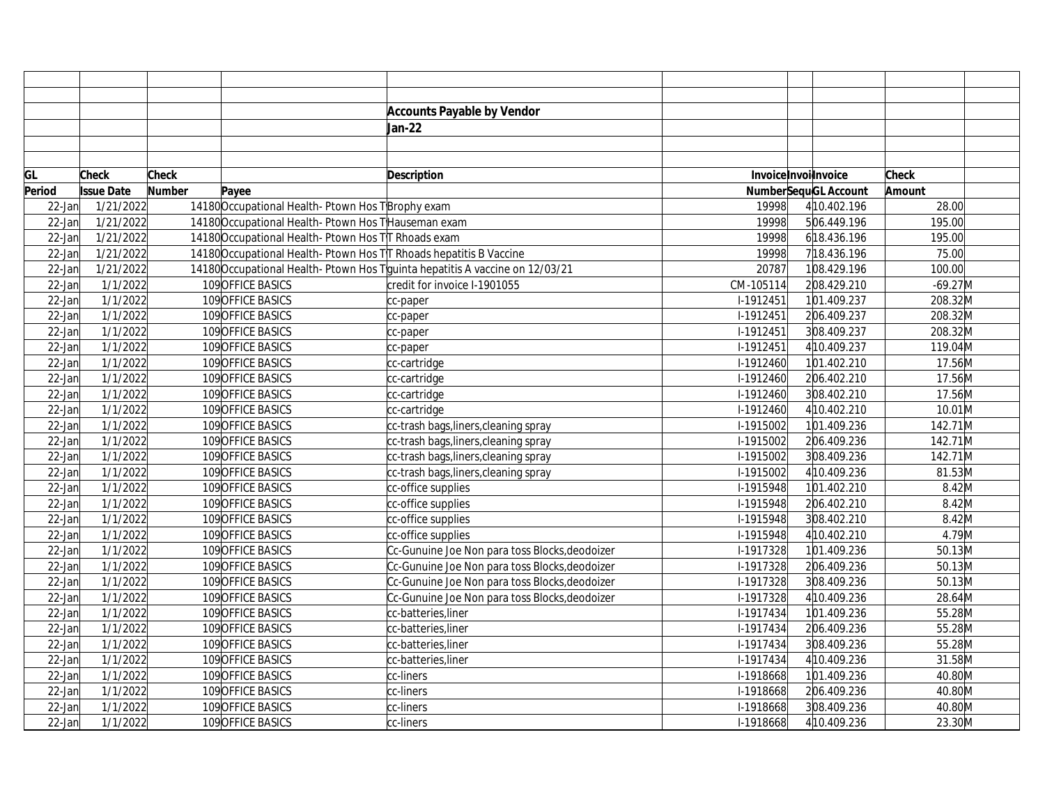**Accounts Payable by Vendor**

**Jan-22**

| GL Period | Check Issue Date | Check Number | Payee | Description | Invoice Number | Invoice Sequence | Invoice GL Account | Check Amount | |
|---|---|---|---|---|---|---|---|---|---|
| 22-Jan | 1/21/2022 | 14180 | Occupational Health- Ptown Hos T | Brophy exam | 19998 | 4 | 10.402.196 | 28.00 | |
| 22-Jan | 1/21/2022 | 14180 | Occupational Health- Ptown Hos T | Hauseman exam | 19998 | 5 | 06.449.196 | 195.00 | |
| 22-Jan | 1/21/2022 | 14180 | Occupational Health- Ptown Hos T | T Rhoads exam | 19998 | 6 | 18.436.196 | 195.00 | |
| 22-Jan | 1/21/2022 | 14180 | Occupational Health- Ptown Hos T | T Rhoads hepatitis B Vaccine | 19998 | 7 | 18.436.196 | 75.00 | |
| 22-Jan | 1/21/2022 | 14180 | Occupational Health- Ptown Hos T | guinta hepatitis A vaccine on 12/03/21 | 20787 | 1 | 08.429.196 | 100.00 | |
| 22-Jan | 1/1/2022 | 109 | OFFICE BASICS | credit for invoice I-1901055 | CM-105114 | 2 | 08.429.210 | -69.27 | M |
| 22-Jan | 1/1/2022 | 109 | OFFICE BASICS | cc-paper | I-1912451 | 1 | 01.409.237 | 208.32 | M |
| 22-Jan | 1/1/2022 | 109 | OFFICE BASICS | cc-paper | I-1912451 | 2 | 06.409.237 | 208.32 | M |
| 22-Jan | 1/1/2022 | 109 | OFFICE BASICS | cc-paper | I-1912451 | 3 | 08.409.237 | 208.32 | M |
| 22-Jan | 1/1/2022 | 109 | OFFICE BASICS | cc-paper | I-1912451 | 4 | 10.409.237 | 119.04 | M |
| 22-Jan | 1/1/2022 | 109 | OFFICE BASICS | cc-cartridge | I-1912460 | 1 | 01.402.210 | 17.56 | M |
| 22-Jan | 1/1/2022 | 109 | OFFICE BASICS | cc-cartridge | I-1912460 | 2 | 06.402.210 | 17.56 | M |
| 22-Jan | 1/1/2022 | 109 | OFFICE BASICS | cc-cartridge | I-1912460 | 3 | 08.402.210 | 17.56 | M |
| 22-Jan | 1/1/2022 | 109 | OFFICE BASICS | cc-cartridge | I-1912460 | 4 | 10.402.210 | 10.01 | M |
| 22-Jan | 1/1/2022 | 109 | OFFICE BASICS | cc-trash bags,liners,cleaning spray | I-1915002 | 1 | 01.409.236 | 142.71 | M |
| 22-Jan | 1/1/2022 | 109 | OFFICE BASICS | cc-trash bags,liners,cleaning spray | I-1915002 | 2 | 06.409.236 | 142.71 | M |
| 22-Jan | 1/1/2022 | 109 | OFFICE BASICS | cc-trash bags,liners,cleaning spray | I-1915002 | 3 | 08.409.236 | 142.71 | M |
| 22-Jan | 1/1/2022 | 109 | OFFICE BASICS | cc-trash bags,liners,cleaning spray | I-1915002 | 4 | 10.409.236 | 81.53 | M |
| 22-Jan | 1/1/2022 | 109 | OFFICE BASICS | cc-office supplies | I-1915948 | 1 | 01.402.210 | 8.42 | M |
| 22-Jan | 1/1/2022 | 109 | OFFICE BASICS | cc-office supplies | I-1915948 | 2 | 06.402.210 | 8.42 | M |
| 22-Jan | 1/1/2022 | 109 | OFFICE BASICS | cc-office supplies | I-1915948 | 3 | 08.402.210 | 8.42 | M |
| 22-Jan | 1/1/2022 | 109 | OFFICE BASICS | cc-office supplies | I-1915948 | 4 | 10.402.210 | 4.79 | M |
| 22-Jan | 1/1/2022 | 109 | OFFICE BASICS | Cc-Gunuine Joe Non para toss Blocks,deodoizer | I-1917328 | 1 | 01.409.236 | 50.13 | M |
| 22-Jan | 1/1/2022 | 109 | OFFICE BASICS | Cc-Gunuine Joe Non para toss Blocks,deodoizer | I-1917328 | 2 | 06.409.236 | 50.13 | M |
| 22-Jan | 1/1/2022 | 109 | OFFICE BASICS | Cc-Gunuine Joe Non para toss Blocks,deodoizer | I-1917328 | 3 | 08.409.236 | 50.13 | M |
| 22-Jan | 1/1/2022 | 109 | OFFICE BASICS | Cc-Gunuine Joe Non para toss Blocks,deodoizer | I-1917328 | 4 | 10.409.236 | 28.64 | M |
| 22-Jan | 1/1/2022 | 109 | OFFICE BASICS | cc-batteries,liner | I-1917434 | 1 | 01.409.236 | 55.28 | M |
| 22-Jan | 1/1/2022 | 109 | OFFICE BASICS | cc-batteries,liner | I-1917434 | 2 | 06.409.236 | 55.28 | M |
| 22-Jan | 1/1/2022 | 109 | OFFICE BASICS | cc-batteries,liner | I-1917434 | 3 | 08.409.236 | 55.28 | M |
| 22-Jan | 1/1/2022 | 109 | OFFICE BASICS | cc-batteries,liner | I-1917434 | 4 | 10.409.236 | 31.58 | M |
| 22-Jan | 1/1/2022 | 109 | OFFICE BASICS | cc-liners | I-1918668 | 1 | 01.409.236 | 40.80 | M |
| 22-Jan | 1/1/2022 | 109 | OFFICE BASICS | cc-liners | I-1918668 | 2 | 06.409.236 | 40.80 | M |
| 22-Jan | 1/1/2022 | 109 | OFFICE BASICS | cc-liners | I-1918668 | 3 | 08.409.236 | 40.80 | M |
| 22-Jan | 1/1/2022 | 109 | OFFICE BASICS | cc-liners | I-1918668 | 4 | 10.409.236 | 23.30 | M |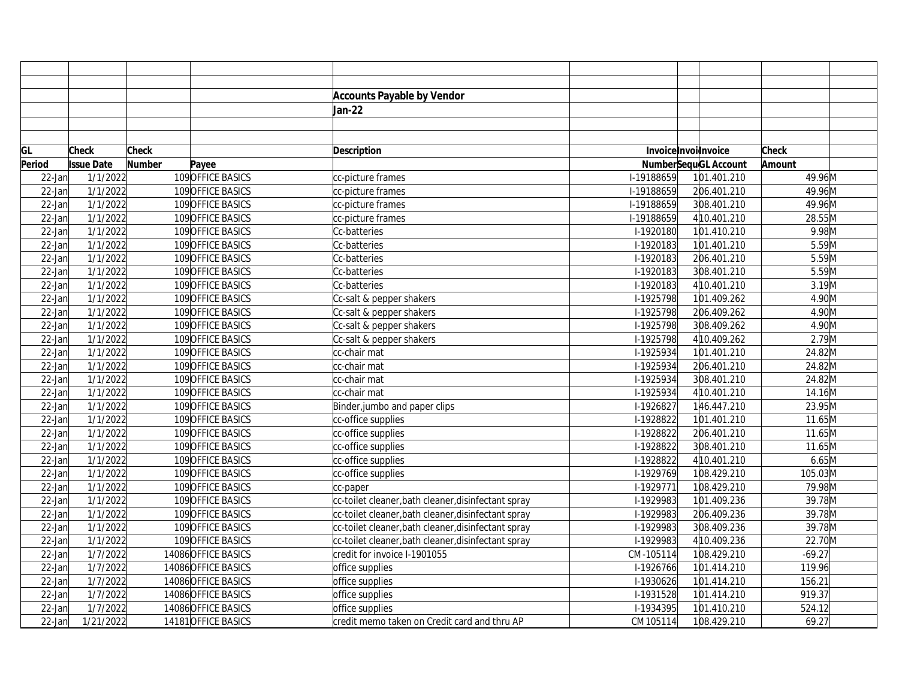**Accounts Payable by Vendor**

**Jan-22**

| GL Period | Check Issue Date | Check Number | Payee | Description | Invoice Number | Invoice Sequ | Invoice GL Account | Check Amount | |
|---|---|---|---|---|---|---|---|---|---|
| 22-Jan | 1/1/2022 | 109 | OFFICE BASICS | cc-picture frames | I-19188659 | 1 | 01.401.210 | 49.96 | M |
| 22-Jan | 1/1/2022 | 109 | OFFICE BASICS | cc-picture frames | I-19188659 | 2 | 06.401.210 | 49.96 | M |
| 22-Jan | 1/1/2022 | 109 | OFFICE BASICS | cc-picture frames | I-19188659 | 3 | 08.401.210 | 49.96 | M |
| 22-Jan | 1/1/2022 | 109 | OFFICE BASICS | cc-picture frames | I-19188659 | 4 | 10.401.210 | 28.55 | M |
| 22-Jan | 1/1/2022 | 109 | OFFICE BASICS | Cc-batteries | I-1920180 | 1 | 01.410.210 | 9.98 | M |
| 22-Jan | 1/1/2022 | 109 | OFFICE BASICS | Cc-batteries | I-1920183 | 1 | 01.401.210 | 5.59 | M |
| 22-Jan | 1/1/2022 | 109 | OFFICE BASICS | Cc-batteries | I-1920183 | 2 | 06.401.210 | 5.59 | M |
| 22-Jan | 1/1/2022 | 109 | OFFICE BASICS | Cc-batteries | I-1920183 | 3 | 08.401.210 | 5.59 | M |
| 22-Jan | 1/1/2022 | 109 | OFFICE BASICS | Cc-batteries | I-1920183 | 4 | 10.401.210 | 3.19 | M |
| 22-Jan | 1/1/2022 | 109 | OFFICE BASICS | Cc-salt & pepper shakers | I-1925798 | 1 | 01.409.262 | 4.90 | M |
| 22-Jan | 1/1/2022 | 109 | OFFICE BASICS | Cc-salt & pepper shakers | I-1925798 | 2 | 06.409.262 | 4.90 | M |
| 22-Jan | 1/1/2022 | 109 | OFFICE BASICS | Cc-salt & pepper shakers | I-1925798 | 3 | 08.409.262 | 4.90 | M |
| 22-Jan | 1/1/2022 | 109 | OFFICE BASICS | Cc-salt & pepper shakers | I-1925798 | 4 | 10.409.262 | 2.79 | M |
| 22-Jan | 1/1/2022 | 109 | OFFICE BASICS | cc-chair mat | I-1925934 | 1 | 01.401.210 | 24.82 | M |
| 22-Jan | 1/1/2022 | 109 | OFFICE BASICS | cc-chair mat | I-1925934 | 2 | 06.401.210 | 24.82 | M |
| 22-Jan | 1/1/2022 | 109 | OFFICE BASICS | cc-chair mat | I-1925934 | 3 | 08.401.210 | 24.82 | M |
| 22-Jan | 1/1/2022 | 109 | OFFICE BASICS | cc-chair mat | I-1925934 | 4 | 10.401.210 | 14.16 | M |
| 22-Jan | 1/1/2022 | 109 | OFFICE BASICS | Binder,jumbo and paper clips | I-1926827 | 1 | 46.447.210 | 23.95 | M |
| 22-Jan | 1/1/2022 | 109 | OFFICE BASICS | cc-office supplies | I-1928822 | 1 | 01.401.210 | 11.65 | M |
| 22-Jan | 1/1/2022 | 109 | OFFICE BASICS | cc-office supplies | I-1928822 | 2 | 06.401.210 | 11.65 | M |
| 22-Jan | 1/1/2022 | 109 | OFFICE BASICS | cc-office supplies | I-1928822 | 3 | 08.401.210 | 11.65 | M |
| 22-Jan | 1/1/2022 | 109 | OFFICE BASICS | cc-office supplies | I-1928822 | 4 | 10.401.210 | 6.65 | M |
| 22-Jan | 1/1/2022 | 109 | OFFICE BASICS | cc-office supplies | I-1929769 | 1 | 08.429.210 | 105.03 | M |
| 22-Jan | 1/1/2022 | 109 | OFFICE BASICS | cc-paper | I-1929771 | 1 | 08.429.210 | 79.98 | M |
| 22-Jan | 1/1/2022 | 109 | OFFICE BASICS | cc-toilet cleaner,bath cleaner,disinfectant spray | I-1929983 | 1 | 01.409.236 | 39.78 | M |
| 22-Jan | 1/1/2022 | 109 | OFFICE BASICS | cc-toilet cleaner,bath cleaner,disinfectant spray | I-1929983 | 2 | 06.409.236 | 39.78 | M |
| 22-Jan | 1/1/2022 | 109 | OFFICE BASICS | cc-toilet cleaner,bath cleaner,disinfectant spray | I-1929983 | 3 | 08.409.236 | 39.78 | M |
| 22-Jan | 1/1/2022 | 109 | OFFICE BASICS | cc-toilet cleaner,bath cleaner,disinfectant spray | I-1929983 | 4 | 10.409.236 | 22.70 | M |
| 22-Jan | 1/7/2022 | 14086 | OFFICE BASICS | credit for invoice I-1901055 | CM-105114 | 1 | 08.429.210 | -69.27 | |
| 22-Jan | 1/7/2022 | 14086 | OFFICE BASICS | office supplies | I-1926766 | 1 | 01.414.210 | 119.96 | |
| 22-Jan | 1/7/2022 | 14086 | OFFICE BASICS | office supplies | I-1930626 | 1 | 01.414.210 | 156.21 | |
| 22-Jan | 1/7/2022 | 14086 | OFFICE BASICS | office supplies | I-1931528 | 1 | 01.414.210 | 919.37 | |
| 22-Jan | 1/7/2022 | 14086 | OFFICE BASICS | office supplies | I-1934395 | 1 | 01.410.210 | 524.12 | |
| 22-Jan | 1/21/2022 | 14181 | OFFICE BASICS | credit memo taken on Credit card and thru AP | CM 105114 | 1 | 08.429.210 | 69.27 | |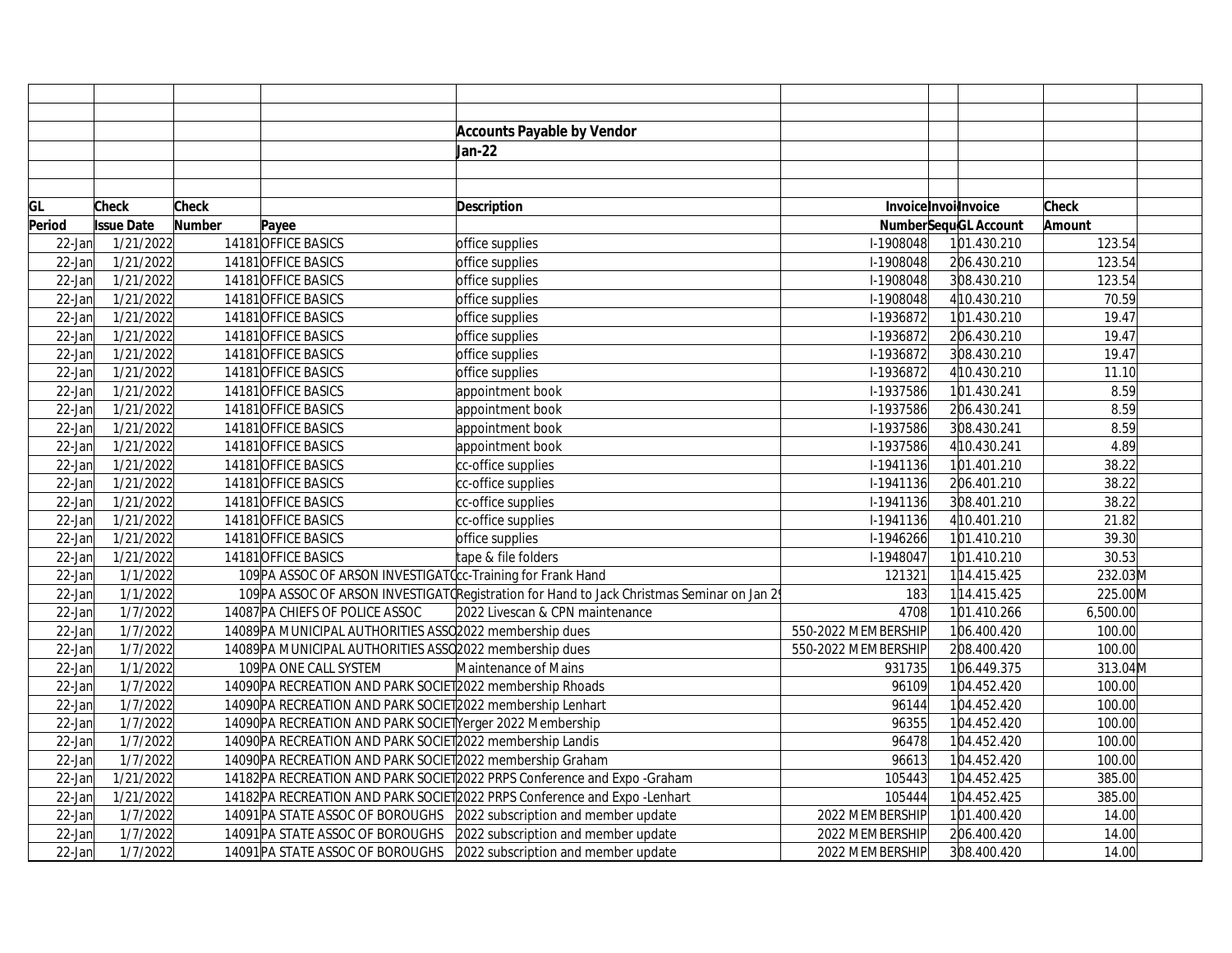**Accounts Payable by Vendor**

**Jan-22**

| GL Period | Check Issue Date | Check Number | Payee | Description | Invoice Number | Invoice Sequence | Invoice GL Account | Check Amount | |
|---|---|---|---|---|---|---|---|---|---|
| 22-Jan | 1/21/2022 | 14181 | OFFICE BASICS | office supplies | I-1908048 | 1 | 01.430.210 | 123.54 | |
| 22-Jan | 1/21/2022 | 14181 | OFFICE BASICS | office supplies | I-1908048 | 2 | 06.430.210 | 123.54 | |
| 22-Jan | 1/21/2022 | 14181 | OFFICE BASICS | office supplies | I-1908048 | 3 | 08.430.210 | 123.54 | |
| 22-Jan | 1/21/2022 | 14181 | OFFICE BASICS | office supplies | I-1908048 | 4 | 10.430.210 | 70.59 | |
| 22-Jan | 1/21/2022 | 14181 | OFFICE BASICS | office supplies | I-1936872 | 1 | 01.430.210 | 19.47 | |
| 22-Jan | 1/21/2022 | 14181 | OFFICE BASICS | office supplies | I-1936872 | 2 | 06.430.210 | 19.47 | |
| 22-Jan | 1/21/2022 | 14181 | OFFICE BASICS | office supplies | I-1936872 | 3 | 08.430.210 | 19.47 | |
| 22-Jan | 1/21/2022 | 14181 | OFFICE BASICS | office supplies | I-1936872 | 4 | 10.430.210 | 11.10 | |
| 22-Jan | 1/21/2022 | 14181 | OFFICE BASICS | appointment book | I-1937586 | 1 | 01.430.241 | 8.59 | |
| 22-Jan | 1/21/2022 | 14181 | OFFICE BASICS | appointment book | I-1937586 | 2 | 06.430.241 | 8.59 | |
| 22-Jan | 1/21/2022 | 14181 | OFFICE BASICS | appointment book | I-1937586 | 3 | 08.430.241 | 8.59 | |
| 22-Jan | 1/21/2022 | 14181 | OFFICE BASICS | appointment book | I-1937586 | 4 | 10.430.241 | 4.89 | |
| 22-Jan | 1/21/2022 | 14181 | OFFICE BASICS | cc-office supplies | I-1941136 | 1 | 01.401.210 | 38.22 | |
| 22-Jan | 1/21/2022 | 14181 | OFFICE BASICS | cc-office supplies | I-1941136 | 2 | 06.401.210 | 38.22 | |
| 22-Jan | 1/21/2022 | 14181 | OFFICE BASICS | cc-office supplies | I-1941136 | 3 | 08.401.210 | 38.22 | |
| 22-Jan | 1/21/2022 | 14181 | OFFICE BASICS | cc-office supplies | I-1941136 | 4 | 10.401.210 | 21.82 | |
| 22-Jan | 1/21/2022 | 14181 | OFFICE BASICS | office supplies | I-1946266 | 1 | 01.410.210 | 39.30 | |
| 22-Jan | 1/21/2022 | 14181 | OFFICE BASICS | tape & file folders | I-1948047 | 1 | 01.410.210 | 30.53 | |
| 22-Jan | 1/1/2022 | 109 | PA ASSOC OF ARSON INVESTIGATO | cc-Training for Frank Hand | 121321 | 1 | 14.415.425 | 232.03 | M |
| 22-Jan | 1/1/2022 | 109 | PA ASSOC OF ARSON INVESTIGATO | Registration for Hand to Jack Christmas Seminar on Jan 2 | 183 | 1 | 14.415.425 | 225.00 | M |
| 22-Jan | 1/7/2022 | 14087 | PA CHIEFS OF POLICE ASSOC | 2022 Livescan & CPN maintenance | 4708 | 1 | 01.410.266 | 6,500.00 | |
| 22-Jan | 1/7/2022 | 14089 | PA MUNICIPAL AUTHORITIES ASSO | 2022 membership dues | 550-2022 MEMBERSHIP | 1 | 06.400.420 | 100.00 | |
| 22-Jan | 1/7/2022 | 14089 | PA MUNICIPAL AUTHORITIES ASSO | 2022 membership dues | 550-2022 MEMBERSHIP | 2 | 08.400.420 | 100.00 | |
| 22-Jan | 1/1/2022 | 109 | PA ONE CALL SYSTEM | Maintenance of Mains | 931735 | 1 | 06.449.375 | 313.04 | M |
| 22-Jan | 1/7/2022 | 14090 | PA RECREATION AND PARK SOCIET | 2022 membership Rhoads | 96109 | 1 | 04.452.420 | 100.00 | |
| 22-Jan | 1/7/2022 | 14090 | PA RECREATION AND PARK SOCIET | 2022 membership Lenhart | 96144 | 1 | 04.452.420 | 100.00 | |
| 22-Jan | 1/7/2022 | 14090 | PA RECREATION AND PARK SOCIET | Yerger 2022 Membership | 96355 | 1 | 04.452.420 | 100.00 | |
| 22-Jan | 1/7/2022 | 14090 | PA RECREATION AND PARK SOCIET | 2022 membership Landis | 96478 | 1 | 04.452.420 | 100.00 | |
| 22-Jan | 1/7/2022 | 14090 | PA RECREATION AND PARK SOCIET | 2022 membership Graham | 96613 | 1 | 04.452.420 | 100.00 | |
| 22-Jan | 1/21/2022 | 14182 | PA RECREATION AND PARK SOCIET | 2022 PRPS Conference and Expo -Graham | 105443 | 1 | 04.452.425 | 385.00 | |
| 22-Jan | 1/21/2022 | 14182 | PA RECREATION AND PARK SOCIET | 2022 PRPS Conference and Expo -Lenhart | 105444 | 1 | 04.452.425 | 385.00 | |
| 22-Jan | 1/7/2022 | 14091 | PA STATE ASSOC OF BOROUGHS | 2022 subscription and member update | 2022 MEMBERSHIP | 1 | 01.400.420 | 14.00 | |
| 22-Jan | 1/7/2022 | 14091 | PA STATE ASSOC OF BOROUGHS | 2022 subscription and member update | 2022 MEMBERSHIP | 2 | 06.400.420 | 14.00 | |
| 22-Jan | 1/7/2022 | 14091 | PA STATE ASSOC OF BOROUGHS | 2022 subscription and member update | 2022 MEMBERSHIP | 3 | 08.400.420 | 14.00 | |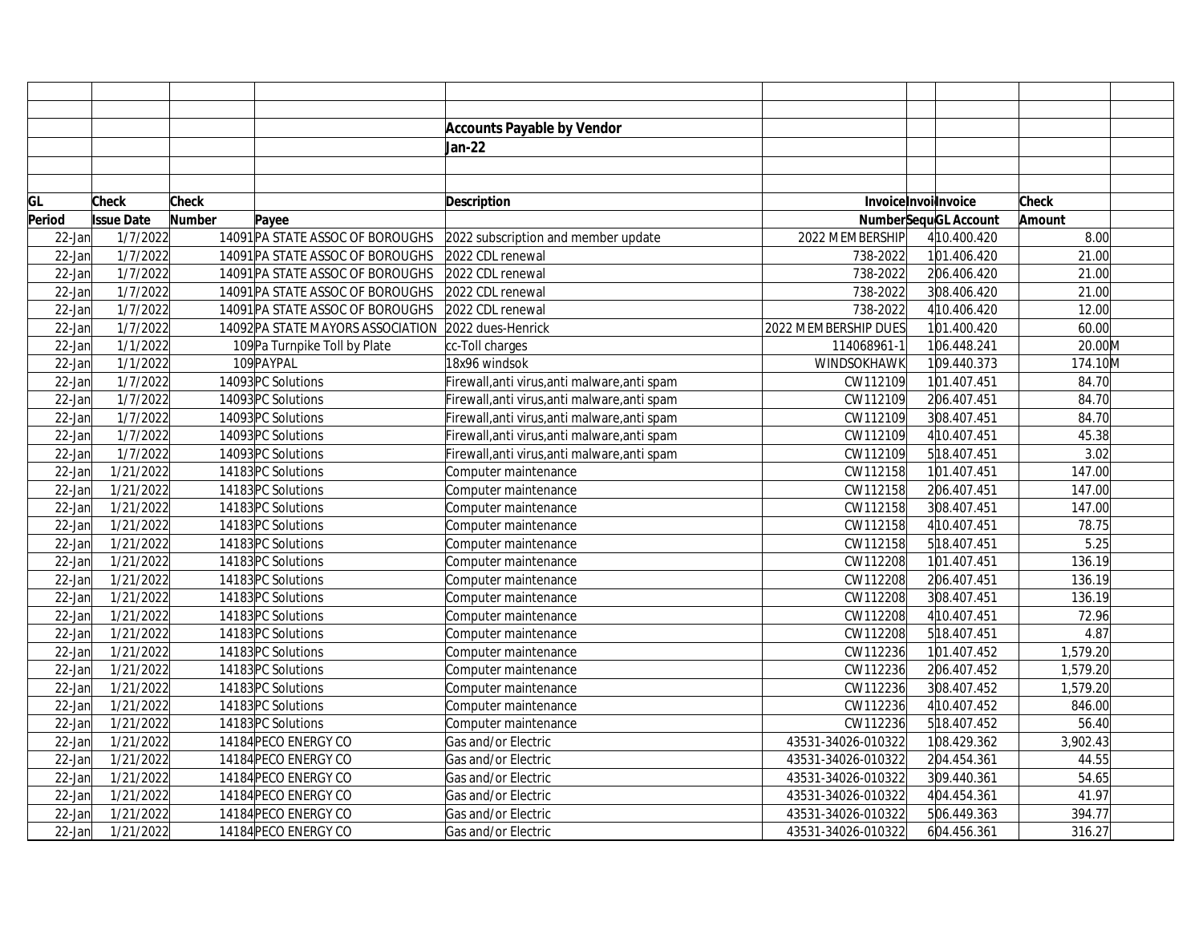## Accounts Payable by Vendor

## Jan-22

| GL Period | Check Issue Date | Check Number | Payee | Description | Invoice Number | Invoice Sequence | Invoice GL Account | Check Amount | |
|---|---|---|---|---|---|---|---|---|---|
| 22-Jan | 1/7/2022 | 14091 | PA STATE ASSOC OF BOROUGHS | 2022 subscription and member update | 2022 MEMBERSHIP | 4 | 10.400.420 | 8.00 | |
| 22-Jan | 1/7/2022 | 14091 | PA STATE ASSOC OF BOROUGHS | 2022 CDL renewal | 738-2022 | 1 | 01.406.420 | 21.00 | |
| 22-Jan | 1/7/2022 | 14091 | PA STATE ASSOC OF BOROUGHS | 2022 CDL renewal | 738-2022 | 2 | 06.406.420 | 21.00 | |
| 22-Jan | 1/7/2022 | 14091 | PA STATE ASSOC OF BOROUGHS | 2022 CDL renewal | 738-2022 | 3 | 08.406.420 | 21.00 | |
| 22-Jan | 1/7/2022 | 14091 | PA STATE ASSOC OF BOROUGHS | 2022 CDL renewal | 738-2022 | 4 | 10.406.420 | 12.00 | |
| 22-Jan | 1/7/2022 | 14092 | PA STATE MAYORS ASSOCIATION | 2022 dues-Henrick | 2022 MEMBERSHIP DUES | 1 | 01.400.420 | 60.00 | |
| 22-Jan | 1/1/2022 | 109 | Pa Turnpike Toll by Plate | cc-Toll charges | 114068961-1 | 1 | 06.448.241 | 20.00 | M |
| 22-Jan | 1/1/2022 | 109 | PAYPAL | 18x96 windsok | WINDSOKHAWK | 1 | 09.440.373 | 174.10 | M |
| 22-Jan | 1/7/2022 | 14093 | PC Solutions | Firewall,anti virus,anti malware,anti spam | CW112109 | 1 | 01.407.451 | 84.70 | |
| 22-Jan | 1/7/2022 | 14093 | PC Solutions | Firewall,anti virus,anti malware,anti spam | CW112109 | 2 | 06.407.451 | 84.70 | |
| 22-Jan | 1/7/2022 | 14093 | PC Solutions | Firewall,anti virus,anti malware,anti spam | CW112109 | 3 | 08.407.451 | 84.70 | |
| 22-Jan | 1/7/2022 | 14093 | PC Solutions | Firewall,anti virus,anti malware,anti spam | CW112109 | 4 | 10.407.451 | 45.38 | |
| 22-Jan | 1/7/2022 | 14093 | PC Solutions | Firewall,anti virus,anti malware,anti spam | CW112109 | 5 | 18.407.451 | 3.02 | |
| 22-Jan | 1/21/2022 | 14183 | PC Solutions | Computer maintenance | CW112158 | 1 | 01.407.451 | 147.00 | |
| 22-Jan | 1/21/2022 | 14183 | PC Solutions | Computer maintenance | CW112158 | 2 | 06.407.451 | 147.00 | |
| 22-Jan | 1/21/2022 | 14183 | PC Solutions | Computer maintenance | CW112158 | 3 | 08.407.451 | 147.00 | |
| 22-Jan | 1/21/2022 | 14183 | PC Solutions | Computer maintenance | CW112158 | 4 | 10.407.451 | 78.75 | |
| 22-Jan | 1/21/2022 | 14183 | PC Solutions | Computer maintenance | CW112158 | 5 | 18.407.451 | 5.25 | |
| 22-Jan | 1/21/2022 | 14183 | PC Solutions | Computer maintenance | CW112208 | 1 | 01.407.451 | 136.19 | |
| 22-Jan | 1/21/2022 | 14183 | PC Solutions | Computer maintenance | CW112208 | 2 | 06.407.451 | 136.19 | |
| 22-Jan | 1/21/2022 | 14183 | PC Solutions | Computer maintenance | CW112208 | 3 | 08.407.451 | 136.19 | |
| 22-Jan | 1/21/2022 | 14183 | PC Solutions | Computer maintenance | CW112208 | 4 | 10.407.451 | 72.96 | |
| 22-Jan | 1/21/2022 | 14183 | PC Solutions | Computer maintenance | CW112208 | 5 | 18.407.451 | 4.87 | |
| 22-Jan | 1/21/2022 | 14183 | PC Solutions | Computer maintenance | CW112236 | 1 | 01.407.452 | 1,579.20 | |
| 22-Jan | 1/21/2022 | 14183 | PC Solutions | Computer maintenance | CW112236 | 2 | 06.407.452 | 1,579.20 | |
| 22-Jan | 1/21/2022 | 14183 | PC Solutions | Computer maintenance | CW112236 | 3 | 08.407.452 | 1,579.20 | |
| 22-Jan | 1/21/2022 | 14183 | PC Solutions | Computer maintenance | CW112236 | 4 | 10.407.452 | 846.00 | |
| 22-Jan | 1/21/2022 | 14183 | PC Solutions | Computer maintenance | CW112236 | 5 | 18.407.452 | 56.40 | |
| 22-Jan | 1/21/2022 | 14184 | PECO ENERGY CO | Gas and/or Electric | 43531-34026-010322 | 1 | 08.429.362 | 3,902.43 | |
| 22-Jan | 1/21/2022 | 14184 | PECO ENERGY CO | Gas and/or Electric | 43531-34026-010322 | 2 | 04.454.361 | 44.55 | |
| 22-Jan | 1/21/2022 | 14184 | PECO ENERGY CO | Gas and/or Electric | 43531-34026-010322 | 3 | 09.440.361 | 54.65 | |
| 22-Jan | 1/21/2022 | 14184 | PECO ENERGY CO | Gas and/or Electric | 43531-34026-010322 | 4 | 04.454.361 | 41.97 | |
| 22-Jan | 1/21/2022 | 14184 | PECO ENERGY CO | Gas and/or Electric | 43531-34026-010322 | 5 | 06.449.363 | 394.77 | |
| 22-Jan | 1/21/2022 | 14184 | PECO ENERGY CO | Gas and/or Electric | 43531-34026-010322 | 6 | 04.456.361 | 316.27 | |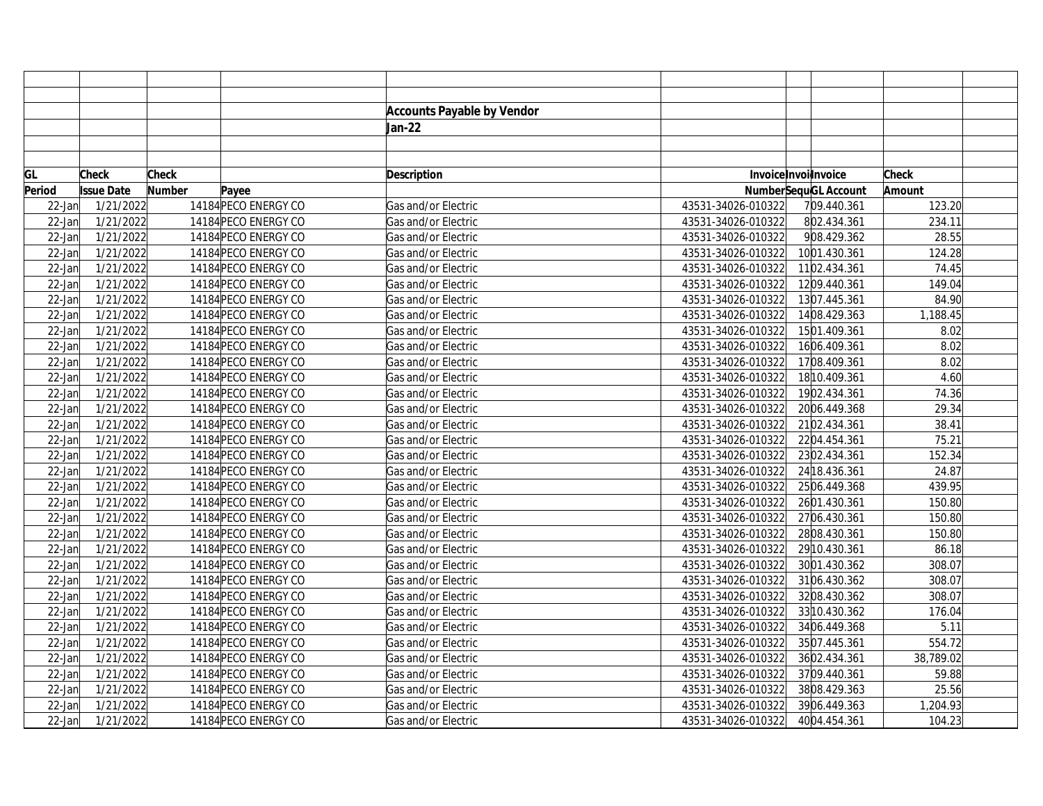## Accounts Payable by Vendor

### Jan-22

| GL Period | Check Issue Date | Check Number | Payee | Description | Invoice Number | Invoice Sequence | Invoice GL Account | Check Amount |
|---|---|---|---|---|---|---|---|---|
| 22-Jan | 1/21/2022 | 14184 | PECO ENERGY CO | Gas and/or Electric | 43531-34026-010322 | 7 | 09.440.361 | 123.20 |
| 22-Jan | 1/21/2022 | 14184 | PECO ENERGY CO | Gas and/or Electric | 43531-34026-010322 | 8 | 02.434.361 | 234.11 |
| 22-Jan | 1/21/2022 | 14184 | PECO ENERGY CO | Gas and/or Electric | 43531-34026-010322 | 9 | 08.429.362 | 28.55 |
| 22-Jan | 1/21/2022 | 14184 | PECO ENERGY CO | Gas and/or Electric | 43531-34026-010322 | 10 | 01.430.361 | 124.28 |
| 22-Jan | 1/21/2022 | 14184 | PECO ENERGY CO | Gas and/or Electric | 43531-34026-010322 | 11 | 02.434.361 | 74.45 |
| 22-Jan | 1/21/2022 | 14184 | PECO ENERGY CO | Gas and/or Electric | 43531-34026-010322 | 12 | 09.440.361 | 149.04 |
| 22-Jan | 1/21/2022 | 14184 | PECO ENERGY CO | Gas and/or Electric | 43531-34026-010322 | 13 | 07.445.361 | 84.90 |
| 22-Jan | 1/21/2022 | 14184 | PECO ENERGY CO | Gas and/or Electric | 43531-34026-010322 | 14 | 08.429.363 | 1,188.45 |
| 22-Jan | 1/21/2022 | 14184 | PECO ENERGY CO | Gas and/or Electric | 43531-34026-010322 | 15 | 01.409.361 | 8.02 |
| 22-Jan | 1/21/2022 | 14184 | PECO ENERGY CO | Gas and/or Electric | 43531-34026-010322 | 16 | 06.409.361 | 8.02 |
| 22-Jan | 1/21/2022 | 14184 | PECO ENERGY CO | Gas and/or Electric | 43531-34026-010322 | 17 | 08.409.361 | 8.02 |
| 22-Jan | 1/21/2022 | 14184 | PECO ENERGY CO | Gas and/or Electric | 43531-34026-010322 | 18 | 10.409.361 | 4.60 |
| 22-Jan | 1/21/2022 | 14184 | PECO ENERGY CO | Gas and/or Electric | 43531-34026-010322 | 19 | 02.434.361 | 74.36 |
| 22-Jan | 1/21/2022 | 14184 | PECO ENERGY CO | Gas and/or Electric | 43531-34026-010322 | 20 | 06.449.368 | 29.34 |
| 22-Jan | 1/21/2022 | 14184 | PECO ENERGY CO | Gas and/or Electric | 43531-34026-010322 | 21 | 02.434.361 | 38.41 |
| 22-Jan | 1/21/2022 | 14184 | PECO ENERGY CO | Gas and/or Electric | 43531-34026-010322 | 22 | 04.454.361 | 75.21 |
| 22-Jan | 1/21/2022 | 14184 | PECO ENERGY CO | Gas and/or Electric | 43531-34026-010322 | 23 | 02.434.361 | 152.34 |
| 22-Jan | 1/21/2022 | 14184 | PECO ENERGY CO | Gas and/or Electric | 43531-34026-010322 | 24 | 18.436.361 | 24.87 |
| 22-Jan | 1/21/2022 | 14184 | PECO ENERGY CO | Gas and/or Electric | 43531-34026-010322 | 25 | 06.449.368 | 439.95 |
| 22-Jan | 1/21/2022 | 14184 | PECO ENERGY CO | Gas and/or Electric | 43531-34026-010322 | 26 | 01.430.361 | 150.80 |
| 22-Jan | 1/21/2022 | 14184 | PECO ENERGY CO | Gas and/or Electric | 43531-34026-010322 | 27 | 06.430.361 | 150.80 |
| 22-Jan | 1/21/2022 | 14184 | PECO ENERGY CO | Gas and/or Electric | 43531-34026-010322 | 28 | 08.430.361 | 150.80 |
| 22-Jan | 1/21/2022 | 14184 | PECO ENERGY CO | Gas and/or Electric | 43531-34026-010322 | 29 | 10.430.361 | 86.18 |
| 22-Jan | 1/21/2022 | 14184 | PECO ENERGY CO | Gas and/or Electric | 43531-34026-010322 | 30 | 01.430.362 | 308.07 |
| 22-Jan | 1/21/2022 | 14184 | PECO ENERGY CO | Gas and/or Electric | 43531-34026-010322 | 31 | 06.430.362 | 308.07 |
| 22-Jan | 1/21/2022 | 14184 | PECO ENERGY CO | Gas and/or Electric | 43531-34026-010322 | 32 | 08.430.362 | 308.07 |
| 22-Jan | 1/21/2022 | 14184 | PECO ENERGY CO | Gas and/or Electric | 43531-34026-010322 | 33 | 10.430.362 | 176.04 |
| 22-Jan | 1/21/2022 | 14184 | PECO ENERGY CO | Gas and/or Electric | 43531-34026-010322 | 34 | 06.449.368 | 5.11 |
| 22-Jan | 1/21/2022 | 14184 | PECO ENERGY CO | Gas and/or Electric | 43531-34026-010322 | 35 | 07.445.361 | 554.72 |
| 22-Jan | 1/21/2022 | 14184 | PECO ENERGY CO | Gas and/or Electric | 43531-34026-010322 | 36 | 02.434.361 | 38,789.02 |
| 22-Jan | 1/21/2022 | 14184 | PECO ENERGY CO | Gas and/or Electric | 43531-34026-010322 | 37 | 09.440.361 | 59.88 |
| 22-Jan | 1/21/2022 | 14184 | PECO ENERGY CO | Gas and/or Electric | 43531-34026-010322 | 38 | 08.429.363 | 25.56 |
| 22-Jan | 1/21/2022 | 14184 | PECO ENERGY CO | Gas and/or Electric | 43531-34026-010322 | 39 | 06.449.363 | 1,204.93 |
| 22-Jan | 1/21/2022 | 14184 | PECO ENERGY CO | Gas and/or Electric | 43531-34026-010322 | 40 | 04.454.361 | 104.23 |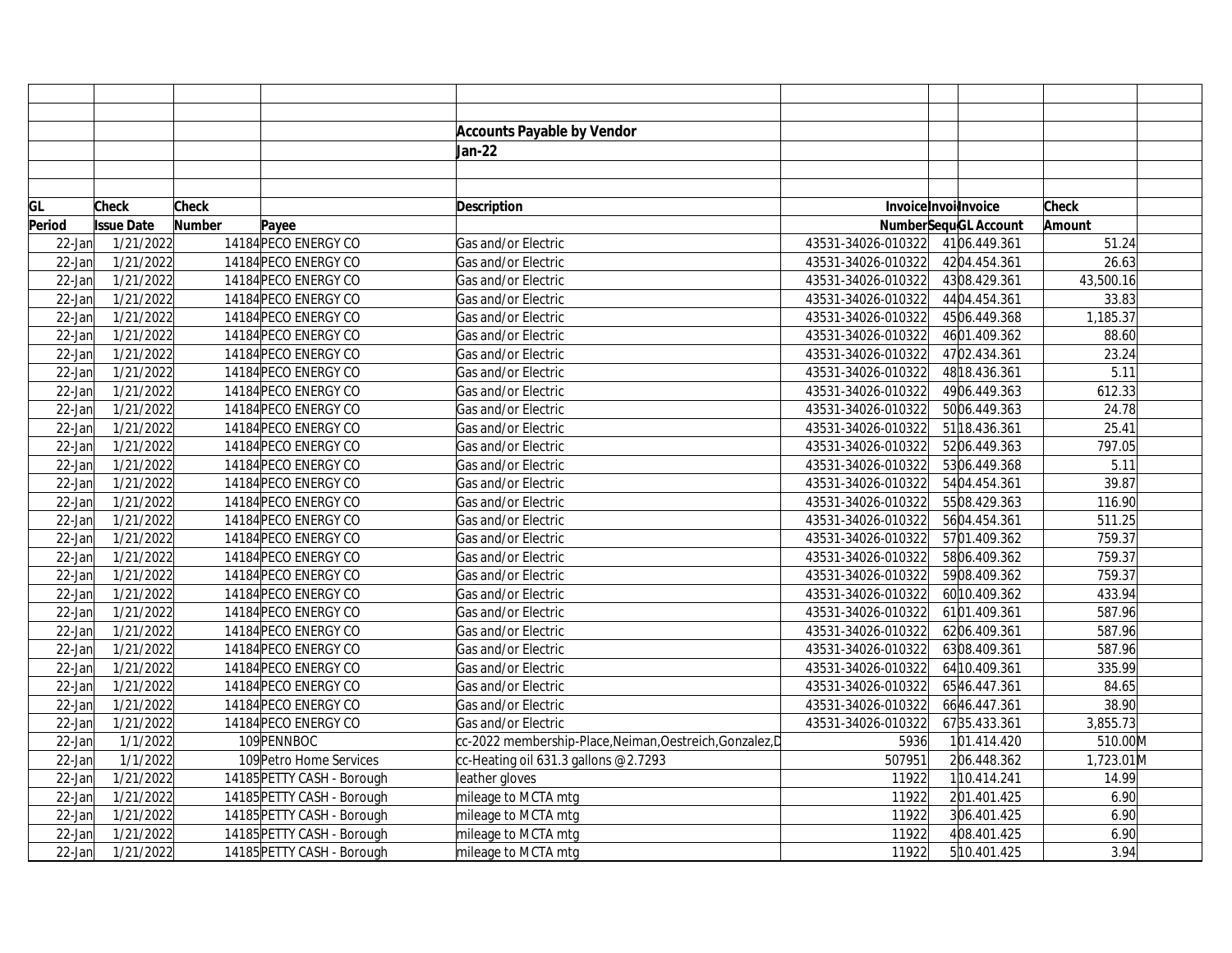**Accounts Payable by Vendor**

**Jan-22**

| GL Period | Check Issue Date | Check Number | Payee | Description | Invoice Number | Invoice Sequ | Invoice GL Account | Check Amount | |
|---|---|---|---|---|---|---|---|---|---|
| 22-Jan | 1/21/2022 | 14184 | PECO ENERGY CO | Gas and/or Electric | 43531-34026-010322 | 41 | 06.449.361 | 51.24 | |
| 22-Jan | 1/21/2022 | 14184 | PECO ENERGY CO | Gas and/or Electric | 43531-34026-010322 | 42 | 04.454.361 | 26.63 | |
| 22-Jan | 1/21/2022 | 14184 | PECO ENERGY CO | Gas and/or Electric | 43531-34026-010322 | 43 | 08.429.361 | 43,500.16 | |
| 22-Jan | 1/21/2022 | 14184 | PECO ENERGY CO | Gas and/or Electric | 43531-34026-010322 | 44 | 04.454.361 | 33.83 | |
| 22-Jan | 1/21/2022 | 14184 | PECO ENERGY CO | Gas and/or Electric | 43531-34026-010322 | 45 | 06.449.368 | 1,185.37 | |
| 22-Jan | 1/21/2022 | 14184 | PECO ENERGY CO | Gas and/or Electric | 43531-34026-010322 | 46 | 01.409.362 | 88.60 | |
| 22-Jan | 1/21/2022 | 14184 | PECO ENERGY CO | Gas and/or Electric | 43531-34026-010322 | 47 | 02.434.361 | 23.24 | |
| 22-Jan | 1/21/2022 | 14184 | PECO ENERGY CO | Gas and/or Electric | 43531-34026-010322 | 48 | 18.436.361 | 5.11 | |
| 22-Jan | 1/21/2022 | 14184 | PECO ENERGY CO | Gas and/or Electric | 43531-34026-010322 | 49 | 06.449.363 | 612.33 | |
| 22-Jan | 1/21/2022 | 14184 | PECO ENERGY CO | Gas and/or Electric | 43531-34026-010322 | 50 | 06.449.363 | 24.78 | |
| 22-Jan | 1/21/2022 | 14184 | PECO ENERGY CO | Gas and/or Electric | 43531-34026-010322 | 51 | 18.436.361 | 25.41 | |
| 22-Jan | 1/21/2022 | 14184 | PECO ENERGY CO | Gas and/or Electric | 43531-34026-010322 | 52 | 06.449.363 | 797.05 | |
| 22-Jan | 1/21/2022 | 14184 | PECO ENERGY CO | Gas and/or Electric | 43531-34026-010322 | 53 | 06.449.368 | 5.11 | |
| 22-Jan | 1/21/2022 | 14184 | PECO ENERGY CO | Gas and/or Electric | 43531-34026-010322 | 54 | 04.454.361 | 39.87 | |
| 22-Jan | 1/21/2022 | 14184 | PECO ENERGY CO | Gas and/or Electric | 43531-34026-010322 | 55 | 08.429.363 | 116.90 | |
| 22-Jan | 1/21/2022 | 14184 | PECO ENERGY CO | Gas and/or Electric | 43531-34026-010322 | 56 | 04.454.361 | 511.25 | |
| 22-Jan | 1/21/2022 | 14184 | PECO ENERGY CO | Gas and/or Electric | 43531-34026-010322 | 57 | 01.409.362 | 759.37 | |
| 22-Jan | 1/21/2022 | 14184 | PECO ENERGY CO | Gas and/or Electric | 43531-34026-010322 | 58 | 06.409.362 | 759.37 | |
| 22-Jan | 1/21/2022 | 14184 | PECO ENERGY CO | Gas and/or Electric | 43531-34026-010322 | 59 | 08.409.362 | 759.37 | |
| 22-Jan | 1/21/2022 | 14184 | PECO ENERGY CO | Gas and/or Electric | 43531-34026-010322 | 60 | 10.409.362 | 433.94 | |
| 22-Jan | 1/21/2022 | 14184 | PECO ENERGY CO | Gas and/or Electric | 43531-34026-010322 | 61 | 01.409.361 | 587.96 | |
| 22-Jan | 1/21/2022 | 14184 | PECO ENERGY CO | Gas and/or Electric | 43531-34026-010322 | 62 | 06.409.361 | 587.96 | |
| 22-Jan | 1/21/2022 | 14184 | PECO ENERGY CO | Gas and/or Electric | 43531-34026-010322 | 63 | 08.409.361 | 587.96 | |
| 22-Jan | 1/21/2022 | 14184 | PECO ENERGY CO | Gas and/or Electric | 43531-34026-010322 | 64 | 10.409.361 | 335.99 | |
| 22-Jan | 1/21/2022 | 14184 | PECO ENERGY CO | Gas and/or Electric | 43531-34026-010322 | 65 | 46.447.361 | 84.65 | |
| 22-Jan | 1/21/2022 | 14184 | PECO ENERGY CO | Gas and/or Electric | 43531-34026-010322 | 66 | 46.447.361 | 38.90 | |
| 22-Jan | 1/21/2022 | 14184 | PECO ENERGY CO | Gas and/or Electric | 43531-34026-010322 | 67 | 35.433.361 | 3,855.73 | |
| 22-Jan | 1/1/2022 | 109 | PENNBOC | cc-2022 membership-Place,Neiman,Oestreich,Gonzalez,D | 5936 | 1 | 01.414.420 | 510.00 | M |
| 22-Jan | 1/1/2022 | 109 | Petro Home Services | cc-Heating oil 631.3 gallons @2.7293 | 507951 | 2 | 06.448.362 | 1,723.01 | M |
| 22-Jan | 1/21/2022 | 14185 | PETTY CASH - Borough | leather gloves | 11922 | 1 | 10.414.241 | 14.99 | |
| 22-Jan | 1/21/2022 | 14185 | PETTY CASH - Borough | mileage to MCTA mtg | 11922 | 2 | 01.401.425 | 6.90 | |
| 22-Jan | 1/21/2022 | 14185 | PETTY CASH - Borough | mileage to MCTA mtg | 11922 | 3 | 06.401.425 | 6.90 | |
| 22-Jan | 1/21/2022 | 14185 | PETTY CASH - Borough | mileage to MCTA mtg | 11922 | 4 | 08.401.425 | 6.90 | |
| 22-Jan | 1/21/2022 | 14185 | PETTY CASH - Borough | mileage to MCTA mtg | 11922 | 5 | 10.401.425 | 3.94 | |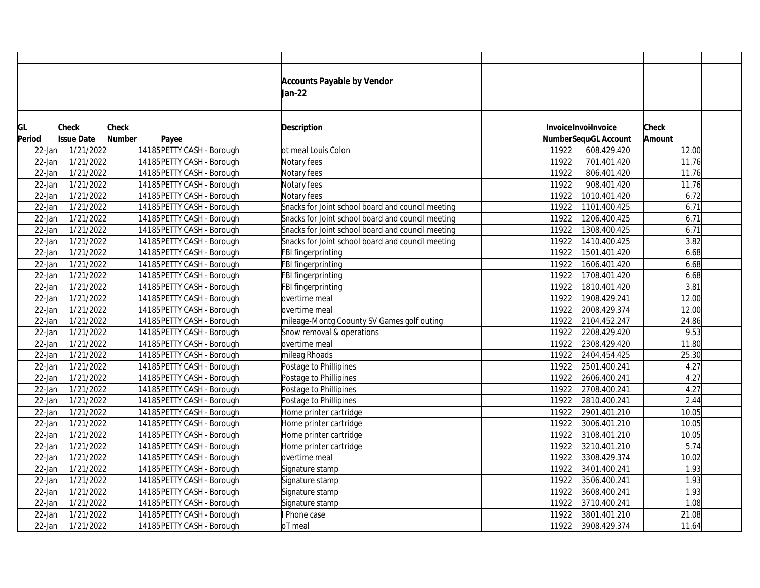## Accounts Payable by Vendor

## Jan-22

| GL Period | Check Issue Date | Check Number | Payee | Description | Invoice Number | Invoice Sequence | Invoice GL Account | Check Amount |
|---|---|---|---|---|---|---|---|---|
| 22-Jan | 1/21/2022 | 14185 | PETTY CASH - Borough | ot meal Louis Colon | 11922 | 6 | 08.429.420 | 12.00 |
| 22-Jan | 1/21/2022 | 14185 | PETTY CASH - Borough | Notary fees | 11922 | 7 | 01.401.420 | 11.76 |
| 22-Jan | 1/21/2022 | 14185 | PETTY CASH - Borough | Notary fees | 11922 | 8 | 06.401.420 | 11.76 |
| 22-Jan | 1/21/2022 | 14185 | PETTY CASH - Borough | Notary fees | 11922 | 9 | 08.401.420 | 11.76 |
| 22-Jan | 1/21/2022 | 14185 | PETTY CASH - Borough | Notary fees | 11922 | 10 | 10.401.420 | 6.72 |
| 22-Jan | 1/21/2022 | 14185 | PETTY CASH - Borough | Snacks for Joint school board and council meeting | 11922 | 11 | 01.400.425 | 6.71 |
| 22-Jan | 1/21/2022 | 14185 | PETTY CASH - Borough | Snacks for Joint school board and council meeting | 11922 | 12 | 06.400.425 | 6.71 |
| 22-Jan | 1/21/2022 | 14185 | PETTY CASH - Borough | Snacks for Joint school board and council meeting | 11922 | 13 | 08.400.425 | 6.71 |
| 22-Jan | 1/21/2022 | 14185 | PETTY CASH - Borough | Snacks for Joint school board and council meeting | 11922 | 14 | 10.400.425 | 3.82 |
| 22-Jan | 1/21/2022 | 14185 | PETTY CASH - Borough | FBI fingerprinting | 11922 | 15 | 01.401.420 | 6.68 |
| 22-Jan | 1/21/2022 | 14185 | PETTY CASH - Borough | FBI fingerprinting | 11922 | 16 | 06.401.420 | 6.68 |
| 22-Jan | 1/21/2022 | 14185 | PETTY CASH - Borough | FBI fingerprinting | 11922 | 17 | 08.401.420 | 6.68 |
| 22-Jan | 1/21/2022 | 14185 | PETTY CASH - Borough | FBI fingerprinting | 11922 | 18 | 10.401.420 | 3.81 |
| 22-Jan | 1/21/2022 | 14185 | PETTY CASH - Borough | overtime meal | 11922 | 19 | 08.429.241 | 12.00 |
| 22-Jan | 1/21/2022 | 14185 | PETTY CASH - Borough | overtime meal | 11922 | 20 | 08.429.374 | 12.00 |
| 22-Jan | 1/21/2022 | 14185 | PETTY CASH - Borough | mileage-Montg Coounty SV Games golf outing | 11922 | 21 | 04.452.247 | 24.86 |
| 22-Jan | 1/21/2022 | 14185 | PETTY CASH - Borough | Snow removal & operations | 11922 | 22 | 08.429.420 | 9.53 |
| 22-Jan | 1/21/2022 | 14185 | PETTY CASH - Borough | overtime meal | 11922 | 23 | 08.429.420 | 11.80 |
| 22-Jan | 1/21/2022 | 14185 | PETTY CASH - Borough | mileag Rhoads | 11922 | 24 | 04.454.425 | 25.30 |
| 22-Jan | 1/21/2022 | 14185 | PETTY CASH - Borough | Postage to Phillipines | 11922 | 25 | 01.400.241 | 4.27 |
| 22-Jan | 1/21/2022 | 14185 | PETTY CASH - Borough | Postage to Phillipines | 11922 | 26 | 06.400.241 | 4.27 |
| 22-Jan | 1/21/2022 | 14185 | PETTY CASH - Borough | Postage to Phillipines | 11922 | 27 | 08.400.241 | 4.27 |
| 22-Jan | 1/21/2022 | 14185 | PETTY CASH - Borough | Postage to Phillipines | 11922 | 28 | 10.400.241 | 2.44 |
| 22-Jan | 1/21/2022 | 14185 | PETTY CASH - Borough | Home printer cartridge | 11922 | 29 | 01.401.210 | 10.05 |
| 22-Jan | 1/21/2022 | 14185 | PETTY CASH - Borough | Home printer cartridge | 11922 | 30 | 06.401.210 | 10.05 |
| 22-Jan | 1/21/2022 | 14185 | PETTY CASH - Borough | Home printer cartridge | 11922 | 31 | 08.401.210 | 10.05 |
| 22-Jan | 1/21/2022 | 14185 | PETTY CASH - Borough | Home printer cartridge | 11922 | 32 | 10.401.210 | 5.74 |
| 22-Jan | 1/21/2022 | 14185 | PETTY CASH - Borough | overtime meal | 11922 | 33 | 08.429.374 | 10.02 |
| 22-Jan | 1/21/2022 | 14185 | PETTY CASH - Borough | Signature stamp | 11922 | 34 | 01.400.241 | 1.93 |
| 22-Jan | 1/21/2022 | 14185 | PETTY CASH - Borough | Signature stamp | 11922 | 35 | 06.400.241 | 1.93 |
| 22-Jan | 1/21/2022 | 14185 | PETTY CASH - Borough | Signature stamp | 11922 | 36 | 08.400.241 | 1.93 |
| 22-Jan | 1/21/2022 | 14185 | PETTY CASH - Borough | Signature stamp | 11922 | 37 | 10.400.241 | 1.08 |
| 22-Jan | 1/21/2022 | 14185 | PETTY CASH - Borough | I Phone case | 11922 | 38 | 01.401.210 | 21.08 |
| 22-Jan | 1/21/2022 | 14185 | PETTY CASH - Borough | oT meal | 11922 | 39 | 08.429.374 | 11.64 |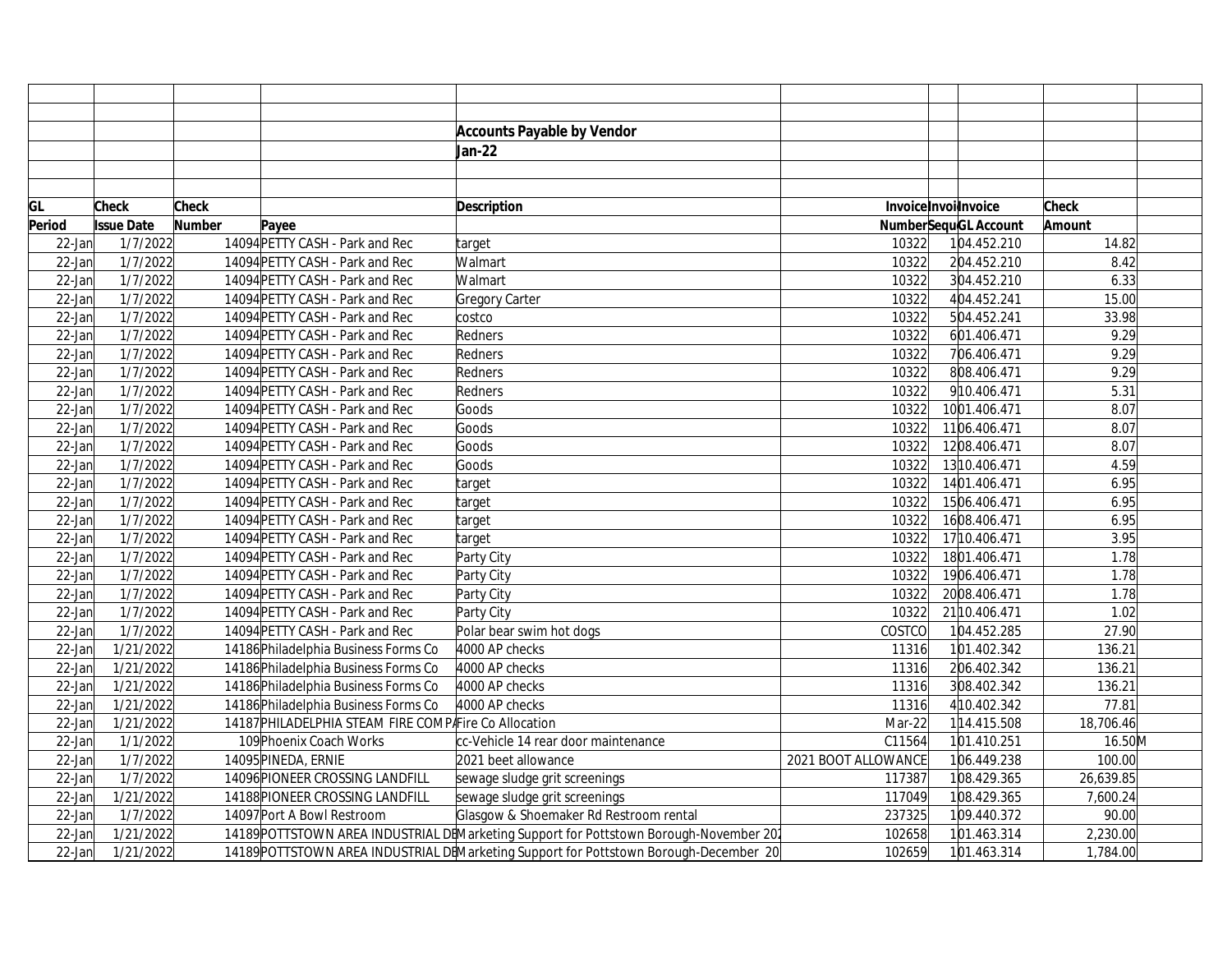**Accounts Payable by Vendor**

**Jan-22**

| GL Period | Check Issue Date | Check Number | Payee | Description | Invoice Number | Invoice Sequence | Invoice GL Account | Check Amount |
|---|---|---|---|---|---|---|---|---|
| 22-Jan | 1/7/2022 | 14094 | PETTY CASH - Park and Rec | target | 10322 | 1 | 04.452.210 | 14.82 |
| 22-Jan | 1/7/2022 | 14094 | PETTY CASH - Park and Rec | Walmart | 10322 | 2 | 04.452.210 | 8.42 |
| 22-Jan | 1/7/2022 | 14094 | PETTY CASH - Park and Rec | Walmart | 10322 | 3 | 04.452.210 | 6.33 |
| 22-Jan | 1/7/2022 | 14094 | PETTY CASH - Park and Rec | Gregory Carter | 10322 | 4 | 04.452.241 | 15.00 |
| 22-Jan | 1/7/2022 | 14094 | PETTY CASH - Park and Rec | costco | 10322 | 5 | 04.452.241 | 33.98 |
| 22-Jan | 1/7/2022 | 14094 | PETTY CASH - Park and Rec | Redners | 10322 | 6 | 01.406.471 | 9.29 |
| 22-Jan | 1/7/2022 | 14094 | PETTY CASH - Park and Rec | Redners | 10322 | 7 | 06.406.471 | 9.29 |
| 22-Jan | 1/7/2022 | 14094 | PETTY CASH - Park and Rec | Redners | 10322 | 8 | 08.406.471 | 9.29 |
| 22-Jan | 1/7/2022 | 14094 | PETTY CASH - Park and Rec | Redners | 10322 | 9 | 10.406.471 | 5.31 |
| 22-Jan | 1/7/2022 | 14094 | PETTY CASH - Park and Rec | Goods | 10322 | 10 | 01.406.471 | 8.07 |
| 22-Jan | 1/7/2022 | 14094 | PETTY CASH - Park and Rec | Goods | 10322 | 11 | 06.406.471 | 8.07 |
| 22-Jan | 1/7/2022 | 14094 | PETTY CASH - Park and Rec | Goods | 10322 | 12 | 08.406.471 | 8.07 |
| 22-Jan | 1/7/2022 | 14094 | PETTY CASH - Park and Rec | Goods | 10322 | 13 | 10.406.471 | 4.59 |
| 22-Jan | 1/7/2022 | 14094 | PETTY CASH - Park and Rec | target | 10322 | 14 | 01.406.471 | 6.95 |
| 22-Jan | 1/7/2022 | 14094 | PETTY CASH - Park and Rec | target | 10322 | 15 | 06.406.471 | 6.95 |
| 22-Jan | 1/7/2022 | 14094 | PETTY CASH - Park and Rec | target | 10322 | 16 | 08.406.471 | 6.95 |
| 22-Jan | 1/7/2022 | 14094 | PETTY CASH - Park and Rec | target | 10322 | 17 | 10.406.471 | 3.95 |
| 22-Jan | 1/7/2022 | 14094 | PETTY CASH - Park and Rec | Party City | 10322 | 18 | 01.406.471 | 1.78 |
| 22-Jan | 1/7/2022 | 14094 | PETTY CASH - Park and Rec | Party City | 10322 | 19 | 06.406.471 | 1.78 |
| 22-Jan | 1/7/2022 | 14094 | PETTY CASH - Park and Rec | Party City | 10322 | 20 | 08.406.471 | 1.78 |
| 22-Jan | 1/7/2022 | 14094 | PETTY CASH - Park and Rec | Party City | 10322 | 21 | 10.406.471 | 1.02 |
| 22-Jan | 1/7/2022 | 14094 | PETTY CASH - Park and Rec | Polar bear swim hot dogs | COSTCO | 1 | 04.452.285 | 27.90 |
| 22-Jan | 1/21/2022 | 14186 | Philadelphia Business Forms Co | 4000 AP checks | 11316 | 1 | 01.402.342 | 136.21 |
| 22-Jan | 1/21/2022 | 14186 | Philadelphia Business Forms Co | 4000 AP checks | 11316 | 2 | 06.402.342 | 136.21 |
| 22-Jan | 1/21/2022 | 14186 | Philadelphia Business Forms Co | 4000 AP checks | 11316 | 3 | 08.402.342 | 136.21 |
| 22-Jan | 1/21/2022 | 14186 | Philadelphia Business Forms Co | 4000 AP checks | 11316 | 4 | 10.402.342 | 77.81 |
| 22-Jan | 1/21/2022 | 14187 | PHILADELPHIA STEAM FIRE COMPA | Fire Co Allocation | Mar-22 | 1 | 14.415.508 | 18,706.46 |
| 22-Jan | 1/1/2022 | 109 | Phoenix Coach Works | cc-Vehicle 14 rear door maintenance | C11564 | 1 | 01.410.251 | 16.50M |
| 22-Jan | 1/7/2022 | 14095 | PINEDA, ERNIE | 2021 beet allowance | 2021 BOOT ALLOWANCE | 1 | 06.449.238 | 100.00 |
| 22-Jan | 1/7/2022 | 14096 | PIONEER CROSSING LANDFILL | sewage sludge grit screenings | 117387 | 1 | 08.429.365 | 26,639.85 |
| 22-Jan | 1/21/2022 | 14188 | PIONEER CROSSING LANDFILL | sewage sludge grit screenings | 117049 | 1 | 08.429.365 | 7,600.24 |
| 22-Jan | 1/7/2022 | 14097 | Port A Bowl Restroom | Glasgow & Shoemaker Rd Restroom rental | 237325 | 1 | 09.440.372 | 90.00 |
| 22-Jan | 1/21/2022 | 14189 | POTTSTOWN AREA INDUSTRIAL DE | Marketing Support for Pottstown Borough-November 202 | 102658 | 1 | 01.463.314 | 2,230.00 |
| 22-Jan | 1/21/2022 | 14189 | POTTSTOWN AREA INDUSTRIAL DE | Marketing Support for Pottstown Borough-December 20 | 102659 | 1 | 01.463.314 | 1,784.00 |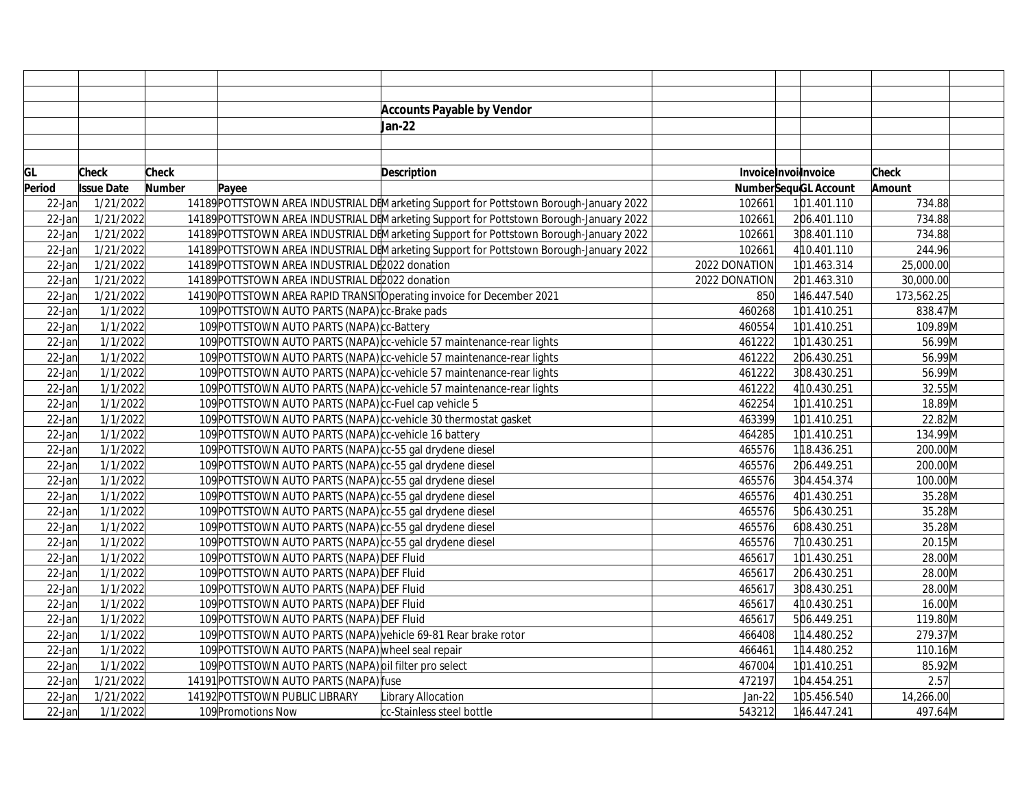## Accounts Payable by Vendor

### Jan-22

| GL Period | Check Issue Date | Check Number | Payee | Description | Invoice Number | Invoice Sequence | Invoice GL Account | Check Amount | |
|---|---|---|---|---|---|---|---|---|---|
| 22-Jan | 1/21/2022 | 14189 | POTTSTOWN AREA INDUSTRIAL DE | Marketing Support for Pottstown Borough-January 2022 | 102661 | 1 | 01.401.110 | 734.88 | |
| 22-Jan | 1/21/2022 | 14189 | POTTSTOWN AREA INDUSTRIAL DE | Marketing Support for Pottstown Borough-January 2022 | 102661 | 2 | 06.401.110 | 734.88 | |
| 22-Jan | 1/21/2022 | 14189 | POTTSTOWN AREA INDUSTRIAL DE | Marketing Support for Pottstown Borough-January 2022 | 102661 | 3 | 08.401.110 | 734.88 | |
| 22-Jan | 1/21/2022 | 14189 | POTTSTOWN AREA INDUSTRIAL DE | Marketing Support for Pottstown Borough-January 2022 | 102661 | 4 | 10.401.110 | 244.96 | |
| 22-Jan | 1/21/2022 | 14189 | POTTSTOWN AREA INDUSTRIAL DE | 2022 donation | 2022 DONATION | 1 | 01.463.314 | 25,000.00 | |
| 22-Jan | 1/21/2022 | 14189 | POTTSTOWN AREA INDUSTRIAL DE | 2022 donation | 2022 DONATION | 2 | 01.463.310 | 30,000.00 | |
| 22-Jan | 1/21/2022 | 14190 | POTTSTOWN AREA RAPID TRANSIT | Operating invoice for December 2021 | 850 | 1 | 46.447.540 | 173,562.25 | |
| 22-Jan | 1/1/2022 | 109 | POTTSTOWN AUTO PARTS (NAPA) | cc-Brake pads | 460268 | 1 | 01.410.251 | 838.47 | M |
| 22-Jan | 1/1/2022 | 109 | POTTSTOWN AUTO PARTS (NAPA) | cc-Battery | 460554 | 1 | 01.410.251 | 109.89 | M |
| 22-Jan | 1/1/2022 | 109 | POTTSTOWN AUTO PARTS (NAPA) | cc-vehicle 57 maintenance-rear lights | 461222 | 1 | 01.430.251 | 56.99 | M |
| 22-Jan | 1/1/2022 | 109 | POTTSTOWN AUTO PARTS (NAPA) | cc-vehicle 57 maintenance-rear lights | 461222 | 2 | 06.430.251 | 56.99 | M |
| 22-Jan | 1/1/2022 | 109 | POTTSTOWN AUTO PARTS (NAPA) | cc-vehicle 57 maintenance-rear lights | 461222 | 3 | 08.430.251 | 56.99 | M |
| 22-Jan | 1/1/2022 | 109 | POTTSTOWN AUTO PARTS (NAPA) | cc-vehicle 57 maintenance-rear lights | 461222 | 4 | 10.430.251 | 32.55 | M |
| 22-Jan | 1/1/2022 | 109 | POTTSTOWN AUTO PARTS (NAPA) | cc-Fuel cap vehicle 5 | 462254 | 1 | 01.410.251 | 18.89 | M |
| 22-Jan | 1/1/2022 | 109 | POTTSTOWN AUTO PARTS (NAPA) | cc-vehicle 30 thermostat gasket | 463399 | 1 | 01.410.251 | 22.82 | M |
| 22-Jan | 1/1/2022 | 109 | POTTSTOWN AUTO PARTS (NAPA) | cc-vehicle 16 battery | 464285 | 1 | 01.410.251 | 134.99 | M |
| 22-Jan | 1/1/2022 | 109 | POTTSTOWN AUTO PARTS (NAPA) | cc-55 gal drydene diesel | 465576 | 1 | 18.436.251 | 200.00 | M |
| 22-Jan | 1/1/2022 | 109 | POTTSTOWN AUTO PARTS (NAPA) | cc-55 gal drydene diesel | 465576 | 2 | 06.449.251 | 200.00 | M |
| 22-Jan | 1/1/2022 | 109 | POTTSTOWN AUTO PARTS (NAPA) | cc-55 gal drydene diesel | 465576 | 3 | 04.454.374 | 100.00 | M |
| 22-Jan | 1/1/2022 | 109 | POTTSTOWN AUTO PARTS (NAPA) | cc-55 gal drydene diesel | 465576 | 4 | 01.430.251 | 35.28 | M |
| 22-Jan | 1/1/2022 | 109 | POTTSTOWN AUTO PARTS (NAPA) | cc-55 gal drydene diesel | 465576 | 5 | 06.430.251 | 35.28 | M |
| 22-Jan | 1/1/2022 | 109 | POTTSTOWN AUTO PARTS (NAPA) | cc-55 gal drydene diesel | 465576 | 6 | 08.430.251 | 35.28 | M |
| 22-Jan | 1/1/2022 | 109 | POTTSTOWN AUTO PARTS (NAPA) | cc-55 gal drydene diesel | 465576 | 7 | 10.430.251 | 20.15 | M |
| 22-Jan | 1/1/2022 | 109 | POTTSTOWN AUTO PARTS (NAPA) | DEF Fluid | 465617 | 1 | 01.430.251 | 28.00 | M |
| 22-Jan | 1/1/2022 | 109 | POTTSTOWN AUTO PARTS (NAPA) | DEF Fluid | 465617 | 2 | 06.430.251 | 28.00 | M |
| 22-Jan | 1/1/2022 | 109 | POTTSTOWN AUTO PARTS (NAPA) | DEF Fluid | 465617 | 3 | 08.430.251 | 28.00 | M |
| 22-Jan | 1/1/2022 | 109 | POTTSTOWN AUTO PARTS (NAPA) | DEF Fluid | 465617 | 4 | 10.430.251 | 16.00 | M |
| 22-Jan | 1/1/2022 | 109 | POTTSTOWN AUTO PARTS (NAPA) | DEF Fluid | 465617 | 5 | 06.449.251 | 119.80 | M |
| 22-Jan | 1/1/2022 | 109 | POTTSTOWN AUTO PARTS (NAPA) | vehicle 69-81 Rear brake rotor | 466408 | 1 | 14.480.252 | 279.37 | M |
| 22-Jan | 1/1/2022 | 109 | POTTSTOWN AUTO PARTS (NAPA) | wheel seal repair | 466461 | 1 | 14.480.252 | 110.16 | M |
| 22-Jan | 1/1/2022 | 109 | POTTSTOWN AUTO PARTS (NAPA) | oil filter pro select | 467004 | 1 | 01.410.251 | 85.92 | M |
| 22-Jan | 1/21/2022 | 14191 | POTTSTOWN AUTO PARTS (NAPA) | fuse | 472197 | 1 | 04.454.251 | 2.57 | |
| 22-Jan | 1/21/2022 | 14192 | POTTSTOWN PUBLIC LIBRARY | Library Allocation | Jan-22 | 1 | 05.456.540 | 14,266.00 | |
| 22-Jan | 1/1/2022 | 109 | Promotions Now | cc-Stainless steel bottle | 543212 | 1 | 46.447.241 | 497.64 | M |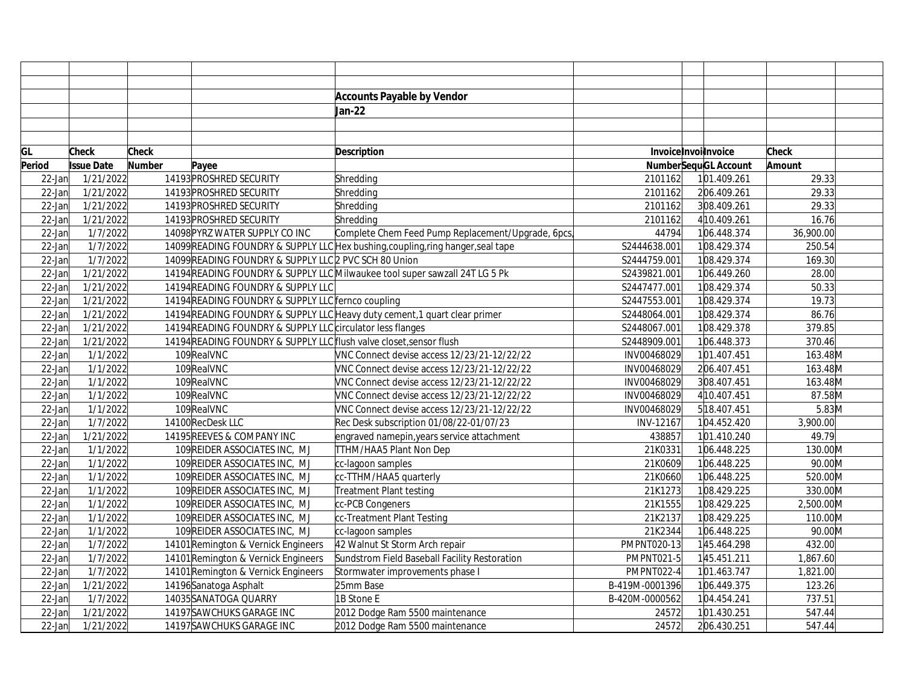**Accounts Payable by Vendor**

**Jan-22**

| GL Period | Check Issue Date | Check Number | Payee | Description | Invoice Number | Invoice Sequ | Invoice GL Account | Check Amount | |
|---|---|---|---|---|---|---|---|---|---|
| 22-Jan | 1/21/2022 | 14193 | PROSHRED SECURITY | Shredding | 2101162 | 1 | 01.409.261 | 29.33 | |
| 22-Jan | 1/21/2022 | 14193 | PROSHRED SECURITY | Shredding | 2101162 | 2 | 06.409.261 | 29.33 | |
| 22-Jan | 1/21/2022 | 14193 | PROSHRED SECURITY | Shredding | 2101162 | 3 | 08.409.261 | 29.33 | |
| 22-Jan | 1/21/2022 | 14193 | PROSHRED SECURITY | Shredding | 2101162 | 4 | 10.409.261 | 16.76 | |
| 22-Jan | 1/7/2022 | 14098 | PYRZ WATER SUPPLY CO INC | Complete Chem Feed Pump Replacement/Upgrade, 6pcs, | 44794 | 1 | 06.448.374 | 36,900.00 | |
| 22-Jan | 1/7/2022 | 14099 | READING FOUNDRY & SUPPLY LLC | Hex bushing,coupling,ring hanger,seal tape | S2444638.001 | 1 | 08.429.374 | 250.54 | |
| 22-Jan | 1/7/2022 | 14099 | READING FOUNDRY & SUPPLY LLC | 2 PVC SCH 80 Union | S2444759.001 | 1 | 08.429.374 | 169.30 | |
| 22-Jan | 1/21/2022 | 14194 | READING FOUNDRY & SUPPLY LLC | Milwaukee tool super sawzall 24T LG 5 Pk | S2439821.001 | 1 | 06.449.260 | 28.00 | |
| 22-Jan | 1/21/2022 | 14194 | READING FOUNDRY & SUPPLY LLC | | S2447477.001 | 1 | 08.429.374 | 50.33 | |
| 22-Jan | 1/21/2022 | 14194 | READING FOUNDRY & SUPPLY LLC | fernco coupling | S2447553.001 | 1 | 08.429.374 | 19.73 | |
| 22-Jan | 1/21/2022 | 14194 | READING FOUNDRY & SUPPLY LLC | Heavy duty cement,1 quart clear primer | S2448064.001 | 1 | 08.429.374 | 86.76 | |
| 22-Jan | 1/21/2022 | 14194 | READING FOUNDRY & SUPPLY LLC | circulator less flanges | S2448067.001 | 1 | 08.429.378 | 379.85 | |
| 22-Jan | 1/21/2022 | 14194 | READING FOUNDRY & SUPPLY LLC | flush valve closet,sensor flush | S2448909.001 | 1 | 06.448.373 | 370.46 | |
| 22-Jan | 1/1/2022 | 109 | RealVNC | VNC Connect devise access 12/23/21-12/22/22 | INV00468029 | 1 | 01.407.451 | 163.48 | M |
| 22-Jan | 1/1/2022 | 109 | RealVNC | VNC Connect devise access 12/23/21-12/22/22 | INV00468029 | 2 | 06.407.451 | 163.48 | M |
| 22-Jan | 1/1/2022 | 109 | RealVNC | VNC Connect devise access 12/23/21-12/22/22 | INV00468029 | 3 | 08.407.451 | 163.48 | M |
| 22-Jan | 1/1/2022 | 109 | RealVNC | VNC Connect devise access 12/23/21-12/22/22 | INV00468029 | 4 | 10.407.451 | 87.58 | M |
| 22-Jan | 1/1/2022 | 109 | RealVNC | VNC Connect devise access 12/23/21-12/22/22 | INV00468029 | 5 | 18.407.451 | 5.83 | M |
| 22-Jan | 1/7/2022 | 14100 | RecDesk LLC | Rec Desk subscription 01/08/22-01/07/23 | INV-12167 | 1 | 04.452.420 | 3,900.00 | |
| 22-Jan | 1/21/2022 | 14195 | REEVES & COMPANY INC | engraved namepin,years service attachment | 438857 | 1 | 01.410.240 | 49.79 | |
| 22-Jan | 1/1/2022 | 109 | REIDER ASSOCIATES INC, MJ | TTHM/HAA5 Plant Non Dep | 21K0331 | 1 | 06.448.225 | 130.00 | M |
| 22-Jan | 1/1/2022 | 109 | REIDER ASSOCIATES INC, MJ | cc-lagoon samples | 21K0609 | 1 | 06.448.225 | 90.00 | M |
| 22-Jan | 1/1/2022 | 109 | REIDER ASSOCIATES INC, MJ | cc-TTHM/HAA5 quarterly | 21K0660 | 1 | 06.448.225 | 520.00 | M |
| 22-Jan | 1/1/2022 | 109 | REIDER ASSOCIATES INC, MJ | Treatment Plant testing | 21K1273 | 1 | 08.429.225 | 330.00 | M |
| 22-Jan | 1/1/2022 | 109 | REIDER ASSOCIATES INC, MJ | cc-PCB Congeners | 21K1555 | 1 | 08.429.225 | 2,500.00 | M |
| 22-Jan | 1/1/2022 | 109 | REIDER ASSOCIATES INC, MJ | cc-Treatment Plant Testing | 21K2137 | 1 | 08.429.225 | 110.00 | M |
| 22-Jan | 1/1/2022 | 109 | REIDER ASSOCIATES INC, MJ | cc-lagoon samples | 21K2344 | 1 | 06.448.225 | 90.00 | M |
| 22-Jan | 1/7/2022 | 14101 | Remington & Vernick Engineers | 42 Walnut St Storm Arch repair | PMPNT020-13 | 1 | 45.464.298 | 432.00 | |
| 22-Jan | 1/7/2022 | 14101 | Remington & Vernick Engineers | Sundstrom Field Baseball Facility Restoration | PMPNT021-5 | 1 | 45.451.211 | 1,867.60 | |
| 22-Jan | 1/7/2022 | 14101 | Remington & Vernick Engineers | Stormwater improvements phase I | PMPNT022-4 | 1 | 01.463.747 | 1,821.00 | |
| 22-Jan | 1/21/2022 | 14196 | Sanatoga Asphalt | 25mm Base | B-419M-0001396 | 1 | 06.449.375 | 123.26 | |
| 22-Jan | 1/7/2022 | 14035 | SANATOGA QUARRY | 1B Stone E | B-420M-0000562 | 1 | 04.454.241 | 737.51 | |
| 22-Jan | 1/21/2022 | 14197 | SAWCHUKS GARAGE INC | 2012 Dodge Ram 5500 maintenance | 24572 | 1 | 01.430.251 | 547.44 | |
| 22-Jan | 1/21/2022 | 14197 | SAWCHUKS GARAGE INC | 2012 Dodge Ram 5500 maintenance | 24572 | 2 | 06.430.251 | 547.44 | |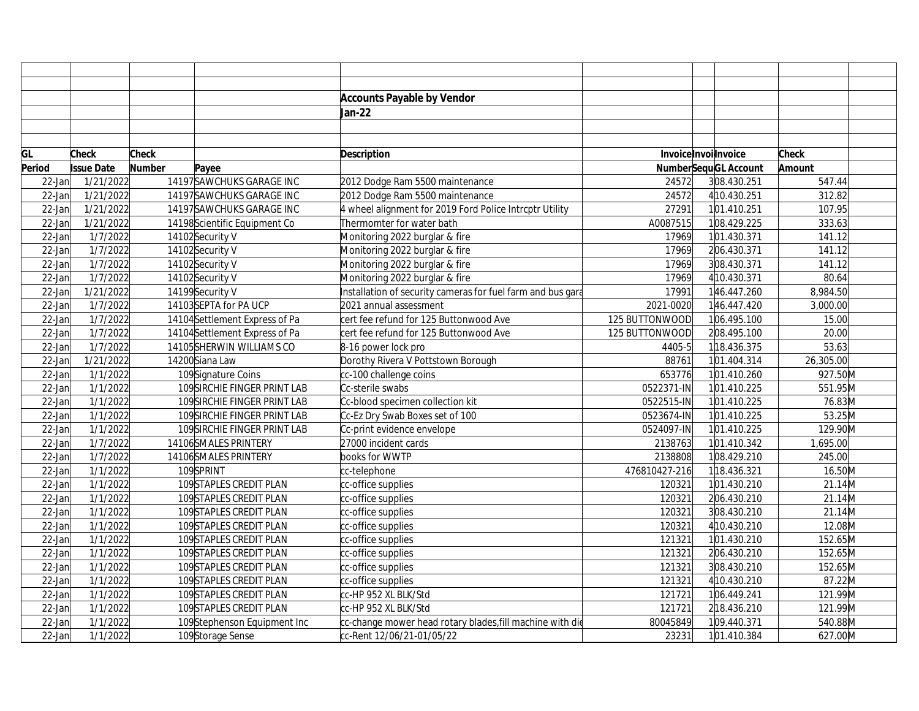**Accounts Payable by Vendor**

**Jan-22**

| GL Period | Check Issue Date | Check Number | Payee | Description | Invoice Number | Invoice Sequence | Invoice GL Account | Check Amount | |
|---|---|---|---|---|---|---|---|---|---|
| 22-Jan | 1/21/2022 | 14197 | SAWCHUKS GARAGE INC | 2012 Dodge Ram 5500 maintenance | 24572 | 3 | 08.430.251 | 547.44 | |
| 22-Jan | 1/21/2022 | 14197 | SAWCHUKS GARAGE INC | 2012 Dodge Ram 5500 maintenance | 24572 | 4 | 10.430.251 | 312.82 | |
| 22-Jan | 1/21/2022 | 14197 | SAWCHUKS GARAGE INC | 4 wheel alignment for 2019 Ford Police Intrcptr Utility | 27291 | 1 | 01.410.251 | 107.95 | |
| 22-Jan | 1/21/2022 | 14198 | Scientific Equipment Co | Thermomter for water bath | A0087515 | 1 | 08.429.225 | 333.63 | |
| 22-Jan | 1/7/2022 | 14102 | Security V | Monitoring 2022 burglar & fire | 17969 | 1 | 01.430.371 | 141.12 | |
| 22-Jan | 1/7/2022 | 14102 | Security V | Monitoring 2022 burglar & fire | 17969 | 2 | 06.430.371 | 141.12 | |
| 22-Jan | 1/7/2022 | 14102 | Security V | Monitoring 2022 burglar & fire | 17969 | 3 | 08.430.371 | 141.12 | |
| 22-Jan | 1/7/2022 | 14102 | Security V | Monitoring 2022 burglar & fire | 17969 | 4 | 10.430.371 | 80.64 | |
| 22-Jan | 1/21/2022 | 14199 | Security V | Installation of security cameras for fuel farm and bus gara | 17991 | 1 | 46.447.260 | 8,984.50 | |
| 22-Jan | 1/7/2022 | 14103 | SEPTA for PA UCP | 2021 annual assessment | 2021-0020 | 1 | 46.447.420 | 3,000.00 | |
| 22-Jan | 1/7/2022 | 14104 | Settlement Express of Pa | cert fee refund for 125 Buttonwood Ave | 125 BUTTONWOOD | 1 | 06.495.100 | 15.00 | |
| 22-Jan | 1/7/2022 | 14104 | Settlement Express of Pa | cert fee refund for 125 Buttonwood Ave | 125 BUTTONWOOD | 2 | 08.495.100 | 20.00 | |
| 22-Jan | 1/7/2022 | 14105 | SHERWIN WILLIAMS CO | 8-16 power lock pro | 4405-5 | 1 | 18.436.375 | 53.63 | |
| 22-Jan | 1/21/2022 | 14200 | Siana Law | Dorothy Rivera V Pottstown Borough | 88761 | 1 | 01.404.314 | 26,305.00 | |
| 22-Jan | 1/1/2022 | 109 | Signature Coins | cc-100 challenge coins | 653776 | 1 | 01.410.260 | 927.50 | M |
| 22-Jan | 1/1/2022 | 109 | SIRCHIE FINGER PRINT LAB | Cc-sterile swabs | 0522371-IN | 1 | 01.410.225 | 551.95 | M |
| 22-Jan | 1/1/2022 | 109 | SIRCHIE FINGER PRINT LAB | Cc-blood specimen collection kit | 0522515-IN | 1 | 01.410.225 | 76.83 | M |
| 22-Jan | 1/1/2022 | 109 | SIRCHIE FINGER PRINT LAB | Cc-Ez Dry Swab Boxes set of 100 | 0523674-IN | 1 | 01.410.225 | 53.25 | M |
| 22-Jan | 1/1/2022 | 109 | SIRCHIE FINGER PRINT LAB | Cc-print evidence envelope | 0524097-IN | 1 | 01.410.225 | 129.90 | M |
| 22-Jan | 1/7/2022 | 14106 | SMALES PRINTERY | 27000 incident cards | 2138763 | 1 | 01.410.342 | 1,695.00 | |
| 22-Jan | 1/7/2022 | 14106 | SMALES PRINTERY | books for WWTP | 2138808 | 1 | 08.429.210 | 245.00 | |
| 22-Jan | 1/1/2022 | 109 | SPRINT | cc-telephone | 476810427-216 | 1 | 18.436.321 | 16.50 | M |
| 22-Jan | 1/1/2022 | 109 | STAPLES CREDIT PLAN | cc-office supplies | 120321 | 1 | 01.430.210 | 21.14 | M |
| 22-Jan | 1/1/2022 | 109 | STAPLES CREDIT PLAN | cc-office supplies | 120321 | 2 | 06.430.210 | 21.14 | M |
| 22-Jan | 1/1/2022 | 109 | STAPLES CREDIT PLAN | cc-office supplies | 120321 | 3 | 08.430.210 | 21.14 | M |
| 22-Jan | 1/1/2022 | 109 | STAPLES CREDIT PLAN | cc-office supplies | 120321 | 4 | 10.430.210 | 12.08 | M |
| 22-Jan | 1/1/2022 | 109 | STAPLES CREDIT PLAN | cc-office supplies | 121321 | 1 | 01.430.210 | 152.65 | M |
| 22-Jan | 1/1/2022 | 109 | STAPLES CREDIT PLAN | cc-office supplies | 121321 | 2 | 06.430.210 | 152.65 | M |
| 22-Jan | 1/1/2022 | 109 | STAPLES CREDIT PLAN | cc-office supplies | 121321 | 3 | 08.430.210 | 152.65 | M |
| 22-Jan | 1/1/2022 | 109 | STAPLES CREDIT PLAN | cc-office supplies | 121321 | 4 | 10.430.210 | 87.22 | M |
| 22-Jan | 1/1/2022 | 109 | STAPLES CREDIT PLAN | cc-HP 952 XL BLK/Std | 121721 | 1 | 06.449.241 | 121.99 | M |
| 22-Jan | 1/1/2022 | 109 | STAPLES CREDIT PLAN | cc-HP 952 XL BLK/Std | 121721 | 2 | 18.436.210 | 121.99 | M |
| 22-Jan | 1/1/2022 | 109 | Stephenson Equipment Inc | cc-change mower head rotary blades,fill machine with die | 80045849 | 1 | 09.440.371 | 540.88 | M |
| 22-Jan | 1/1/2022 | 109 | Storage Sense | cc-Rent 12/06/21-01/05/22 | 23231 | 1 | 01.410.384 | 627.00 | M |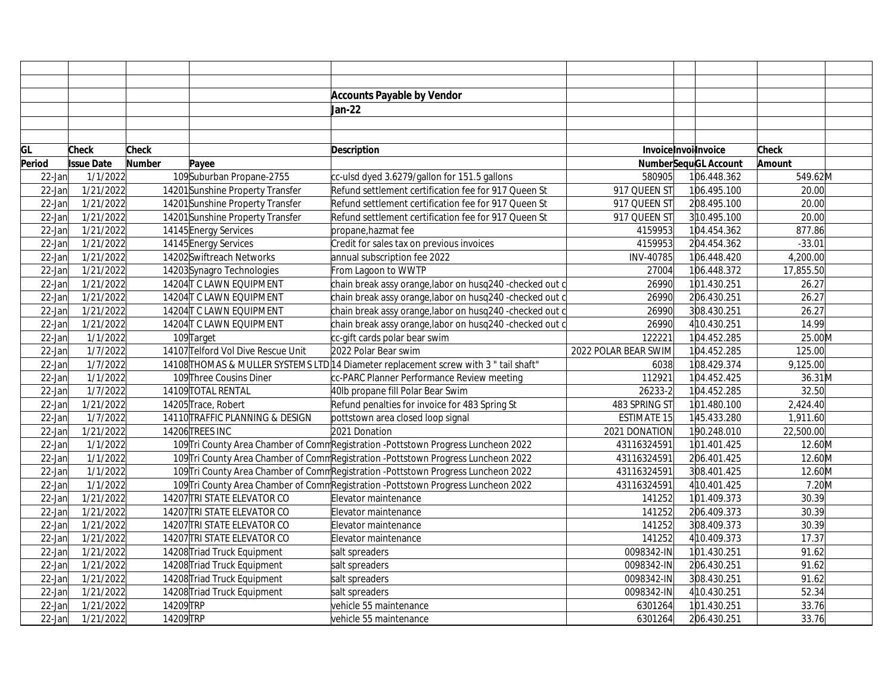## Accounts Payable by Vendor

**Jan-22**

| GL Period | Check Issue Date | Check Number | Payee | Description | Invoice Number | Invoice Sequ | Invoice GL Account | Check Amount | |
|---|---|---|---|---|---|---|---|---|---|
| 22-Jan | 1/1/2022 | 109 | Suburban Propane-2755 | cc-ulsd dyed 3.6279/gallon for 151.5 gallons | 580905 | 1 | 06.448.362 | 549.62 | M |
| 22-Jan | 1/21/2022 | 14201 | Sunshine Property Transfer | Refund settlement certification fee for 917 Queen St | 917 QUEEN ST | 1 | 06.495.100 | 20.00 | |
| 22-Jan | 1/21/2022 | 14201 | Sunshine Property Transfer | Refund settlement certification fee for 917 Queen St | 917 QUEEN ST | 2 | 08.495.100 | 20.00 | |
| 22-Jan | 1/21/2022 | 14201 | Sunshine Property Transfer | Refund settlement certification fee for 917 Queen St | 917 QUEEN ST | 3 | 10.495.100 | 20.00 | |
| 22-Jan | 1/21/2022 | 14145 | Energy Services | propane,hazmat fee | 4159953 | 1 | 04.454.362 | 877.86 | |
| 22-Jan | 1/21/2022 | 14145 | Energy Services | Credit for sales tax on previous invoices | 4159953 | 2 | 04.454.362 | -33.01 | |
| 22-Jan | 1/21/2022 | 14202 | Swiftreach Networks | annual subscription fee 2022 | INV-40785 | 1 | 06.448.420 | 4,200.00 | |
| 22-Jan | 1/21/2022 | 14203 | Synagro Technologies | From Lagoon to WWTP | 27004 | 1 | 06.448.372 | 17,855.50 | |
| 22-Jan | 1/21/2022 | 14204 | T C LAWN EQUIPMENT | chain break assy orange,labor on husq240 -checked out c | 26990 | 1 | 01.430.251 | 26.27 | |
| 22-Jan | 1/21/2022 | 14204 | T C LAWN EQUIPMENT | chain break assy orange,labor on husq240 -checked out c | 26990 | 2 | 06.430.251 | 26.27 | |
| 22-Jan | 1/21/2022 | 14204 | T C LAWN EQUIPMENT | chain break assy orange,labor on husq240 -checked out c | 26990 | 3 | 08.430.251 | 26.27 | |
| 22-Jan | 1/21/2022 | 14204 | T C LAWN EQUIPMENT | chain break assy orange,labor on husq240 -checked out c | 26990 | 4 | 10.430.251 | 14.99 | |
| 22-Jan | 1/1/2022 | 109 | Target | cc-gift cards polar bear swim | 122221 | 1 | 04.452.285 | 25.00 | M |
| 22-Jan | 1/7/2022 | 14107 | Telford Vol Dive Rescue Unit | 2022 Polar Bear swim | 2022 POLAR BEAR SWIM | 1 | 04.452.285 | 125.00 | |
| 22-Jan | 1/7/2022 | 14108 | THOMAS & MULLER SYSTEMS LTD | 14 Diameter replacement screw with 3 " tail shaft" | 6038 | 1 | 08.429.374 | 9,125.00 | |
| 22-Jan | 1/1/2022 | 109 | Three Cousins Diner | cc-PARC Planner Performance Review meeting | 112921 | 1 | 04.452.425 | 36.31 | M |
| 22-Jan | 1/7/2022 | 14109 | TOTAL RENTAL | 40lb propane fill Polar Bear Swim | 26233-2 | 1 | 04.452.285 | 32.50 | |
| 22-Jan | 1/21/2022 | 14205 | Trace, Robert | Refund penalties for invoice for 483 Spring St | 483 SPRING ST | 1 | 01.480.100 | 2,424.40 | |
| 22-Jan | 1/7/2022 | 14110 | TRAFFIC PLANNING & DESIGN | pottstown area closed loop signal | ESTIMATE 15 | 1 | 45.433.280 | 1,911.60 | |
| 22-Jan | 1/21/2022 | 14206 | TREES INC | 2021 Donation | 2021 DONATION | 1 | 90.248.010 | 22,500.00 | |
| 22-Jan | 1/1/2022 | 109 | Tri County Area Chamber of Comm | Registration -Pottstown Progress Luncheon 2022 | 43116324591 | 1 | 01.401.425 | 12.60 | M |
| 22-Jan | 1/1/2022 | 109 | Tri County Area Chamber of Comm | Registration -Pottstown Progress Luncheon 2022 | 43116324591 | 2 | 06.401.425 | 12.60 | M |
| 22-Jan | 1/1/2022 | 109 | Tri County Area Chamber of Comm | Registration -Pottstown Progress Luncheon 2022 | 43116324591 | 3 | 08.401.425 | 12.60 | M |
| 22-Jan | 1/1/2022 | 109 | Tri County Area Chamber of Comm | Registration -Pottstown Progress Luncheon 2022 | 43116324591 | 4 | 10.401.425 | 7.20 | M |
| 22-Jan | 1/21/2022 | 14207 | TRI STATE ELEVATOR CO | Elevator maintenance | 141252 | 1 | 01.409.373 | 30.39 | |
| 22-Jan | 1/21/2022 | 14207 | TRI STATE ELEVATOR CO | Elevator maintenance | 141252 | 2 | 06.409.373 | 30.39 | |
| 22-Jan | 1/21/2022 | 14207 | TRI STATE ELEVATOR CO | Elevator maintenance | 141252 | 3 | 08.409.373 | 30.39 | |
| 22-Jan | 1/21/2022 | 14207 | TRI STATE ELEVATOR CO | Elevator maintenance | 141252 | 4 | 10.409.373 | 17.37 | |
| 22-Jan | 1/21/2022 | 14208 | Triad Truck Equipment | salt spreaders | 0098342-IN | 1 | 01.430.251 | 91.62 | |
| 22-Jan | 1/21/2022 | 14208 | Triad Truck Equipment | salt spreaders | 0098342-IN | 2 | 06.430.251 | 91.62 | |
| 22-Jan | 1/21/2022 | 14208 | Triad Truck Equipment | salt spreaders | 0098342-IN | 3 | 08.430.251 | 91.62 | |
| 22-Jan | 1/21/2022 | 14208 | Triad Truck Equipment | salt spreaders | 0098342-IN | 4 | 10.430.251 | 52.34 | |
| 22-Jan | 1/21/2022 | 14209 | TRP | vehicle 55 maintenance | 6301264 | 1 | 01.430.251 | 33.76 | |
| 22-Jan | 1/21/2022 | 14209 | TRP | vehicle 55 maintenance | 6301264 | 2 | 06.430.251 | 33.76 | |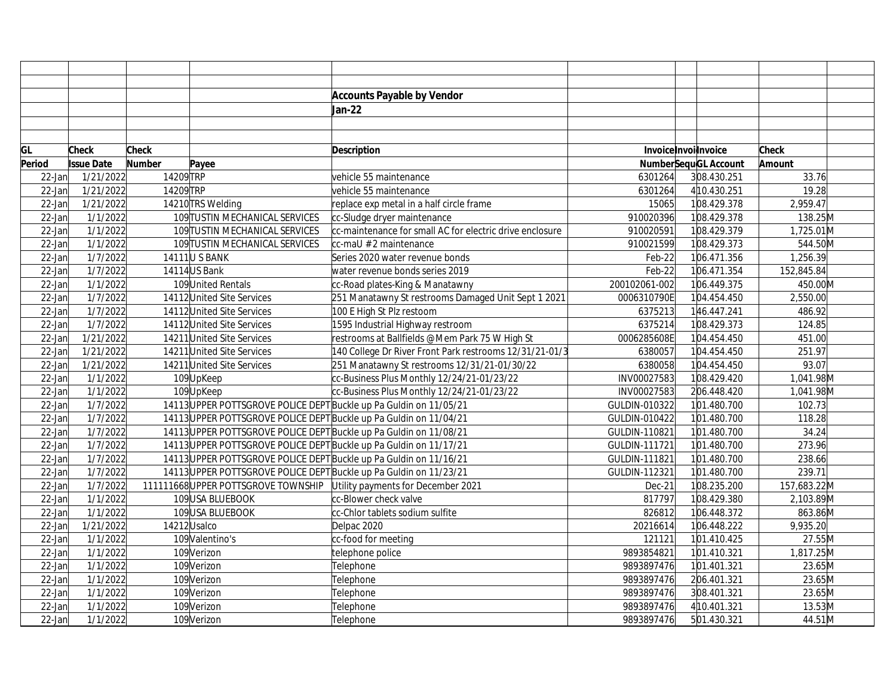**Accounts Payable by Vendor**

**Jan-22**

| GL Period | Check Issue Date | Check Number | Payee | Description | Invoice Number | Invoice Sequ | Invoice GL Account | Check Amount | |
|---|---|---|---|---|---|---|---|---|---|
| 22-Jan | 1/21/2022 | 14209 | TRP | vehicle 55 maintenance | 6301264 | 3 | 08.430.251 | 33.76 | |
| 22-Jan | 1/21/2022 | 14209 | TRP | vehicle 55 maintenance | 6301264 | 4 | 10.430.251 | 19.28 | |
| 22-Jan | 1/21/2022 | 14210 | TRS Welding | replace exp metal in a half circle frame | 15065 | 1 | 08.429.378 | 2,959.47 | |
| 22-Jan | 1/1/2022 | 109 | TUSTIN MECHANICAL SERVICES | cc-Sludge dryer maintenance | 910020396 | 1 | 08.429.378 | 138.25 | M |
| 22-Jan | 1/1/2022 | 109 | TUSTIN MECHANICAL SERVICES | cc-maintenance for small AC for electric drive enclosure | 910020591 | 1 | 08.429.379 | 1,725.01 | M |
| 22-Jan | 1/1/2022 | 109 | TUSTIN MECHANICAL SERVICES | cc-maU #2 maintenance | 910021599 | 1 | 08.429.373 | 544.50 | M |
| 22-Jan | 1/7/2022 | 14111 | U S BANK | Series 2020 water revenue bonds | Feb-22 | 1 | 06.471.356 | 1,256.39 | |
| 22-Jan | 1/7/2022 | 14114 | US Bank | water revenue bonds series 2019 | Feb-22 | 1 | 06.471.354 | 152,845.84 | |
| 22-Jan | 1/1/2022 | 109 | United Rentals | cc-Road plates-King & Manatawny | 200102061-002 | 1 | 06.449.375 | 450.00 | M |
| 22-Jan | 1/7/2022 | 14112 | United Site Services | 251 Manatawny St restrooms Damaged Unit Sept 1 2021 | 0006310790E | 1 | 04.454.450 | 2,550.00 | |
| 22-Jan | 1/7/2022 | 14112 | United Site Services | 100 E High St Plz restoom | 6375213 | 1 | 46.447.241 | 486.92 | |
| 22-Jan | 1/7/2022 | 14112 | United Site Services | 1595 Industrial Highway restroom | 6375214 | 1 | 08.429.373 | 124.85 | |
| 22-Jan | 1/21/2022 | 14211 | United Site Services | restrooms at Ballfields @ Mem Park 75 W High St | 0006285608E | 1 | 04.454.450 | 451.00 | |
| 22-Jan | 1/21/2022 | 14211 | United Site Services | 140 College Dr River Front Park restrooms 12/31/21-01/3 | 6380057 | 1 | 04.454.450 | 251.97 | |
| 22-Jan | 1/21/2022 | 14211 | United Site Services | 251 Manatawny St restrooms 12/31/21-01/30/22 | 6380058 | 1 | 04.454.450 | 93.07 | |
| 22-Jan | 1/1/2022 | 109 | UpKeep | cc-Business Plus Monthly 12/24/21-01/23/22 | INV00027583 | 1 | 08.429.420 | 1,041.98 | M |
| 22-Jan | 1/1/2022 | 109 | UpKeep | cc-Business Plus Monthly 12/24/21-01/23/22 | INV00027583 | 2 | 06.448.420 | 1,041.98 | M |
| 22-Jan | 1/7/2022 | 14113 | UPPER POTTSGROVE POLICE DEPT | Buckle up Pa Guldin on 11/05/21 | GULDIN-010322 | 1 | 01.480.700 | 102.73 | |
| 22-Jan | 1/7/2022 | 14113 | UPPER POTTSGROVE POLICE DEPT | Buckle up Pa Guldin on 11/04/21 | GULDIN-010422 | 1 | 01.480.700 | 118.28 | |
| 22-Jan | 1/7/2022 | 14113 | UPPER POTTSGROVE POLICE DEPT | Buckle up Pa Guldin on 11/08/21 | GULDIN-110821 | 1 | 01.480.700 | 34.24 | |
| 22-Jan | 1/7/2022 | 14113 | UPPER POTTSGROVE POLICE DEPT | Buckle up Pa Guldin on 11/17/21 | GULDIN-111721 | 1 | 01.480.700 | 273.96 | |
| 22-Jan | 1/7/2022 | 14113 | UPPER POTTSGROVE POLICE DEPT | Buckle up Pa Guldin on 11/16/21 | GULDIN-111821 | 1 | 01.480.700 | 238.66 | |
| 22-Jan | 1/7/2022 | 14113 | UPPER POTTSGROVE POLICE DEPT | Buckle up Pa Guldin on 11/23/21 | GULDIN-112321 | 1 | 01.480.700 | 239.71 | |
| 22-Jan | 1/7/2022 | 111111668 | UPPER POTTSGROVE TOWNSHIP | Utility payments for December 2021 | Dec-21 | 1 | 08.235.200 | 157,683.22 | M |
| 22-Jan | 1/1/2022 | 109 | USA BLUEBOOK | cc-Blower check valve | 817797 | 1 | 08.429.380 | 2,103.89 | M |
| 22-Jan | 1/1/2022 | 109 | USA BLUEBOOK | cc-Chlor tablets sodium sulfite | 826812 | 1 | 06.448.372 | 863.86 | M |
| 22-Jan | 1/21/2022 | 14212 | Usalco | Delpac 2020 | 20216614 | 1 | 06.448.222 | 9,935.20 | |
| 22-Jan | 1/1/2022 | 109 | Valentino's | cc-food for meeting | 121121 | 1 | 01.410.425 | 27.55 | M |
| 22-Jan | 1/1/2022 | 109 | Verizon | telephone police | 9893854821 | 1 | 01.410.321 | 1,817.25 | M |
| 22-Jan | 1/1/2022 | 109 | Verizon | Telephone | 9893897476 | 1 | 01.401.321 | 23.65 | M |
| 22-Jan | 1/1/2022 | 109 | Verizon | Telephone | 9893897476 | 2 | 06.401.321 | 23.65 | M |
| 22-Jan | 1/1/2022 | 109 | Verizon | Telephone | 9893897476 | 3 | 08.401.321 | 23.65 | M |
| 22-Jan | 1/1/2022 | 109 | Verizon | Telephone | 9893897476 | 4 | 10.401.321 | 13.53 | M |
| 22-Jan | 1/1/2022 | 109 | Verizon | Telephone | 9893897476 | 5 | 01.430.321 | 44.51 | M |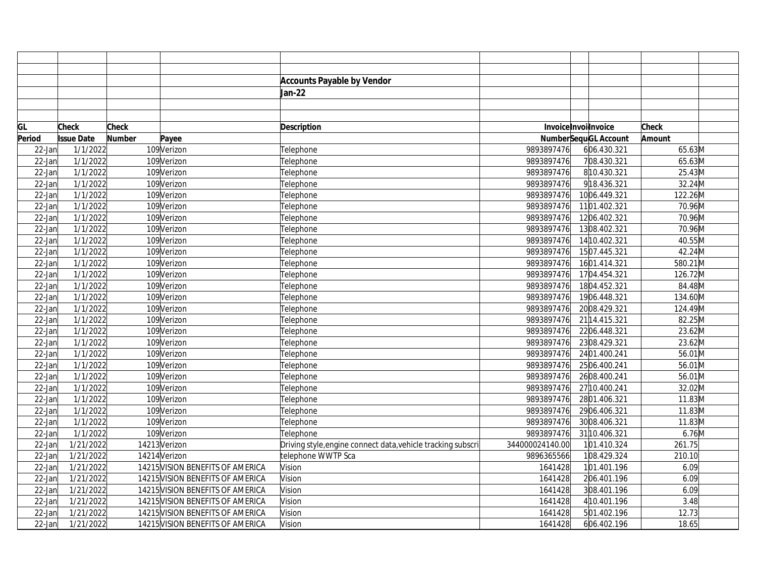**Accounts Payable by Vendor**

**Jan-22**

| GL Period | Check Issue Date | Check Number | Payee | Description | Invoice Number | Invoice Sequence | Invoice GL Account | Check Amount | |
|---|---|---|---|---|---|---|---|---|---|
| 22-Jan | 1/1/2022 | 109 | Verizon | Telephone | 9893897476 | 6 | 06.430.321 | 65.63 | M |
| 22-Jan | 1/1/2022 | 109 | Verizon | Telephone | 9893897476 | 7 | 08.430.321 | 65.63 | M |
| 22-Jan | 1/1/2022 | 109 | Verizon | Telephone | 9893897476 | 8 | 10.430.321 | 25.43 | M |
| 22-Jan | 1/1/2022 | 109 | Verizon | Telephone | 9893897476 | 9 | 18.436.321 | 32.24 | M |
| 22-Jan | 1/1/2022 | 109 | Verizon | Telephone | 9893897476 | 10 | 06.449.321 | 122.26 | M |
| 22-Jan | 1/1/2022 | 109 | Verizon | Telephone | 9893897476 | 11 | 01.402.321 | 70.96 | M |
| 22-Jan | 1/1/2022 | 109 | Verizon | Telephone | 9893897476 | 12 | 06.402.321 | 70.96 | M |
| 22-Jan | 1/1/2022 | 109 | Verizon | Telephone | 9893897476 | 13 | 08.402.321 | 70.96 | M |
| 22-Jan | 1/1/2022 | 109 | Verizon | Telephone | 9893897476 | 14 | 10.402.321 | 40.55 | M |
| 22-Jan | 1/1/2022 | 109 | Verizon | Telephone | 9893897476 | 15 | 07.445.321 | 42.24 | M |
| 22-Jan | 1/1/2022 | 109 | Verizon | Telephone | 9893897476 | 16 | 01.414.321 | 580.21 | M |
| 22-Jan | 1/1/2022 | 109 | Verizon | Telephone | 9893897476 | 17 | 04.454.321 | 126.72 | M |
| 22-Jan | 1/1/2022 | 109 | Verizon | Telephone | 9893897476 | 18 | 04.452.321 | 84.48 | M |
| 22-Jan | 1/1/2022 | 109 | Verizon | Telephone | 9893897476 | 19 | 06.448.321 | 134.60 | M |
| 22-Jan | 1/1/2022 | 109 | Verizon | Telephone | 9893897476 | 20 | 08.429.321 | 124.49 | M |
| 22-Jan | 1/1/2022 | 109 | Verizon | Telephone | 9893897476 | 21 | 14.415.321 | 82.25 | M |
| 22-Jan | 1/1/2022 | 109 | Verizon | Telephone | 9893897476 | 22 | 06.448.321 | 23.62 | M |
| 22-Jan | 1/1/2022 | 109 | Verizon | Telephone | 9893897476 | 23 | 08.429.321 | 23.62 | M |
| 22-Jan | 1/1/2022 | 109 | Verizon | Telephone | 9893897476 | 24 | 01.400.241 | 56.01 | M |
| 22-Jan | 1/1/2022 | 109 | Verizon | Telephone | 9893897476 | 25 | 06.400.241 | 56.01 | M |
| 22-Jan | 1/1/2022 | 109 | Verizon | Telephone | 9893897476 | 26 | 08.400.241 | 56.01 | M |
| 22-Jan | 1/1/2022 | 109 | Verizon | Telephone | 9893897476 | 27 | 10.400.241 | 32.02 | M |
| 22-Jan | 1/1/2022 | 109 | Verizon | Telephone | 9893897476 | 28 | 01.406.321 | 11.83 | M |
| 22-Jan | 1/1/2022 | 109 | Verizon | Telephone | 9893897476 | 29 | 06.406.321 | 11.83 | M |
| 22-Jan | 1/1/2022 | 109 | Verizon | Telephone | 9893897476 | 30 | 08.406.321 | 11.83 | M |
| 22-Jan | 1/1/2022 | 109 | Verizon | Telephone | 9893897476 | 31 | 10.406.321 | 6.76 | M |
| 22-Jan | 1/21/2022 | 14213 | Verizon | Driving style,engine connect data,vehicle tracking subscri | 344000024140.00 | 1 | 01.410.324 | 261.75 | |
| 22-Jan | 1/21/2022 | 14214 | Verizon | telephone WWTP Sca | 9896365566 | 1 | 08.429.324 | 210.10 | |
| 22-Jan | 1/21/2022 | 14215 | VISION BENEFITS OF AMERICA | Vision | 1641428 | 1 | 01.401.196 | 6.09 | |
| 22-Jan | 1/21/2022 | 14215 | VISION BENEFITS OF AMERICA | Vision | 1641428 | 2 | 06.401.196 | 6.09 | |
| 22-Jan | 1/21/2022 | 14215 | VISION BENEFITS OF AMERICA | Vision | 1641428 | 3 | 08.401.196 | 6.09 | |
| 22-Jan | 1/21/2022 | 14215 | VISION BENEFITS OF AMERICA | Vision | 1641428 | 4 | 10.401.196 | 3.48 | |
| 22-Jan | 1/21/2022 | 14215 | VISION BENEFITS OF AMERICA | Vision | 1641428 | 5 | 01.402.196 | 12.73 | |
| 22-Jan | 1/21/2022 | 14215 | VISION BENEFITS OF AMERICA | Vision | 1641428 | 6 | 06.402.196 | 18.65 | |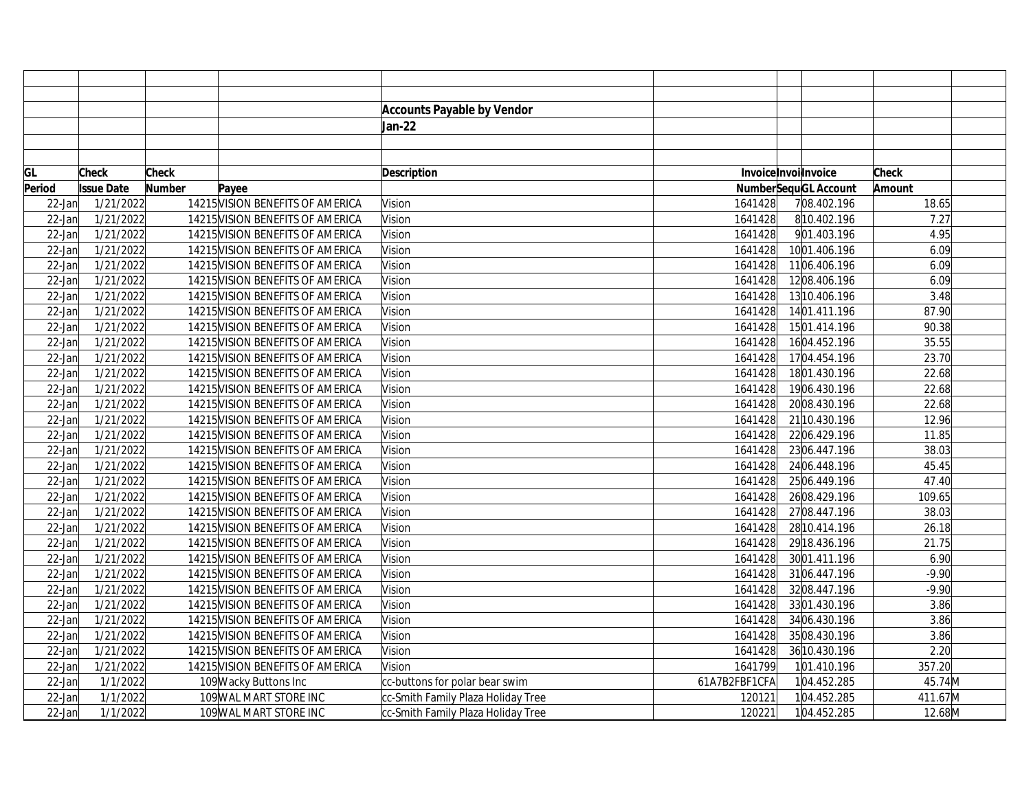**Accounts Payable by Vendor**

**Jan-22**

| GL Period | Check Issue Date | Check Number | Payee | Description | Invoice Number | Invoice Sequence | Invoice GL Account | Check Amount | |
|---|---|---|---|---|---|---|---|---|---|
| 22-Jan | 1/21/2022 | 14215 | VISION BENEFITS OF AMERICA | Vision | 1641428 | 7 | 08.402.196 | 18.65 | |
| 22-Jan | 1/21/2022 | 14215 | VISION BENEFITS OF AMERICA | Vision | 1641428 | 8 | 10.402.196 | 7.27 | |
| 22-Jan | 1/21/2022 | 14215 | VISION BENEFITS OF AMERICA | Vision | 1641428 | 9 | 01.403.196 | 4.95 | |
| 22-Jan | 1/21/2022 | 14215 | VISION BENEFITS OF AMERICA | Vision | 1641428 | 10 | 01.406.196 | 6.09 | |
| 22-Jan | 1/21/2022 | 14215 | VISION BENEFITS OF AMERICA | Vision | 1641428 | 11 | 06.406.196 | 6.09 | |
| 22-Jan | 1/21/2022 | 14215 | VISION BENEFITS OF AMERICA | Vision | 1641428 | 12 | 08.406.196 | 6.09 | |
| 22-Jan | 1/21/2022 | 14215 | VISION BENEFITS OF AMERICA | Vision | 1641428 | 13 | 10.406.196 | 3.48 | |
| 22-Jan | 1/21/2022 | 14215 | VISION BENEFITS OF AMERICA | Vision | 1641428 | 14 | 01.411.196 | 87.90 | |
| 22-Jan | 1/21/2022 | 14215 | VISION BENEFITS OF AMERICA | Vision | 1641428 | 15 | 01.414.196 | 90.38 | |
| 22-Jan | 1/21/2022 | 14215 | VISION BENEFITS OF AMERICA | Vision | 1641428 | 16 | 04.452.196 | 35.55 | |
| 22-Jan | 1/21/2022 | 14215 | VISION BENEFITS OF AMERICA | Vision | 1641428 | 17 | 04.454.196 | 23.70 | |
| 22-Jan | 1/21/2022 | 14215 | VISION BENEFITS OF AMERICA | Vision | 1641428 | 18 | 01.430.196 | 22.68 | |
| 22-Jan | 1/21/2022 | 14215 | VISION BENEFITS OF AMERICA | Vision | 1641428 | 19 | 06.430.196 | 22.68 | |
| 22-Jan | 1/21/2022 | 14215 | VISION BENEFITS OF AMERICA | Vision | 1641428 | 20 | 08.430.196 | 22.68 | |
| 22-Jan | 1/21/2022 | 14215 | VISION BENEFITS OF AMERICA | Vision | 1641428 | 21 | 10.430.196 | 12.96 | |
| 22-Jan | 1/21/2022 | 14215 | VISION BENEFITS OF AMERICA | Vision | 1641428 | 22 | 06.429.196 | 11.85 | |
| 22-Jan | 1/21/2022 | 14215 | VISION BENEFITS OF AMERICA | Vision | 1641428 | 23 | 06.447.196 | 38.03 | |
| 22-Jan | 1/21/2022 | 14215 | VISION BENEFITS OF AMERICA | Vision | 1641428 | 24 | 06.448.196 | 45.45 | |
| 22-Jan | 1/21/2022 | 14215 | VISION BENEFITS OF AMERICA | Vision | 1641428 | 25 | 06.449.196 | 47.40 | |
| 22-Jan | 1/21/2022 | 14215 | VISION BENEFITS OF AMERICA | Vision | 1641428 | 26 | 08.429.196 | 109.65 | |
| 22-Jan | 1/21/2022 | 14215 | VISION BENEFITS OF AMERICA | Vision | 1641428 | 27 | 08.447.196 | 38.03 | |
| 22-Jan | 1/21/2022 | 14215 | VISION BENEFITS OF AMERICA | Vision | 1641428 | 28 | 10.414.196 | 26.18 | |
| 22-Jan | 1/21/2022 | 14215 | VISION BENEFITS OF AMERICA | Vision | 1641428 | 29 | 18.436.196 | 21.75 | |
| 22-Jan | 1/21/2022 | 14215 | VISION BENEFITS OF AMERICA | Vision | 1641428 | 30 | 01.411.196 | 6.90 | |
| 22-Jan | 1/21/2022 | 14215 | VISION BENEFITS OF AMERICA | Vision | 1641428 | 31 | 06.447.196 | -9.90 | |
| 22-Jan | 1/21/2022 | 14215 | VISION BENEFITS OF AMERICA | Vision | 1641428 | 32 | 08.447.196 | -9.90 | |
| 22-Jan | 1/21/2022 | 14215 | VISION BENEFITS OF AMERICA | Vision | 1641428 | 33 | 01.430.196 | 3.86 | |
| 22-Jan | 1/21/2022 | 14215 | VISION BENEFITS OF AMERICA | Vision | 1641428 | 34 | 06.430.196 | 3.86 | |
| 22-Jan | 1/21/2022 | 14215 | VISION BENEFITS OF AMERICA | Vision | 1641428 | 35 | 08.430.196 | 3.86 | |
| 22-Jan | 1/21/2022 | 14215 | VISION BENEFITS OF AMERICA | Vision | 1641428 | 36 | 10.430.196 | 2.20 | |
| 22-Jan | 1/21/2022 | 14215 | VISION BENEFITS OF AMERICA | Vision | 1641799 | 1 | 01.410.196 | 357.20 | |
| 22-Jan | 1/1/2022 | 109 | Wacky Buttons Inc | cc-buttons for polar bear swim | 61A7B2FBF1CFA | 1 | 04.452.285 | 45.74 | M |
| 22-Jan | 1/1/2022 | 109 | WAL MART STORE INC | cc-Smith Family Plaza Holiday Tree | 120121 | 1 | 04.452.285 | 411.67 | M |
| 22-Jan | 1/1/2022 | 109 | WAL MART STORE INC | cc-Smith Family Plaza Holiday Tree | 120221 | 1 | 04.452.285 | 12.68 | M |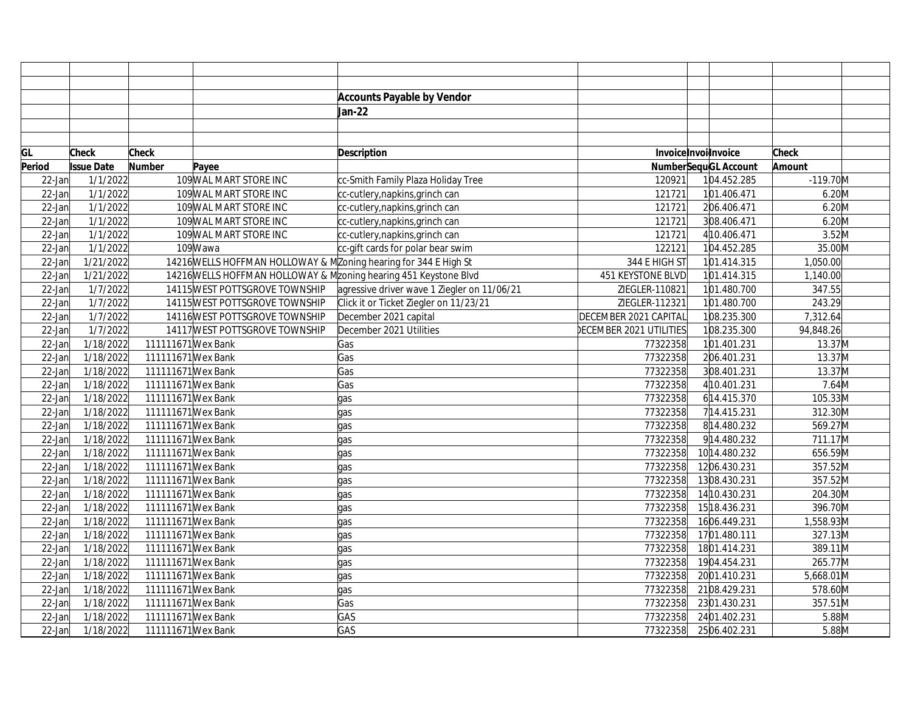**Accounts Payable by Vendor**

**Jan-22**

| GL Period | Check Issue Date | Check Number | Payee | Description | Invoice Number | Invoice Sequ | Invoice GL Account | Check Amount | |
|---|---|---|---|---|---|---|---|---|---|
| 22-Jan | 1/1/2022 | 109 | WAL MART STORE INC | cc-Smith Family Plaza Holiday Tree | 120921 | 1 | 04.452.285 | -119.70 | M |
| 22-Jan | 1/1/2022 | 109 | WAL MART STORE INC | cc-cutlery,napkins,grinch can | 121721 | 1 | 01.406.471 | 6.20 | M |
| 22-Jan | 1/1/2022 | 109 | WAL MART STORE INC | cc-cutlery,napkins,grinch can | 121721 | 2 | 06.406.471 | 6.20 | M |
| 22-Jan | 1/1/2022 | 109 | WAL MART STORE INC | cc-cutlery,napkins,grinch can | 121721 | 3 | 08.406.471 | 6.20 | M |
| 22-Jan | 1/1/2022 | 109 | WAL MART STORE INC | cc-cutlery,napkins,grinch can | 121721 | 4 | 10.406.471 | 3.52 | M |
| 22-Jan | 1/1/2022 | 109 | Wawa | cc-gift cards for polar bear swim | 122121 | 1 | 04.452.285 | 35.00 | M |
| 22-Jan | 1/21/2022 | 14216 | WELLS HOFFMAN HOLLOWAY & M | Zoning hearing for 344 E High St | 344 E HIGH ST | 1 | 01.414.315 | 1,050.00 | |
| 22-Jan | 1/21/2022 | 14216 | WELLS HOFFMAN HOLLOWAY & M | zoning hearing 451 Keystone Blvd | 451 KEYSTONE BLVD | 1 | 01.414.315 | 1,140.00 | |
| 22-Jan | 1/7/2022 | 14115 | WEST POTTSGROVE TOWNSHIP | agressive driver wave 1 Ziegler on 11/06/21 | ZIEGLER-110821 | 1 | 01.480.700 | 347.55 | |
| 22-Jan | 1/7/2022 | 14115 | WEST POTTSGROVE TOWNSHIP | Click it or Ticket Ziegler on 11/23/21 | ZIEGLER-112321 | 1 | 01.480.700 | 243.29 | |
| 22-Jan | 1/7/2022 | 14116 | WEST POTTSGROVE TOWNSHIP | December 2021 capital | DECEMBER 2021 CAPITAL | 1 | 08.235.300 | 7,312.64 | |
| 22-Jan | 1/7/2022 | 14117 | WEST POTTSGROVE TOWNSHIP | December 2021 Utilities | DECEMBER 2021 UTILITIES | 1 | 08.235.300 | 94,848.26 | |
| 22-Jan | 1/18/2022 | 111111671 | Wex Bank | Gas | 77322358 | 1 | 01.401.231 | 13.37 | M |
| 22-Jan | 1/18/2022 | 111111671 | Wex Bank | Gas | 77322358 | 2 | 06.401.231 | 13.37 | M |
| 22-Jan | 1/18/2022 | 111111671 | Wex Bank | Gas | 77322358 | 3 | 08.401.231 | 13.37 | M |
| 22-Jan | 1/18/2022 | 111111671 | Wex Bank | Gas | 77322358 | 4 | 10.401.231 | 7.64 | M |
| 22-Jan | 1/18/2022 | 111111671 | Wex Bank | gas | 77322358 | 6 | 14.415.370 | 105.33 | M |
| 22-Jan | 1/18/2022 | 111111671 | Wex Bank | gas | 77322358 | 7 | 14.415.231 | 312.30 | M |
| 22-Jan | 1/18/2022 | 111111671 | Wex Bank | gas | 77322358 | 8 | 14.480.232 | 569.27 | M |
| 22-Jan | 1/18/2022 | 111111671 | Wex Bank | gas | 77322358 | 9 | 14.480.232 | 711.17 | M |
| 22-Jan | 1/18/2022 | 111111671 | Wex Bank | gas | 77322358 | 10 | 14.480.232 | 656.59 | M |
| 22-Jan | 1/18/2022 | 111111671 | Wex Bank | gas | 77322358 | 12 | 06.430.231 | 357.52 | M |
| 22-Jan | 1/18/2022 | 111111671 | Wex Bank | gas | 77322358 | 13 | 08.430.231 | 357.52 | M |
| 22-Jan | 1/18/2022 | 111111671 | Wex Bank | gas | 77322358 | 14 | 10.430.231 | 204.30 | M |
| 22-Jan | 1/18/2022 | 111111671 | Wex Bank | gas | 77322358 | 15 | 18.436.231 | 396.70 | M |
| 22-Jan | 1/18/2022 | 111111671 | Wex Bank | gas | 77322358 | 16 | 06.449.231 | 1,558.93 | M |
| 22-Jan | 1/18/2022 | 111111671 | Wex Bank | gas | 77322358 | 17 | 01.480.111 | 327.13 | M |
| 22-Jan | 1/18/2022 | 111111671 | Wex Bank | gas | 77322358 | 18 | 01.414.231 | 389.11 | M |
| 22-Jan | 1/18/2022 | 111111671 | Wex Bank | gas | 77322358 | 19 | 04.454.231 | 265.77 | M |
| 22-Jan | 1/18/2022 | 111111671 | Wex Bank | gas | 77322358 | 20 | 01.410.231 | 5,668.01 | M |
| 22-Jan | 1/18/2022 | 111111671 | Wex Bank | gas | 77322358 | 21 | 08.429.231 | 578.60 | M |
| 22-Jan | 1/18/2022 | 111111671 | Wex Bank | Gas | 77322358 | 23 | 01.430.231 | 357.51 | M |
| 22-Jan | 1/18/2022 | 111111671 | Wex Bank | GAS | 77322358 | 24 | 01.402.231 | 5.88 | M |
| 22-Jan | 1/18/2022 | 111111671 | Wex Bank | GAS | 77322358 | 25 | 06.402.231 | 5.88 | M |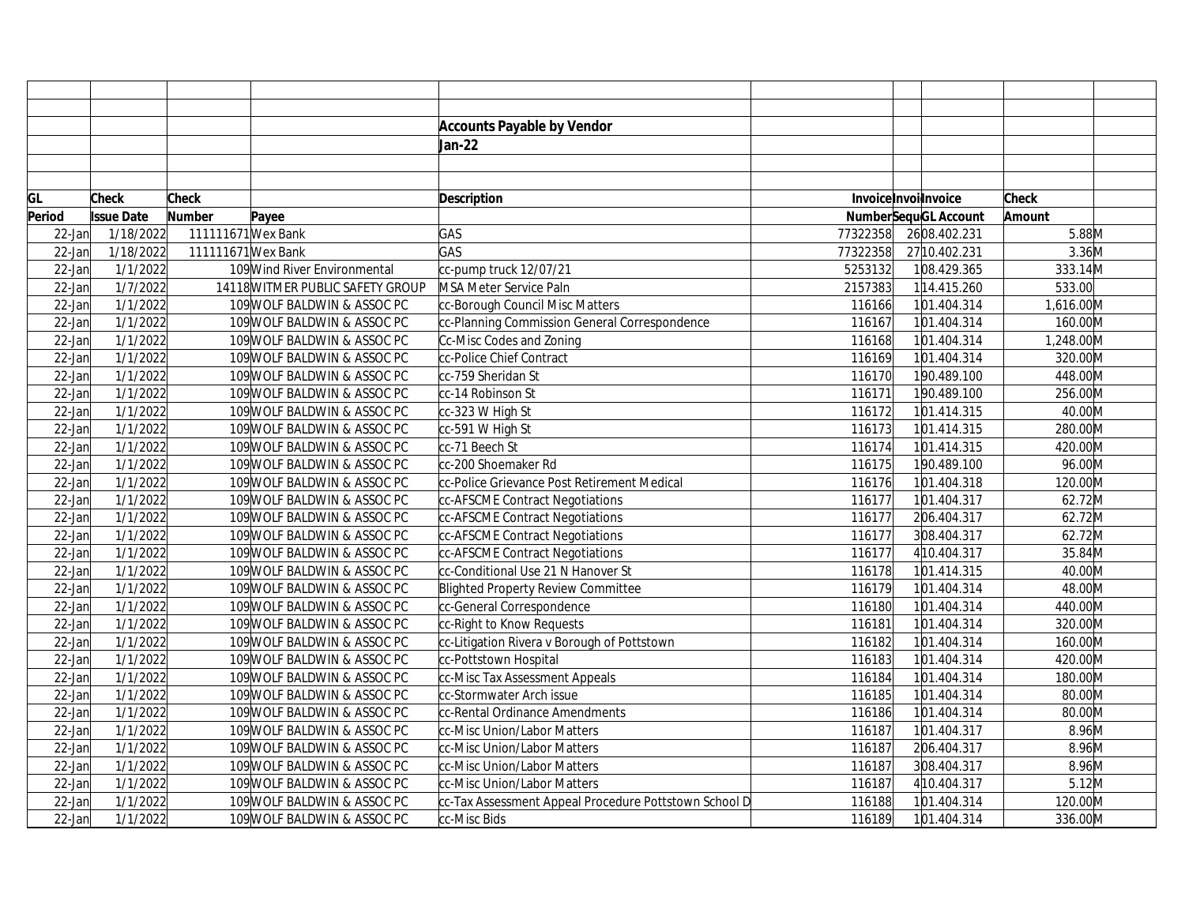**Accounts Payable by Vendor**

**Jan-22**

| GL Period | Check Issue Date | Check Number | Payee | Description | Invoice Number | Invoice Sequence | Invoice GL Account | Check Amount | |
|---|---|---|---|---|---|---|---|---|---|
| 22-Jan | 1/18/2022 | 111111671 | Wex Bank | GAS | 77322358 | 26 | 08.402.231 | 5.88 | M |
| 22-Jan | 1/18/2022 | 111111671 | Wex Bank | GAS | 77322358 | 27 | 10.402.231 | 3.36 | M |
| 22-Jan | 1/1/2022 | 109 | Wind River Environmental | cc-pump truck 12/07/21 | 5253132 | 1 | 08.429.365 | 333.14 | M |
| 22-Jan | 1/7/2022 | 14118 | WITMER PUBLIC SAFETY GROUP | MSA Meter Service Paln | 2157383 | 1 | 14.415.260 | 533.00 | |
| 22-Jan | 1/1/2022 | 109 | WOLF BALDWIN & ASSOC PC | cc-Borough Council Misc Matters | 116166 | 1 | 01.404.314 | 1,616.00 | M |
| 22-Jan | 1/1/2022 | 109 | WOLF BALDWIN & ASSOC PC | cc-Planning Commission General Correspondence | 116167 | 1 | 01.404.314 | 160.00 | M |
| 22-Jan | 1/1/2022 | 109 | WOLF BALDWIN & ASSOC PC | Cc-Misc Codes and Zoning | 116168 | 1 | 01.404.314 | 1,248.00 | M |
| 22-Jan | 1/1/2022 | 109 | WOLF BALDWIN & ASSOC PC | cc-Police Chief Contract | 116169 | 1 | 01.404.314 | 320.00 | M |
| 22-Jan | 1/1/2022 | 109 | WOLF BALDWIN & ASSOC PC | cc-759 Sheridan St | 116170 | 1 | 90.489.100 | 448.00 | M |
| 22-Jan | 1/1/2022 | 109 | WOLF BALDWIN & ASSOC PC | cc-14 Robinson St | 116171 | 1 | 90.489.100 | 256.00 | M |
| 22-Jan | 1/1/2022 | 109 | WOLF BALDWIN & ASSOC PC | cc-323 W High St | 116172 | 1 | 01.414.315 | 40.00 | M |
| 22-Jan | 1/1/2022 | 109 | WOLF BALDWIN & ASSOC PC | cc-591 W High St | 116173 | 1 | 01.414.315 | 280.00 | M |
| 22-Jan | 1/1/2022 | 109 | WOLF BALDWIN & ASSOC PC | cc-71 Beech St | 116174 | 1 | 01.414.315 | 420.00 | M |
| 22-Jan | 1/1/2022 | 109 | WOLF BALDWIN & ASSOC PC | cc-200 Shoemaker Rd | 116175 | 1 | 90.489.100 | 96.00 | M |
| 22-Jan | 1/1/2022 | 109 | WOLF BALDWIN & ASSOC PC | cc-Police Grievance Post Retirement Medical | 116176 | 1 | 01.404.318 | 120.00 | M |
| 22-Jan | 1/1/2022 | 109 | WOLF BALDWIN & ASSOC PC | cc-AFSCME Contract Negotiations | 116177 | 1 | 01.404.317 | 62.72 | M |
| 22-Jan | 1/1/2022 | 109 | WOLF BALDWIN & ASSOC PC | cc-AFSCME Contract Negotiations | 116177 | 2 | 06.404.317 | 62.72 | M |
| 22-Jan | 1/1/2022 | 109 | WOLF BALDWIN & ASSOC PC | cc-AFSCME Contract Negotiations | 116177 | 3 | 08.404.317 | 62.72 | M |
| 22-Jan | 1/1/2022 | 109 | WOLF BALDWIN & ASSOC PC | cc-AFSCME Contract Negotiations | 116177 | 4 | 10.404.317 | 35.84 | M |
| 22-Jan | 1/1/2022 | 109 | WOLF BALDWIN & ASSOC PC | cc-Conditional Use 21 N Hanover St | 116178 | 1 | 01.414.315 | 40.00 | M |
| 22-Jan | 1/1/2022 | 109 | WOLF BALDWIN & ASSOC PC | Blighted Property Review Committee | 116179 | 1 | 01.404.314 | 48.00 | M |
| 22-Jan | 1/1/2022 | 109 | WOLF BALDWIN & ASSOC PC | cc-General Correspondence | 116180 | 1 | 01.404.314 | 440.00 | M |
| 22-Jan | 1/1/2022 | 109 | WOLF BALDWIN & ASSOC PC | cc-Right to Know Requests | 116181 | 1 | 01.404.314 | 320.00 | M |
| 22-Jan | 1/1/2022 | 109 | WOLF BALDWIN & ASSOC PC | cc-Litigation Rivera v Borough of Pottstown | 116182 | 1 | 01.404.314 | 160.00 | M |
| 22-Jan | 1/1/2022 | 109 | WOLF BALDWIN & ASSOC PC | cc-Pottstown Hospital | 116183 | 1 | 01.404.314 | 420.00 | M |
| 22-Jan | 1/1/2022 | 109 | WOLF BALDWIN & ASSOC PC | cc-Misc Tax Assessment Appeals | 116184 | 1 | 01.404.314 | 180.00 | M |
| 22-Jan | 1/1/2022 | 109 | WOLF BALDWIN & ASSOC PC | cc-Stormwater Arch issue | 116185 | 1 | 01.404.314 | 80.00 | M |
| 22-Jan | 1/1/2022 | 109 | WOLF BALDWIN & ASSOC PC | cc-Rental Ordinance Amendments | 116186 | 1 | 01.404.314 | 80.00 | M |
| 22-Jan | 1/1/2022 | 109 | WOLF BALDWIN & ASSOC PC | cc-Misc Union/Labor Matters | 116187 | 1 | 01.404.317 | 8.96 | M |
| 22-Jan | 1/1/2022 | 109 | WOLF BALDWIN & ASSOC PC | cc-Misc Union/Labor Matters | 116187 | 2 | 06.404.317 | 8.96 | M |
| 22-Jan | 1/1/2022 | 109 | WOLF BALDWIN & ASSOC PC | cc-Misc Union/Labor Matters | 116187 | 3 | 08.404.317 | 8.96 | M |
| 22-Jan | 1/1/2022 | 109 | WOLF BALDWIN & ASSOC PC | cc-Misc Union/Labor Matters | 116187 | 4 | 10.404.317 | 5.12 | M |
| 22-Jan | 1/1/2022 | 109 | WOLF BALDWIN & ASSOC PC | cc-Tax Assessment Appeal Procedure Pottstown School D | 116188 | 1 | 01.404.314 | 120.00 | M |
| 22-Jan | 1/1/2022 | 109 | WOLF BALDWIN & ASSOC PC | cc-Misc Bids | 116189 | 1 | 01.404.314 | 336.00 | M |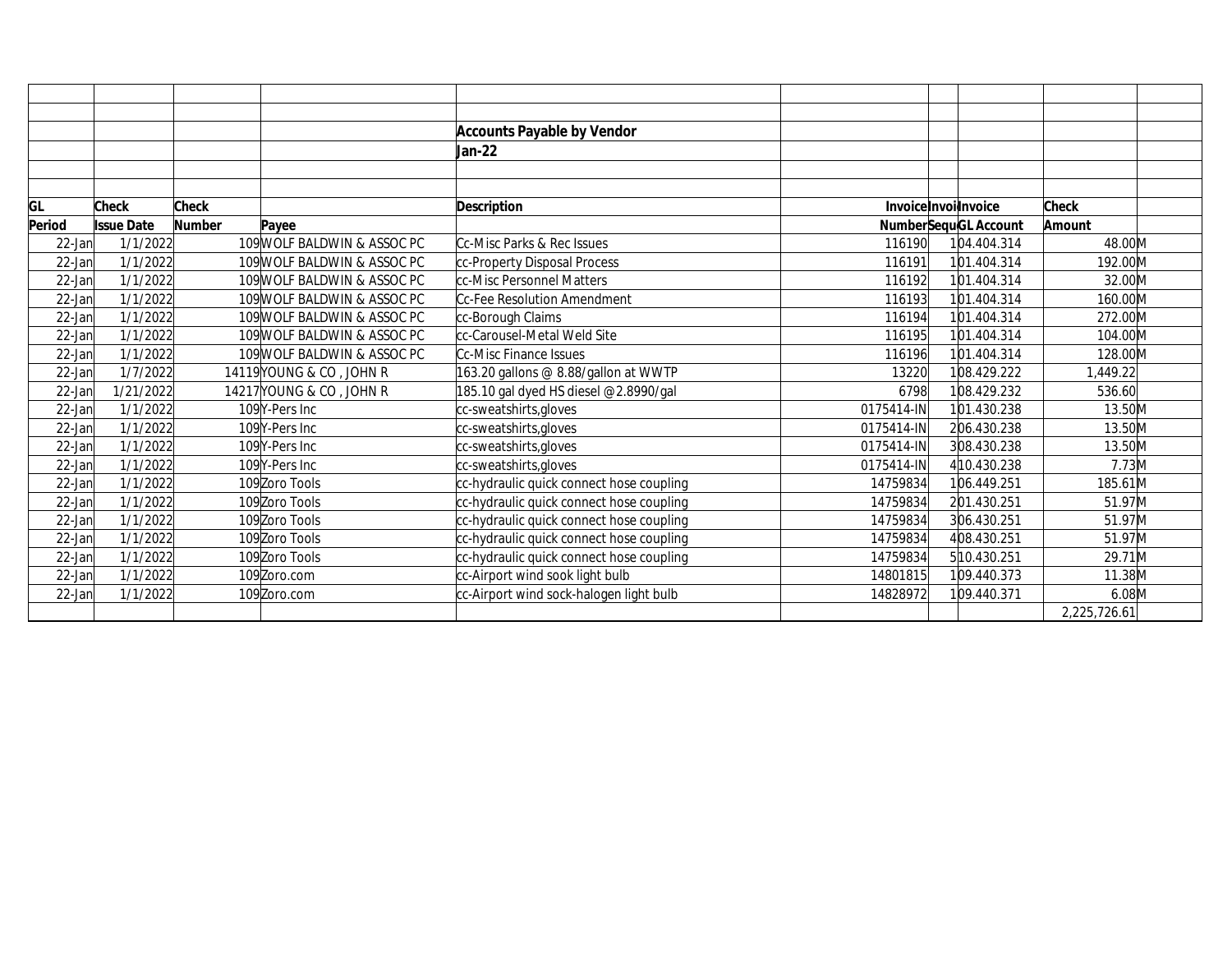**Accounts Payable by Vendor**

**Jan-22**

| GL Period | Check Issue Date | Check Number | Payee | Description | Invoice Number | Invoice Sequence | Invoice GL Account | Check Amount | |
|---|---|---|---|---|---|---|---|---|---|
| 22-Jan | 1/1/2022 | 109 | WOLF BALDWIN & ASSOC PC | Cc-Misc Parks & Rec Issues | 116190 | 1 | 04.404.314 | 48.00 | M |
| 22-Jan | 1/1/2022 | 109 | WOLF BALDWIN & ASSOC PC | cc-Property Disposal Process | 116191 | 1 | 01.404.314 | 192.00 | M |
| 22-Jan | 1/1/2022 | 109 | WOLF BALDWIN & ASSOC PC | cc-Misc Personnel Matters | 116192 | 1 | 01.404.314 | 32.00 | M |
| 22-Jan | 1/1/2022 | 109 | WOLF BALDWIN & ASSOC PC | Cc-Fee Resolution Amendment | 116193 | 1 | 01.404.314 | 160.00 | M |
| 22-Jan | 1/1/2022 | 109 | WOLF BALDWIN & ASSOC PC | cc-Borough Claims | 116194 | 1 | 01.404.314 | 272.00 | M |
| 22-Jan | 1/1/2022 | 109 | WOLF BALDWIN & ASSOC PC | cc-Carousel-Metal Weld Site | 116195 | 1 | 01.404.314 | 104.00 | M |
| 22-Jan | 1/1/2022 | 109 | WOLF BALDWIN & ASSOC PC | Cc-Misc Finance Issues | 116196 | 1 | 01.404.314 | 128.00 | M |
| 22-Jan | 1/7/2022 | 14119 | YOUNG & CO , JOHN R | 163.20 gallons @ 8.88/gallon at WWTP | 13220 | 1 | 08.429.222 | 1,449.22 | |
| 22-Jan | 1/21/2022 | 14217 | YOUNG & CO , JOHN R | 185.10 gal dyed HS diesel @2.8990/gal | 6798 | 1 | 08.429.232 | 536.60 | |
| 22-Jan | 1/1/2022 | 109 | Y-Pers Inc | cc-sweatshirts,gloves | 0175414-IN | 1 | 01.430.238 | 13.50 | M |
| 22-Jan | 1/1/2022 | 109 | Y-Pers Inc | cc-sweatshirts,gloves | 0175414-IN | 2 | 06.430.238 | 13.50 | M |
| 22-Jan | 1/1/2022 | 109 | Y-Pers Inc | cc-sweatshirts,gloves | 0175414-IN | 3 | 08.430.238 | 13.50 | M |
| 22-Jan | 1/1/2022 | 109 | Y-Pers Inc | cc-sweatshirts,gloves | 0175414-IN | 4 | 10.430.238 | 7.73 | M |
| 22-Jan | 1/1/2022 | 109 | Zoro Tools | cc-hydraulic quick connect hose coupling | 14759834 | 1 | 06.449.251 | 185.61 | M |
| 22-Jan | 1/1/2022 | 109 | Zoro Tools | cc-hydraulic quick connect hose coupling | 14759834 | 2 | 01.430.251 | 51.97 | M |
| 22-Jan | 1/1/2022 | 109 | Zoro Tools | cc-hydraulic quick connect hose coupling | 14759834 | 3 | 06.430.251 | 51.97 | M |
| 22-Jan | 1/1/2022 | 109 | Zoro Tools | cc-hydraulic quick connect hose coupling | 14759834 | 4 | 08.430.251 | 51.97 | M |
| 22-Jan | 1/1/2022 | 109 | Zoro Tools | cc-hydraulic quick connect hose coupling | 14759834 | 5 | 10.430.251 | 29.71 | M |
| 22-Jan | 1/1/2022 | 109 | Zoro.com | cc-Airport wind sook light bulb | 14801815 | 1 | 09.440.373 | 11.38 | M |
| 22-Jan | 1/1/2022 | 109 | Zoro.com | cc-Airport wind sock-halogen light bulb | 14828972 | 1 | 09.440.371 | 6.08 | M |
| | | | | | | | | 2,225,726.61 | |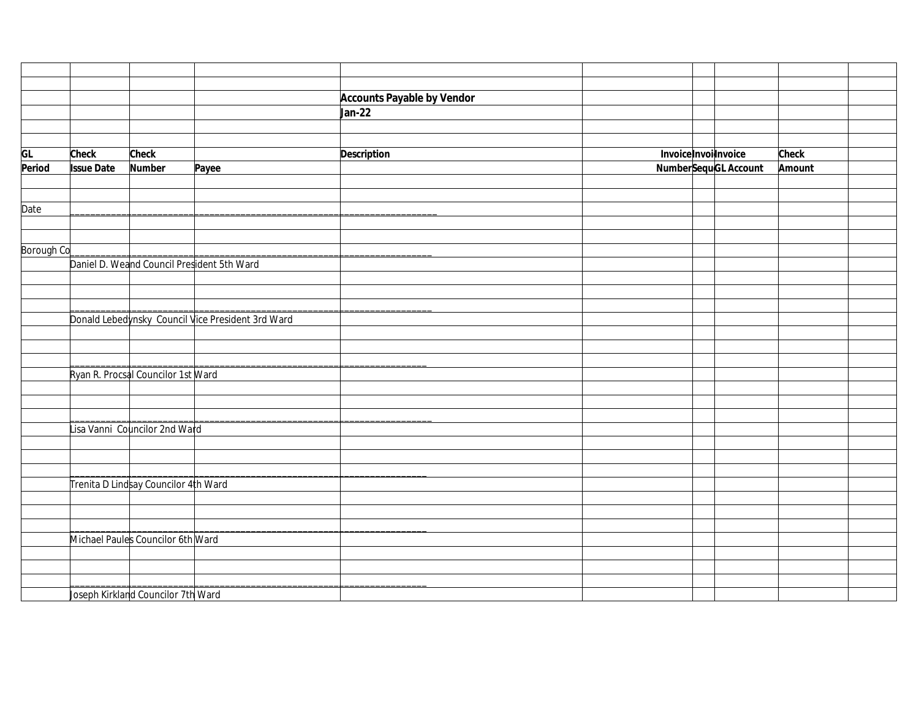**Accounts Payable by Vendor**

**Jan-22**

| **GL Period** | **Check Issue Date** | **Check Number** | **Payee** | **Description** | **Invoice Number** | **Invoice Sequ** | **Invoice GL Account** | **Check Amount** | |
|---|---|---|---|---|---|---|---|---|---|

Date ____________________________________________________________________________

Borough Co ____________________________________________________________________________

Daniel D. Weand Council President 5th Ward

____________________________________________________________________________

Donald Lebedynsky Council Vice President 3rd Ward

____________________________________________________________________________

Ryan R. Procsal Councilor 1st Ward

____________________________________________________________________________

Lisa Vanni Councilor 2nd Ward

____________________________________________________________________________

Trenita D Lindsay Councilor 4th Ward

____________________________________________________________________________

Michael Paules Councilor 6th Ward

____________________________________________________________________________

Joseph Kirkland Councilor 7th Ward